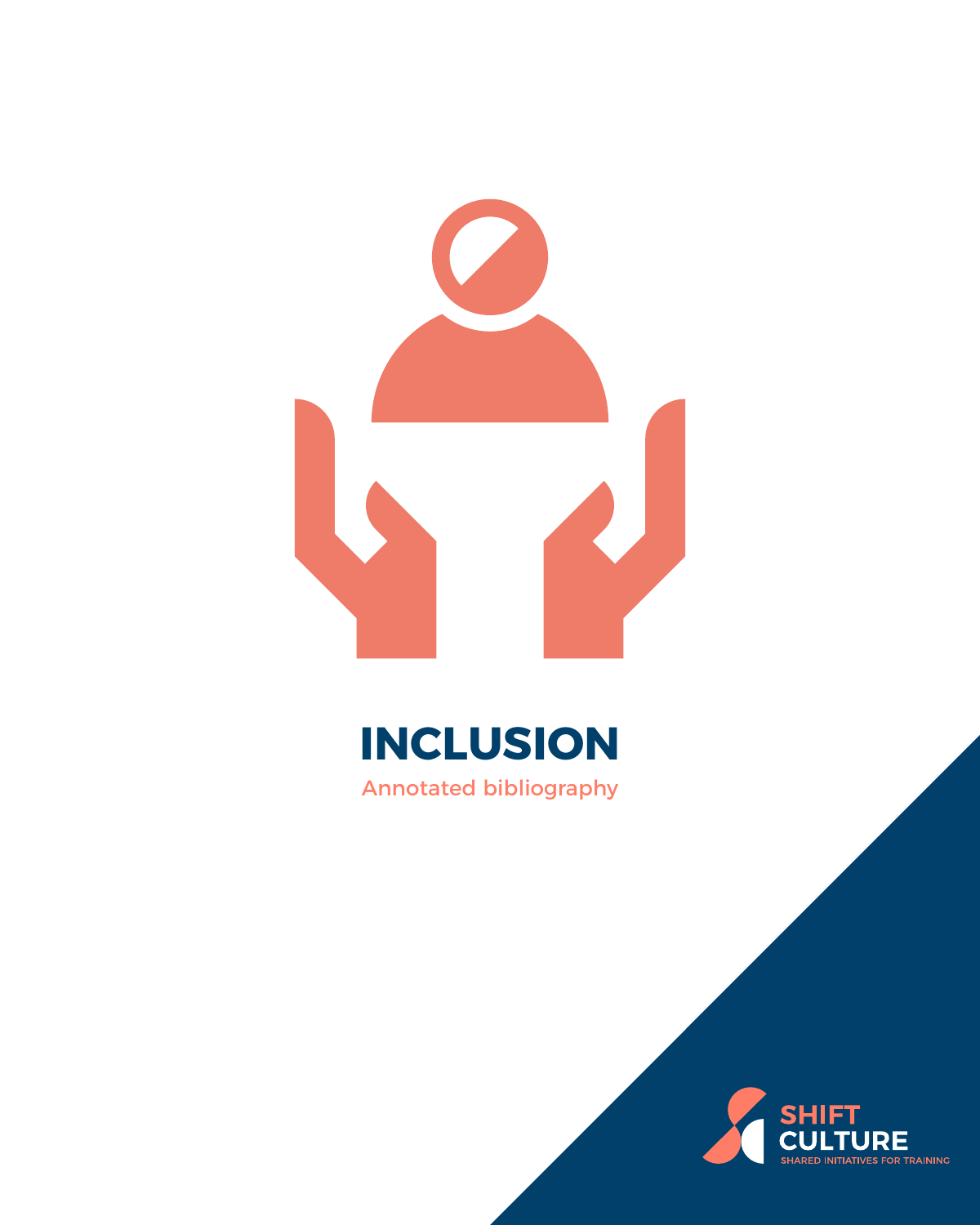# INCLUSION

Annotated bibliography

SHIFT CULTURE

SHARED INITIATIVES FOR TRAINING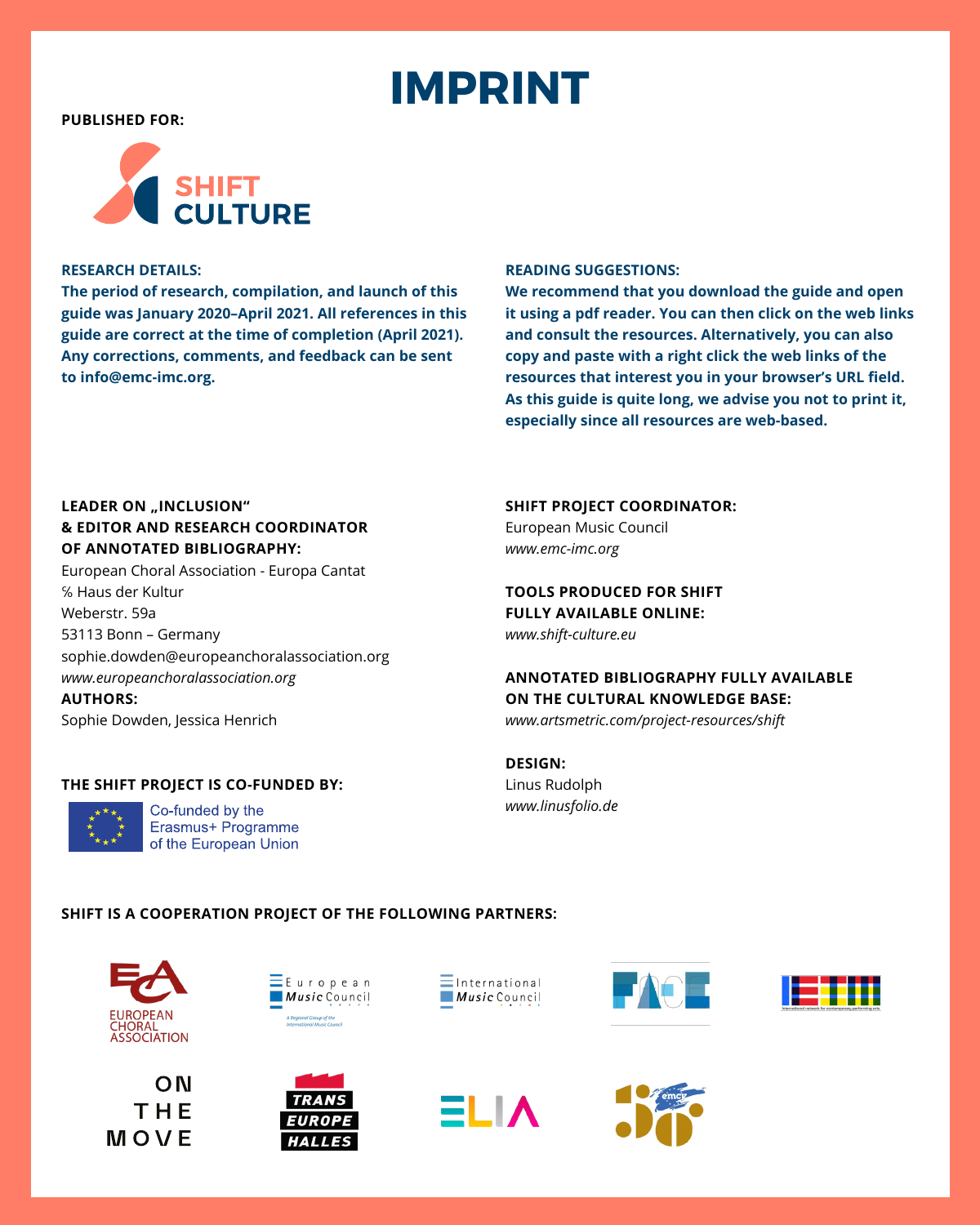# IMPRINT

**PUBLISHED FOR:**

SHIFT CULTURE

**RESEARCH DETAILS:**

**The period of research, compilation, and launch of this guide was January 2020–April 2021. All references in this guide are correct at the time of completion (April 2021). Any corrections, comments, and feedback can be sent to info@emc-imc.org.**

**READING SUGGESTIONS:**

**We recommend that you download the guide and open it using a pdf reader. You can then click on the web links and consult the resources. Alternatively, you can also copy and paste with a right click the web links of the resources that interest you in your browser's URL field. As this guide is quite long, we advise you not to print it, especially since all resources are web-based.**

**LEADER ON „INCLUSION" & EDITOR AND RESEARCH COORDINATOR OF ANNOTATED BIBLIOGRAPHY:**

European Choral Association - Europa Cantat
℅ Haus der Kultur
Weberstr. 59a
53113 Bonn – Germany
sophie.dowden@europeanchoralassociation.org
*www.europeanchoralassociation.org*

**AUTHORS:**

Sophie Dowden, Jessica Henrich

**THE SHIFT PROJECT IS CO-FUNDED BY:**

Co-funded by the Erasmus+ Programme of the European Union

**SHIFT PROJECT COORDINATOR:**

European Music Council
*www.emc-imc.org*

**TOOLS PRODUCED FOR SHIFT FULLY AVAILABLE ONLINE:**

*www.shift-culture.eu*

**ANNOTATED BIBLIOGRAPHY FULLY AVAILABLE ON THE CULTURAL KNOWLEDGE BASE:**

*www.artsmetric.com/project-resources/shift*

**DESIGN:**

Linus Rudolph
*www.linusfolio.de*

**SHIFT IS A COOPERATION PROJECT OF THE FOLLOWING PARTNERS:**

European Choral Association · European Music Council · International Music Council · FACE · IETM · On the Move · Trans Europe Halles · ELIA · EMC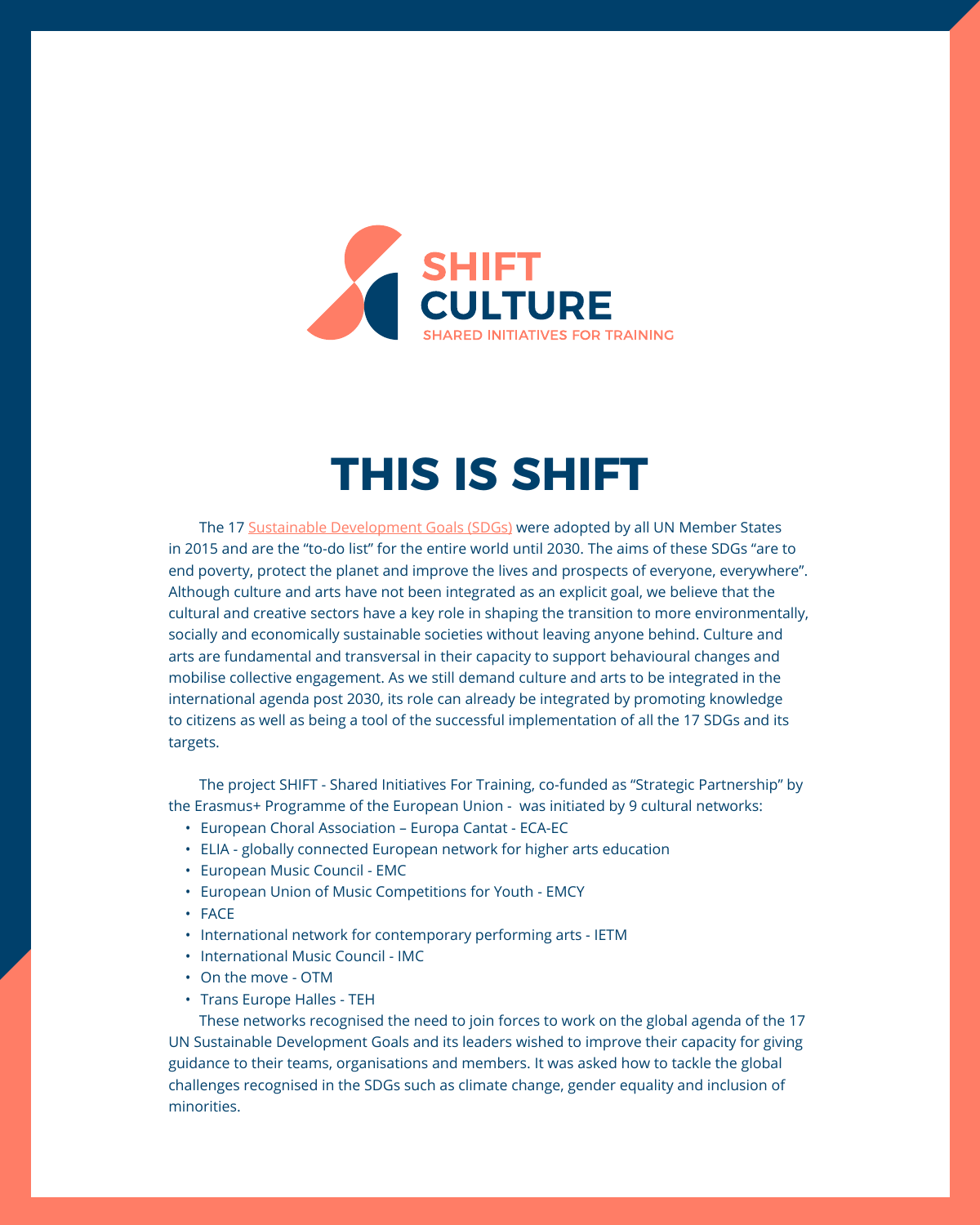SHIFT
CULTURE
SHARED INITIATIVES FOR TRAINING

# THIS IS SHIFT

The 17 Sustainable Development Goals (SDGs) were adopted by all UN Member States in 2015 and are the "to-do list" for the entire world until 2030. The aims of these SDGs "are to end poverty, protect the planet and improve the lives and prospects of everyone, everywhere". Although culture and arts have not been integrated as an explicit goal, we believe that the cultural and creative sectors have a key role in shaping the transition to more environmentally, socially and economically sustainable societies without leaving anyone behind. Culture and arts are fundamental and transversal in their capacity to support behavioural changes and mobilise collective engagement. As we still demand culture and arts to be integrated in the international agenda post 2030, its role can already be integrated by promoting knowledge to citizens as well as being a tool of the successful implementation of all the 17 SDGs and its targets.

The project SHIFT - Shared Initiatives For Training, co-funded as "Strategic Partnership" by the Erasmus+ Programme of the European Union - was initiated by 9 cultural networks:

- European Choral Association – Europa Cantat - ECA-EC
- ELIA - globally connected European network for higher arts education
- European Music Council - EMC
- European Union of Music Competitions for Youth - EMCY
- FACE
- International network for contemporary performing arts - IETM
- International Music Council - IMC
- On the move - OTM
- Trans Europe Halles - TEH

These networks recognised the need to join forces to work on the global agenda of the 17 UN Sustainable Development Goals and its leaders wished to improve their capacity for giving guidance to their teams, organisations and members. It was asked how to tackle the global challenges recognised in the SDGs such as climate change, gender equality and inclusion of minorities.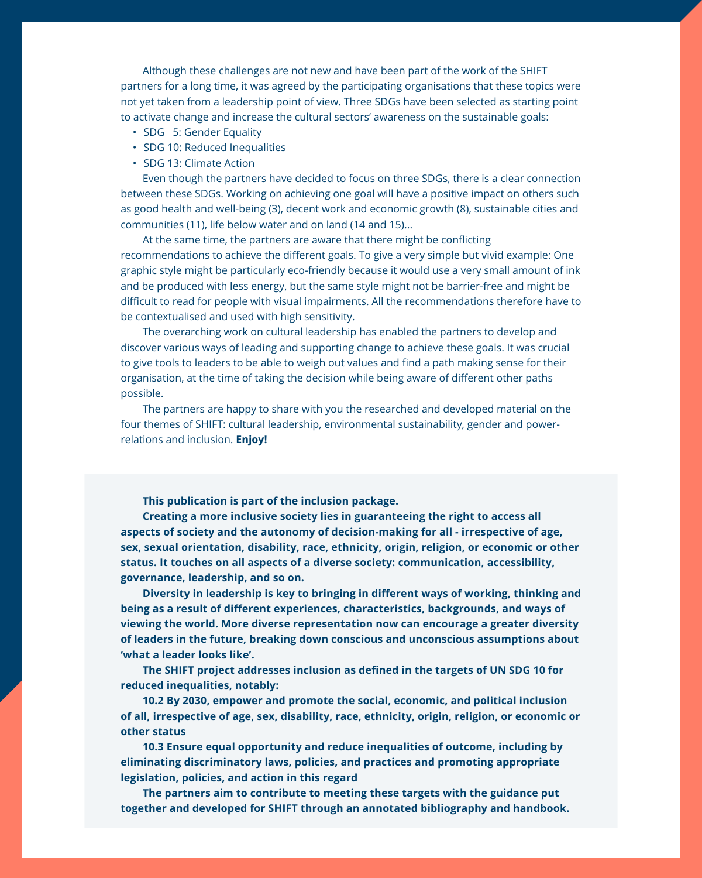Although these challenges are not new and have been part of the work of the SHIFT partners for a long time, it was agreed by the participating organisations that these topics were not yet taken from a leadership point of view. Three SDGs have been selected as starting point to activate change and increase the cultural sectors' awareness on the sustainable goals:

- SDG 5: Gender Equality
- SDG 10: Reduced Inequalities
- SDG 13: Climate Action

Even though the partners have decided to focus on three SDGs, there is a clear connection between these SDGs. Working on achieving one goal will have a positive impact on others such as good health and well-being (3), decent work and economic growth (8), sustainable cities and communities (11), life below water and on land (14 and 15)…

At the same time, the partners are aware that there might be conflicting recommendations to achieve the different goals. To give a very simple but vivid example: One graphic style might be particularly eco-friendly because it would use a very small amount of ink and be produced with less energy, but the same style might not be barrier-free and might be difficult to read for people with visual impairments. All the recommendations therefore have to be contextualised and used with high sensitivity.

The overarching work on cultural leadership has enabled the partners to develop and discover various ways of leading and supporting change to achieve these goals. It was crucial to give tools to leaders to be able to weigh out values and find a path making sense for their organisation, at the time of taking the decision while being aware of different other paths possible.

The partners are happy to share with you the researched and developed material on the four themes of SHIFT: cultural leadership, environmental sustainability, gender and power-relations and inclusion. **Enjoy!**

**This publication is part of the inclusion package.**

**Creating a more inclusive society lies in guaranteeing the right to access all aspects of society and the autonomy of decision-making for all - irrespective of age, sex, sexual orientation, disability, race, ethnicity, origin, religion, or economic or other status. It touches on all aspects of a diverse society: communication, accessibility, governance, leadership, and so on.**

**Diversity in leadership is key to bringing in different ways of working, thinking and being as a result of different experiences, characteristics, backgrounds, and ways of viewing the world. More diverse representation now can encourage a greater diversity of leaders in the future, breaking down conscious and unconscious assumptions about 'what a leader looks like'.**

**The SHIFT project addresses inclusion as defined in the targets of UN SDG 10 for reduced inequalities, notably:**

**10.2 By 2030, empower and promote the social, economic, and political inclusion of all, irrespective of age, sex, disability, race, ethnicity, origin, religion, or economic or other status**

**10.3 Ensure equal opportunity and reduce inequalities of outcome, including by eliminating discriminatory laws, policies, and practices and promoting appropriate legislation, policies, and action in this regard**

**The partners aim to contribute to meeting these targets with the guidance put together and developed for SHIFT through an annotated bibliography and handbook.**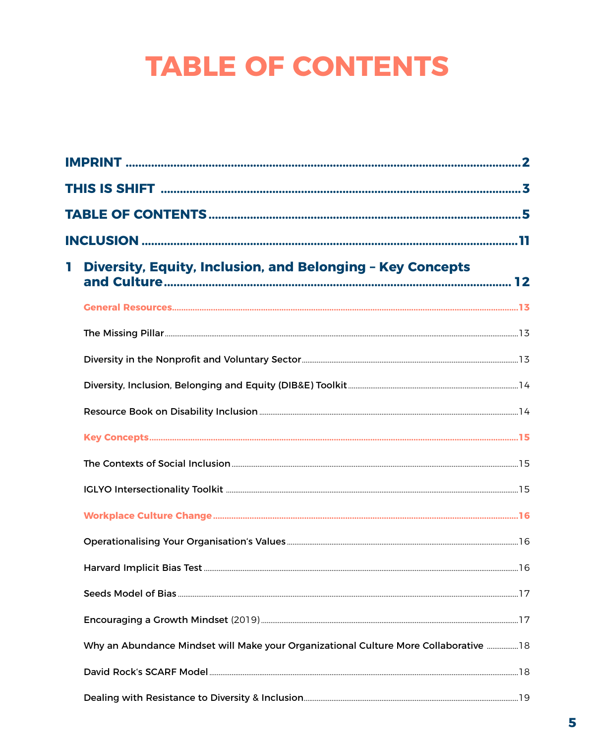# TABLE OF CONTENTS

**IMPRINT** ........ 2

**THIS IS SHIFT** ........ 3

**TABLE OF CONTENTS** ........ 5

**INCLUSION** ........ 11

**1 Diversity, Equity, Inclusion, and Belonging – Key Concepts and Culture** ........ 12

**General Resources** ........ 13

The Missing Pillar ........ 13

Diversity in the Nonprofit and Voluntary Sector ........ 13

Diversity, Inclusion, Belonging and Equity (DIB&E) Toolkit ........ 14

Resource Book on Disability Inclusion ........ 14

**Key Concepts** ........ 15

The Contexts of Social Inclusion ........ 15

IGLYO Intersectionality Toolkit ........ 15

**Workplace Culture Change** ........ 16

Operationalising Your Organisation's Values ........ 16

Harvard Implicit Bias Test ........ 16

Seeds Model of Bias ........ 17

Encouraging a Growth Mindset (2019) ........ 17

Why an Abundance Mindset will Make your Organizational Culture More Collaborative ........ 18

David Rock's SCARF Model ........ 18

Dealing with Resistance to Diversity & Inclusion ........ 19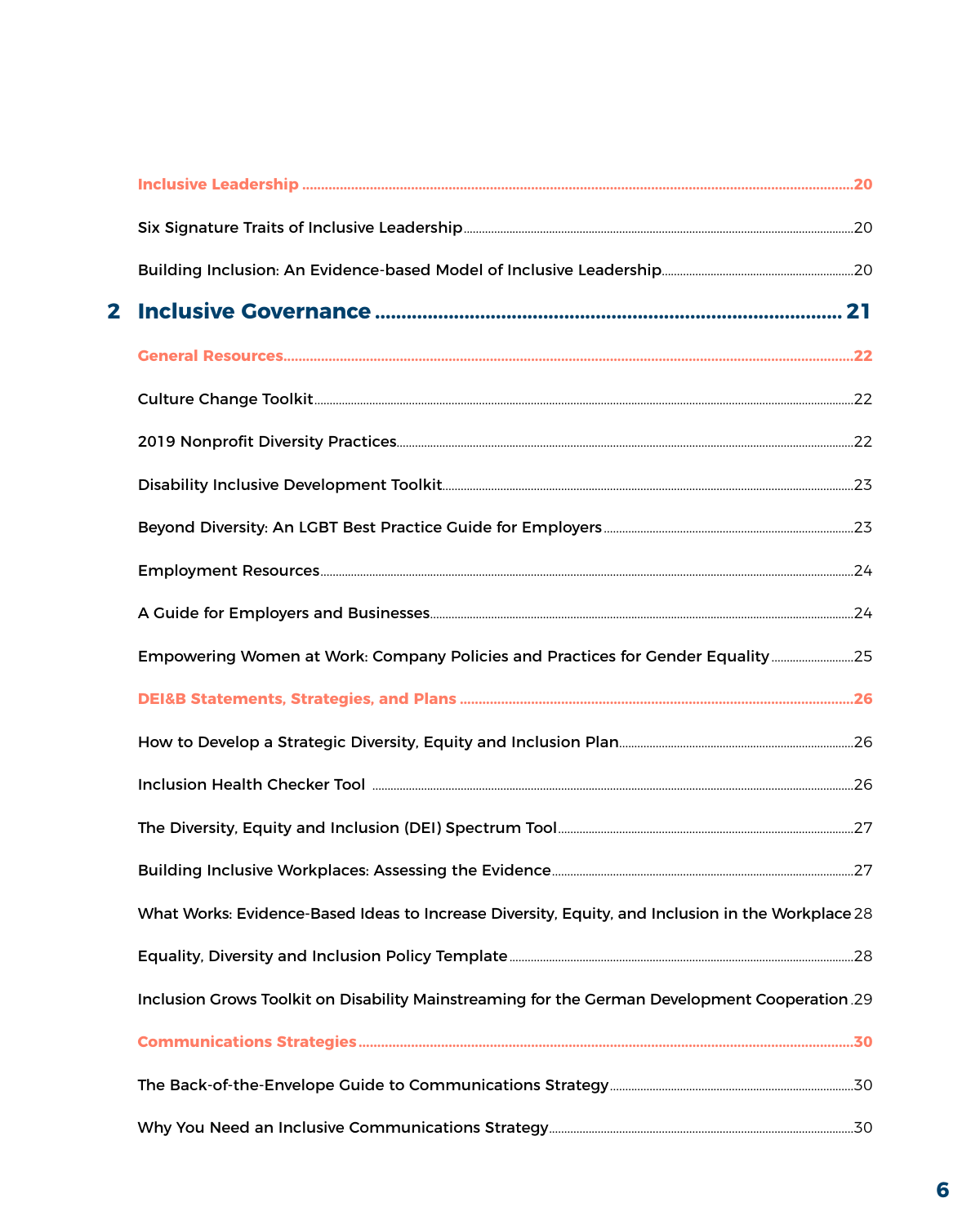**Inclusive Leadership** ........ 20

Six Signature Traits of Inclusive Leadership ........ 20

Building Inclusion: An Evidence-based Model of Inclusive Leadership ........ 20

## 2 Inclusive Governance ........ 21

**General Resources** ........ 22

Culture Change Toolkit ........ 22

2019 Nonprofit Diversity Practices ........ 22

Disability Inclusive Development Toolkit ........ 23

Beyond Diversity: An LGBT Best Practice Guide for Employers ........ 23

Employment Resources ........ 24

A Guide for Employers and Businesses ........ 24

Empowering Women at Work: Company Policies and Practices for Gender Equality ........ 25

**DEI&B Statements, Strategies, and Plans** ........ 26

How to Develop a Strategic Diversity, Equity and Inclusion Plan ........ 26

Inclusion Health Checker Tool ........ 26

The Diversity, Equity and Inclusion (DEI) Spectrum Tool ........ 27

Building Inclusive Workplaces: Assessing the Evidence ........ 27

What Works: Evidence-Based Ideas to Increase Diversity, Equity, and Inclusion in the Workplace 28

Equality, Diversity and Inclusion Policy Template ........ 28

Inclusion Grows Toolkit on Disability Mainstreaming for the German Development Cooperation ........ 29

**Communications Strategies** ........ 30

The Back-of-the-Envelope Guide to Communications Strategy ........ 30

Why You Need an Inclusive Communications Strategy ........ 30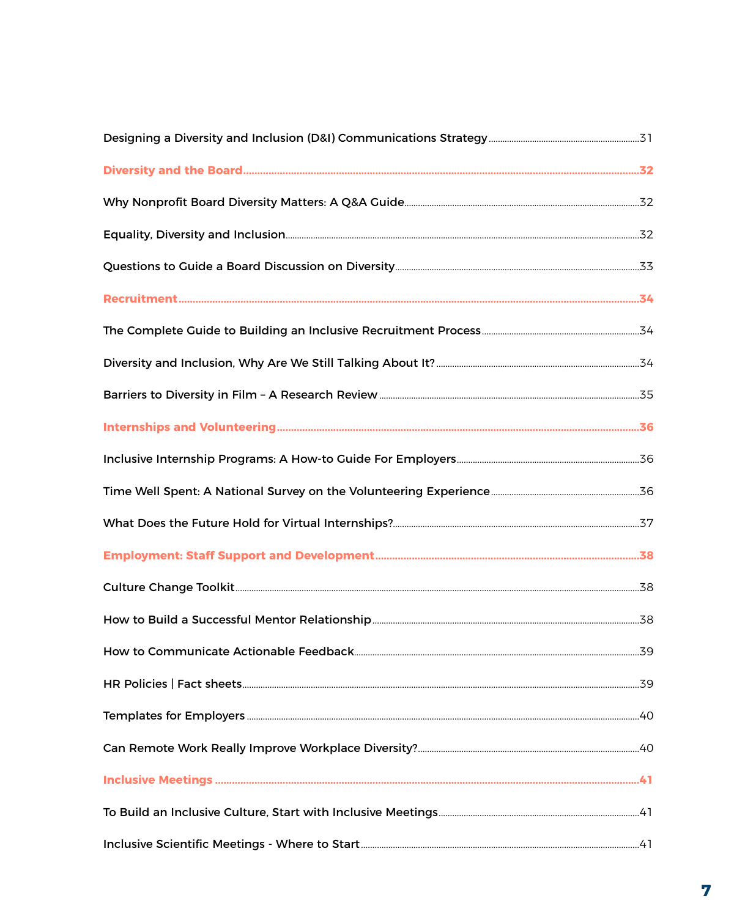Designing a Diversity and Inclusion (D&I) Communications Strategy ............ 31

**Diversity and the Board ............ 32**

Why Nonprofit Board Diversity Matters: A Q&A Guide ............ 32

Equality, Diversity and Inclusion ............ 32

Questions to Guide a Board Discussion on Diversity ............ 33

**Recruitment ............ 34**

The Complete Guide to Building an Inclusive Recruitment Process ............ 34

Diversity and Inclusion, Why Are We Still Talking About It? ............ 34

Barriers to Diversity in Film – A Research Review ............ 35

**Internships and Volunteering ............ 36**

Inclusive Internship Programs: A How-to Guide For Employers ............ 36

Time Well Spent: A National Survey on the Volunteering Experience ............ 36

What Does the Future Hold for Virtual Internships? ............ 37

**Employment: Staff Support and Development ............ 38**

Culture Change Toolkit ............ 38

How to Build a Successful Mentor Relationship ............ 38

How to Communicate Actionable Feedback ............ 39

HR Policies | Fact sheets ............ 39

Templates for Employers ............ 40

Can Remote Work Really Improve Workplace Diversity? ............ 40

**Inclusive Meetings ............ 41**

To Build an Inclusive Culture, Start with Inclusive Meetings ............ 41

Inclusive Scientific Meetings - Where to Start ............ 41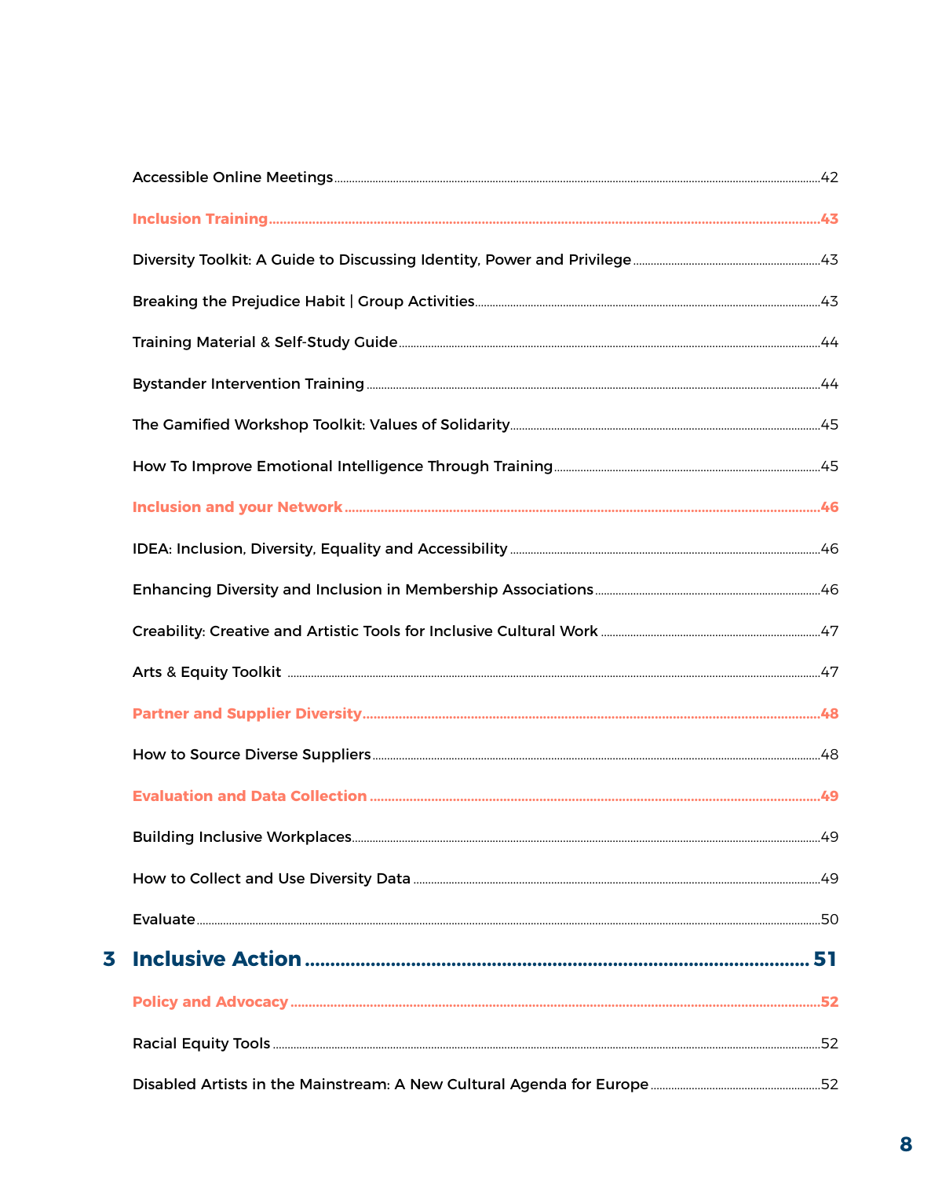Accessible Online Meetings ....................................................................................................................................42

**Inclusion Training** ....................................................................................................................................43

Diversity Toolkit: A Guide to Discussing Identity, Power and Privilege ....................................................................................................................................43

Breaking the Prejudice Habit | Group Activities ....................................................................................................................................43

Training Material & Self-Study Guide ....................................................................................................................................44

Bystander Intervention Training ....................................................................................................................................44

The Gamified Workshop Toolkit: Values of Solidarity ....................................................................................................................................45

How To Improve Emotional Intelligence Through Training ....................................................................................................................................45

**Inclusion and your Network** ....................................................................................................................................46

IDEA: Inclusion, Diversity, Equality and Accessibility ....................................................................................................................................46

Enhancing Diversity and Inclusion in Membership Associations ....................................................................................................................................46

Creability: Creative and Artistic Tools for Inclusive Cultural Work ....................................................................................................................................47

Arts & Equity Toolkit ....................................................................................................................................47

**Partner and Supplier Diversity** ....................................................................................................................................48

How to Source Diverse Suppliers ....................................................................................................................................48

**Evaluation and Data Collection** ....................................................................................................................................49

Building Inclusive Workplaces ....................................................................................................................................49

How to Collect and Use Diversity Data ....................................................................................................................................49

Evaluate ....................................................................................................................................50

## 3 Inclusive Action .................................................................................................... 51

**Policy and Advocacy** ....................................................................................................................................52

Racial Equity Tools ....................................................................................................................................52

Disabled Artists in the Mainstream: A New Cultural Agenda for Europe ....................................................................................................................................52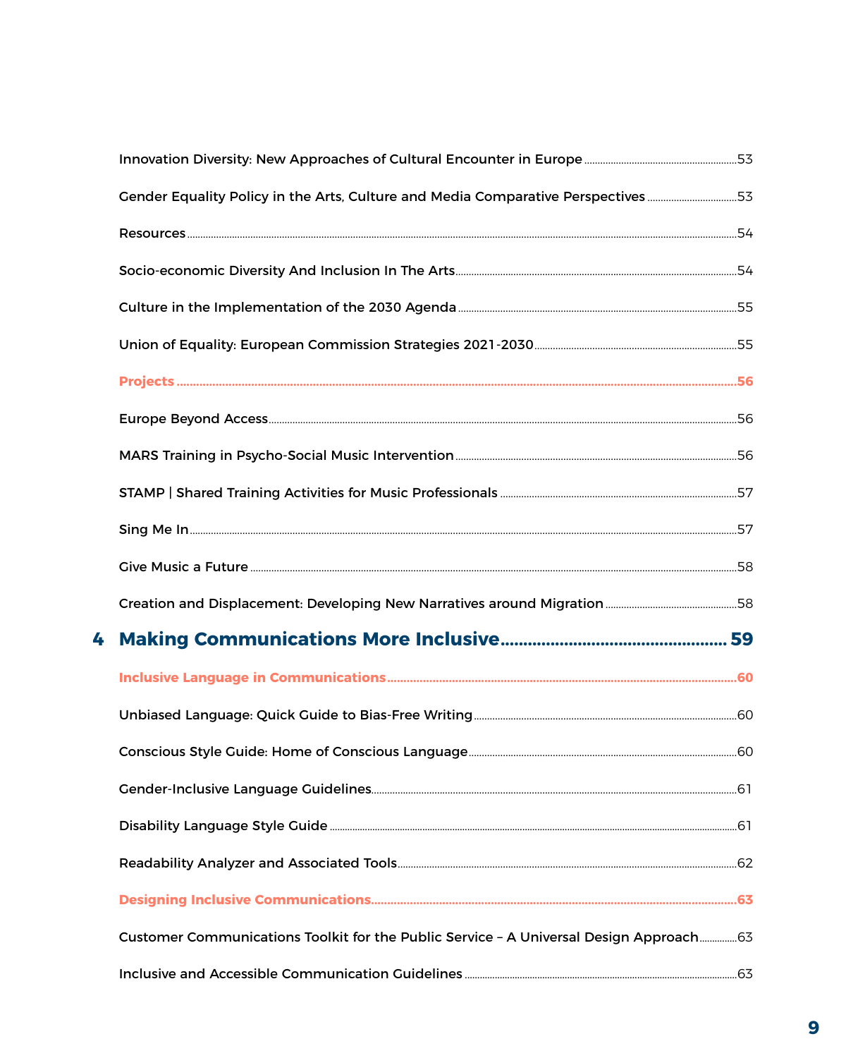Innovation Diversity: New Approaches of Cultural Encounter in Europe ..... 53

Gender Equality Policy in the Arts, Culture and Media Comparative Perspectives ..... 53

Resources ..... 54

Socio-economic Diversity And Inclusion In The Arts ..... 54

Culture in the Implementation of the 2030 Agenda ..... 55

Union of Equality: European Commission Strategies 2021-2030 ..... 55

**Projects ..... 56**

Europe Beyond Access ..... 56

MARS Training in Psycho-Social Music Intervention ..... 56

STAMP | Shared Training Activities for Music Professionals ..... 57

Sing Me In ..... 57

Give Music a Future ..... 58

Creation and Displacement: Developing New Narratives around Migration ..... 58

## 4 Making Communications More Inclusive ..... 59

**Inclusive Language in Communications ..... 60**

Unbiased Language: Quick Guide to Bias-Free Writing ..... 60

Conscious Style Guide: Home of Conscious Language ..... 60

Gender-Inclusive Language Guidelines ..... 61

Disability Language Style Guide ..... 61

Readability Analyzer and Associated Tools ..... 62

**Designing Inclusive Communications ..... 63**

Customer Communications Toolkit for the Public Service – A Universal Design Approach ..... 63

Inclusive and Accessible Communication Guidelines ..... 63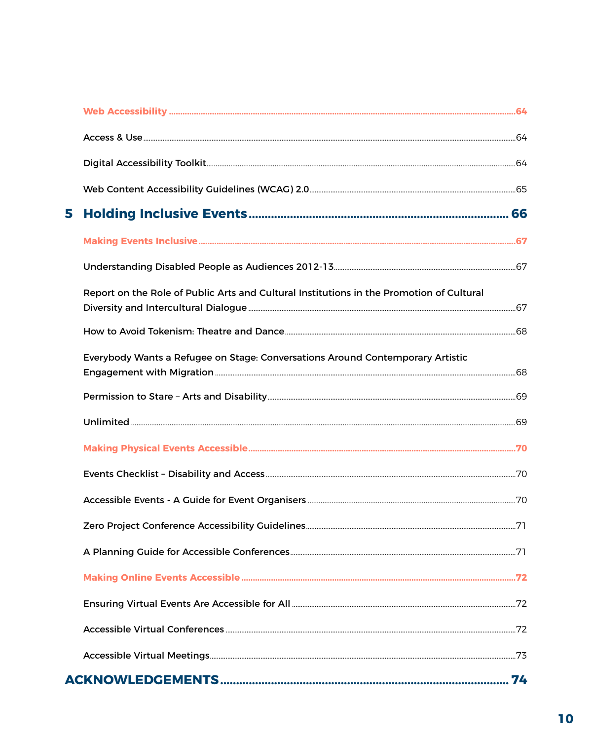**Web Accessibility** .......... **64**

Access & Use .......... 64

Digital Accessibility Toolkit .......... 64

Web Content Accessibility Guidelines (WCAG) 2.0 .......... 65

## 5 Holding Inclusive Events .......... 66

**Making Events Inclusive** .......... **67**

Understanding Disabled People as Audiences 2012-13 .......... 67

Report on the Role of Public Arts and Cultural Institutions in the Promotion of Cultural Diversity and Intercultural Dialogue .......... 67

How to Avoid Tokenism: Theatre and Dance .......... 68

Everybody Wants a Refugee on Stage: Conversations Around Contemporary Artistic Engagement with Migration .......... 68

Permission to Stare – Arts and Disability .......... 69

Unlimited .......... 69

**Making Physical Events Accessible** .......... **70**

Events Checklist – Disability and Access .......... 70

Accessible Events - A Guide for Event Organisers .......... 70

Zero Project Conference Accessibility Guidelines .......... 71

A Planning Guide for Accessible Conferences .......... 71

**Making Online Events Accessible** .......... **72**

Ensuring Virtual Events Are Accessible for All .......... 72

Accessible Virtual Conferences .......... 72

Accessible Virtual Meetings .......... 73

## ACKNOWLEDGEMENTS .......... 74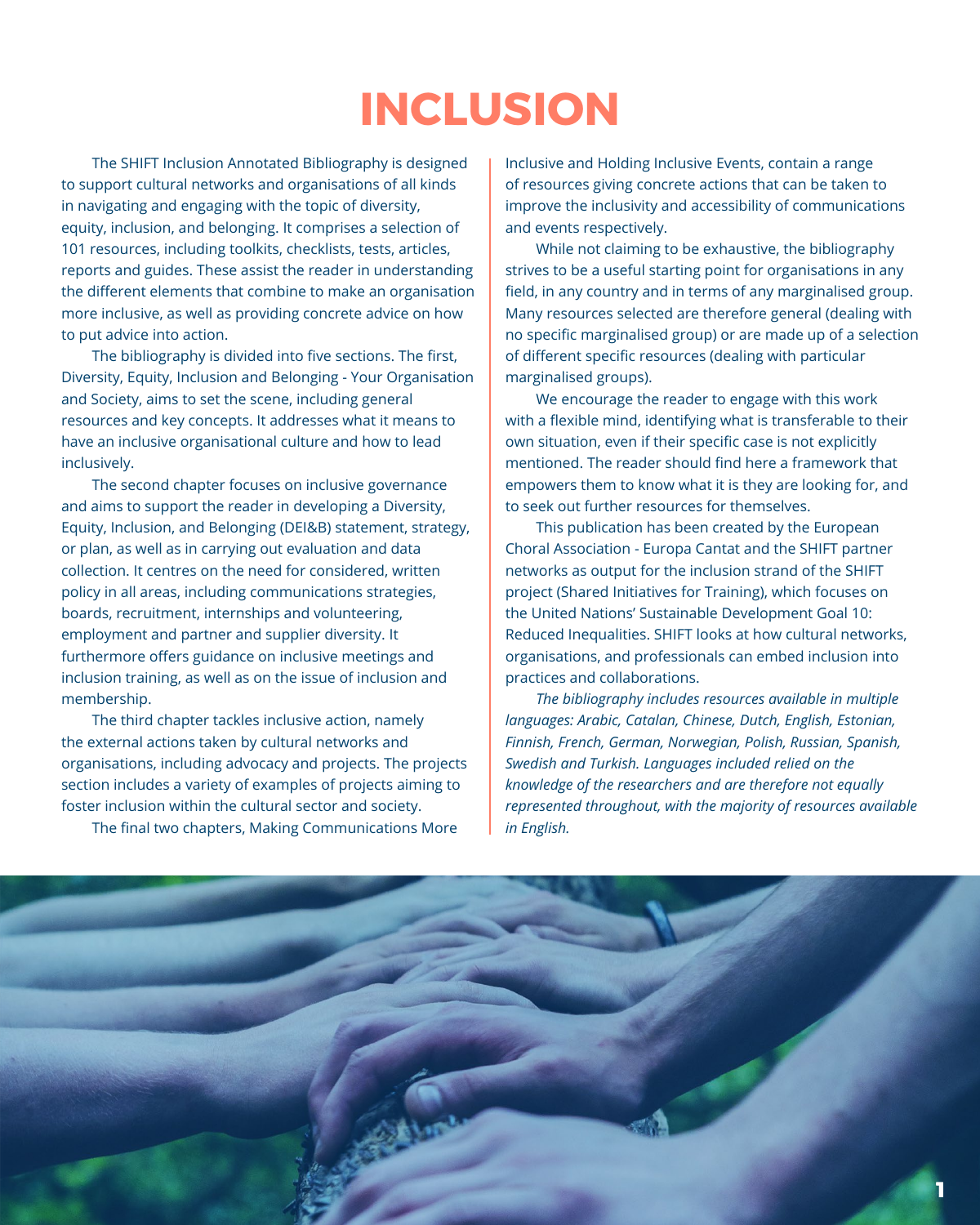# INCLUSION

The SHIFT Inclusion Annotated Bibliography is designed to support cultural networks and organisations of all kinds in navigating and engaging with the topic of diversity, equity, inclusion, and belonging. It comprises a selection of 101 resources, including toolkits, checklists, tests, articles, reports and guides. These assist the reader in understanding the different elements that combine to make an organisation more inclusive, as well as providing concrete advice on how to put advice into action.

The bibliography is divided into five sections. The first, Diversity, Equity, Inclusion and Belonging - Your Organisation and Society, aims to set the scene, including general resources and key concepts. It addresses what it means to have an inclusive organisational culture and how to lead inclusively.

The second chapter focuses on inclusive governance and aims to support the reader in developing a Diversity, Equity, Inclusion, and Belonging (DEI&B) statement, strategy, or plan, as well as in carrying out evaluation and data collection. It centres on the need for considered, written policy in all areas, including communications strategies, boards, recruitment, internships and volunteering, employment and partner and supplier diversity. It furthermore offers guidance on inclusive meetings and inclusion training, as well as on the issue of inclusion and membership.

The third chapter tackles inclusive action, namely the external actions taken by cultural networks and organisations, including advocacy and projects. The projects section includes a variety of examples of projects aiming to foster inclusion within the cultural sector and society.

The final two chapters, Making Communications More Inclusive and Holding Inclusive Events, contain a range of resources giving concrete actions that can be taken to improve the inclusivity and accessibility of communications and events respectively.

While not claiming to be exhaustive, the bibliography strives to be a useful starting point for organisations in any field, in any country and in terms of any marginalised group. Many resources selected are therefore general (dealing with no specific marginalised group) or are made up of a selection of different specific resources (dealing with particular marginalised groups).

We encourage the reader to engage with this work with a flexible mind, identifying what is transferable to their own situation, even if their specific case is not explicitly mentioned. The reader should find here a framework that empowers them to know what it is they are looking for, and to seek out further resources for themselves.

This publication has been created by the European Choral Association - Europa Cantat and the SHIFT partner networks as output for the inclusion strand of the SHIFT project (Shared Initiatives for Training), which focuses on the United Nations' Sustainable Development Goal 10: Reduced Inequalities. SHIFT looks at how cultural networks, organisations, and professionals can embed inclusion into practices and collaborations.

*The bibliography includes resources available in multiple languages: Arabic, Catalan, Chinese, Dutch, English, Estonian, Finnish, French, German, Norwegian, Polish, Russian, Spanish, Swedish and Turkish. Languages included relied on the knowledge of the researchers and are therefore not equally represented throughout, with the majority of resources available in English.*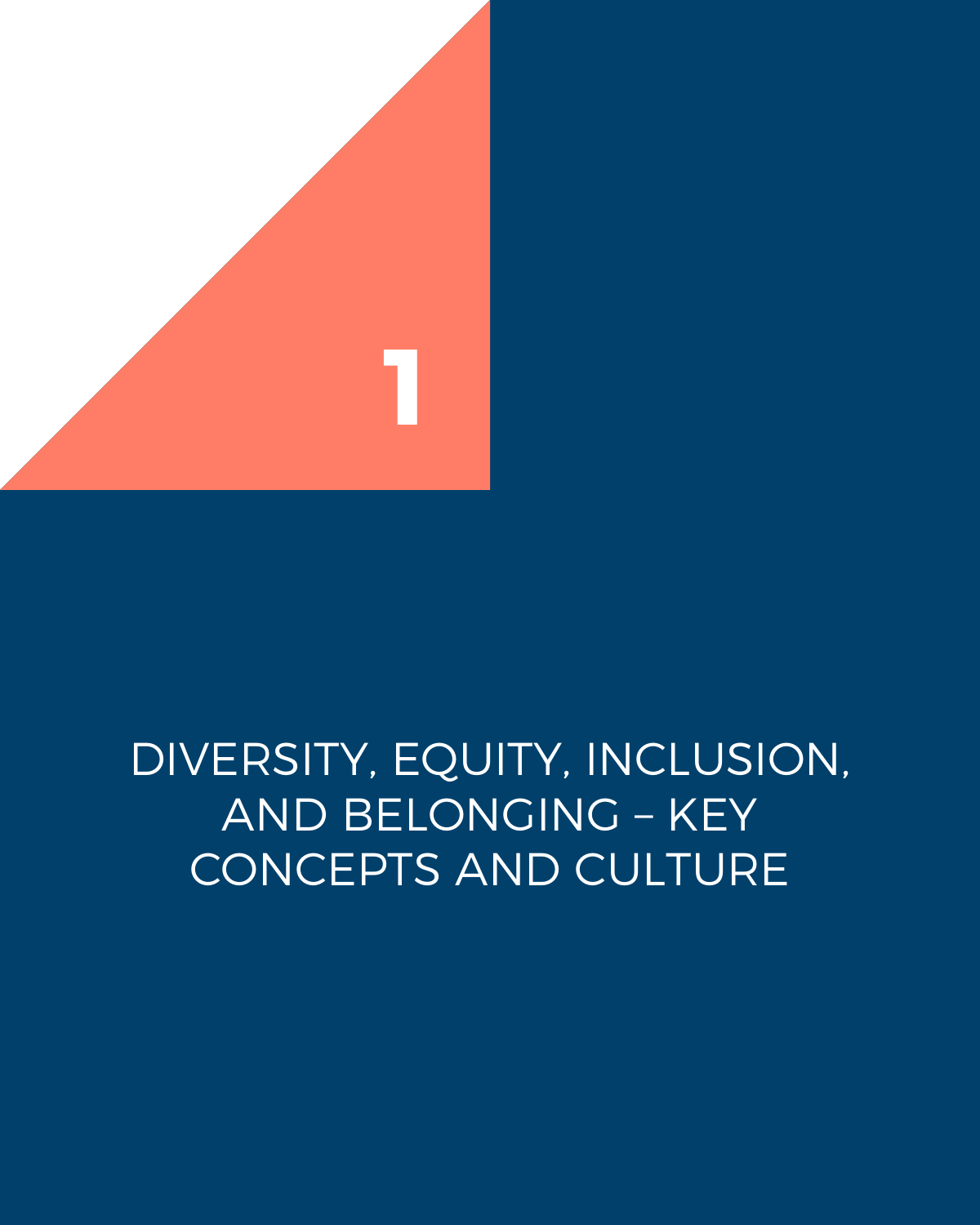# 1

# DIVERSITY, EQUITY, INCLUSION, AND BELONGING – KEY CONCEPTS AND CULTURE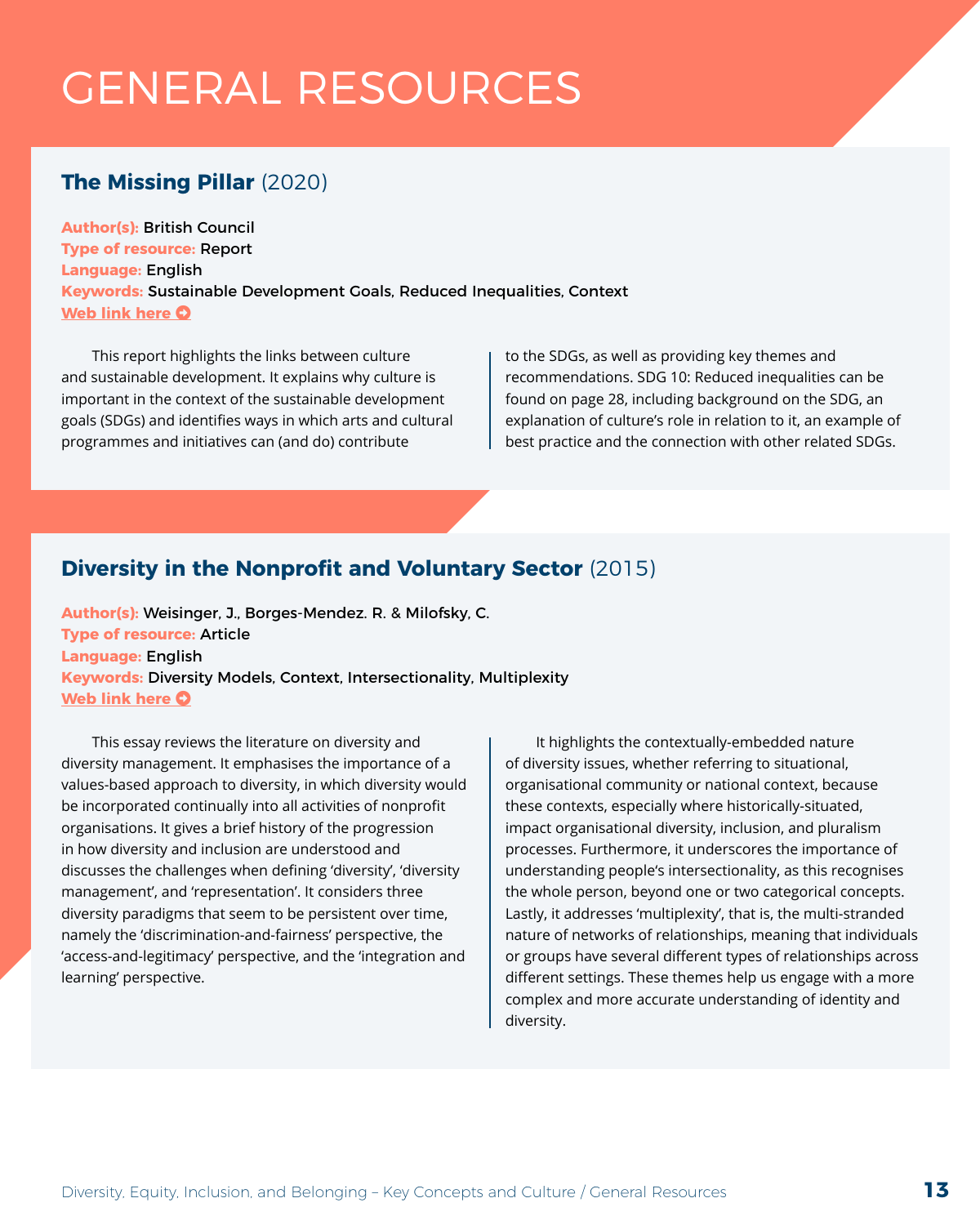# GENERAL RESOURCES

## **The Missing Pillar** (2020)

**Author(s):** British Council
**Type of resource:** Report
**Language:** English
**Keywords:** Sustainable Development Goals, Reduced Inequalities, Context
**Web link here**

This report highlights the links between culture and sustainable development. It explains why culture is important in the context of the sustainable development goals (SDGs) and identifies ways in which arts and cultural programmes and initiatives can (and do) contribute to the SDGs, as well as providing key themes and recommendations. SDG 10: Reduced inequalities can be found on page 28, including background on the SDG, an explanation of culture's role in relation to it, an example of best practice and the connection with other related SDGs.

## **Diversity in the Nonprofit and Voluntary Sector** (2015)

**Author(s):** Weisinger, J., Borges-Mendez. R. & Milofsky, C.
**Type of resource:** Article
**Language:** English
**Keywords:** Diversity Models, Context, Intersectionality, Multiplexity
**Web link here**

This essay reviews the literature on diversity and diversity management. It emphasises the importance of a values-based approach to diversity, in which diversity would be incorporated continually into all activities of nonprofit organisations. It gives a brief history of the progression in how diversity and inclusion are understood and discusses the challenges when defining 'diversity', 'diversity management', and 'representation'. It considers three diversity paradigms that seem to be persistent over time, namely the 'discrimination-and-fairness' perspective, the 'access-and-legitimacy' perspective, and the 'integration and learning' perspective.

It highlights the contextually-embedded nature of diversity issues, whether referring to situational, organisational community or national context, because these contexts, especially where historically-situated, impact organisational diversity, inclusion, and pluralism processes. Furthermore, it underscores the importance of understanding people's intersectionality, as this recognises the whole person, beyond one or two categorical concepts. Lastly, it addresses 'multiplexity', that is, the multi-stranded nature of networks of relationships, meaning that individuals or groups have several different types of relationships across different settings. These themes help us engage with a more complex and more accurate understanding of identity and diversity.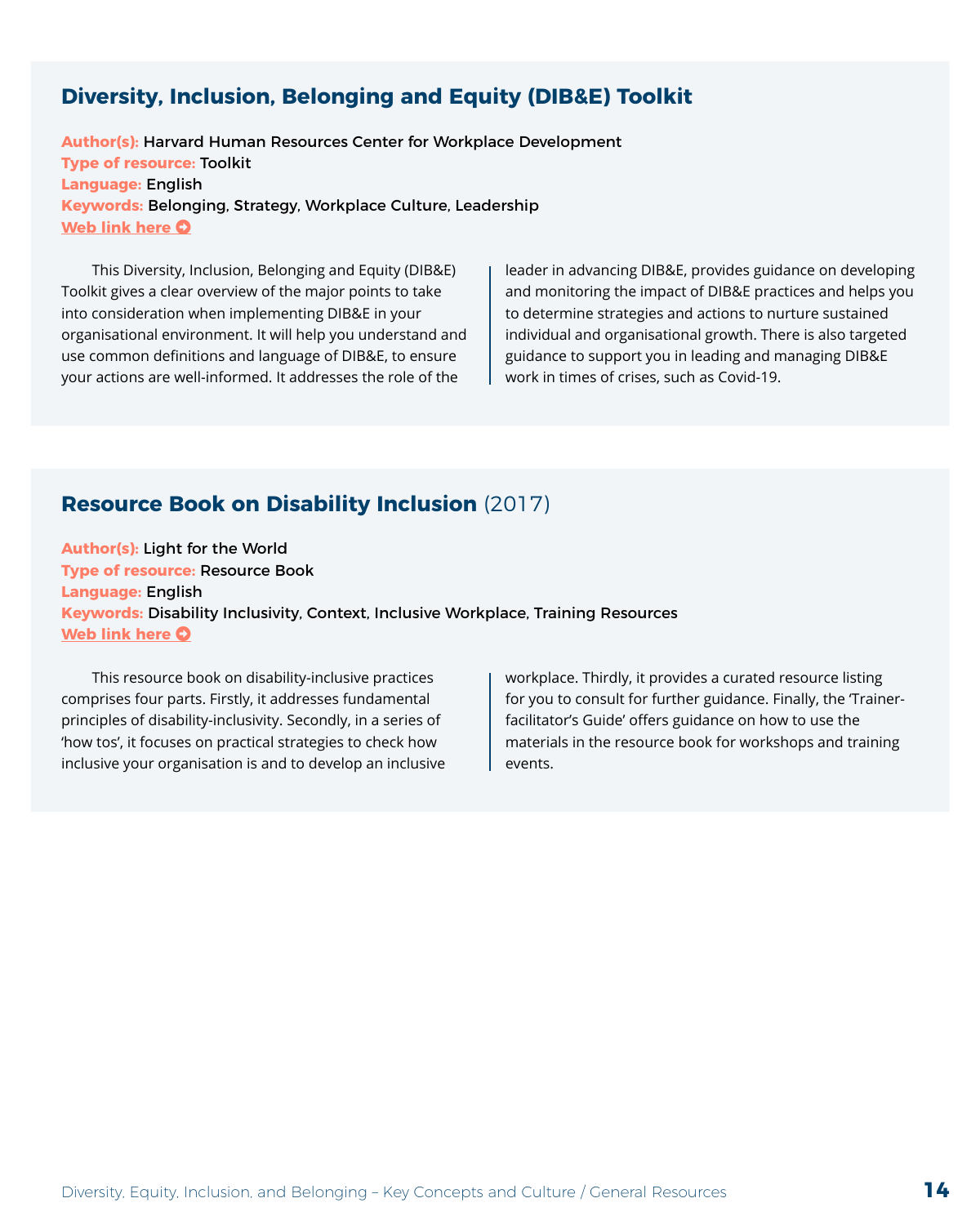## Diversity, Inclusion, Belonging and Equity (DIB&E) Toolkit

**Author(s):** Harvard Human Resources Center for Workplace Development
**Type of resource:** Toolkit
**Language:** English
**Keywords:** Belonging, Strategy, Workplace Culture, Leadership
**Web link here**

This Diversity, Inclusion, Belonging and Equity (DIB&E) Toolkit gives a clear overview of the major points to take into consideration when implementing DIB&E in your organisational environment. It will help you understand and use common definitions and language of DIB&E, to ensure your actions are well-informed. It addresses the role of the leader in advancing DIB&E, provides guidance on developing and monitoring the impact of DIB&E practices and helps you to determine strategies and actions to nurture sustained individual and organisational growth. There is also targeted guidance to support you in leading and managing DIB&E work in times of crises, such as Covid-19.

## Resource Book on Disability Inclusion (2017)

**Author(s):** Light for the World
**Type of resource:** Resource Book
**Language:** English
**Keywords:** Disability Inclusivity, Context, Inclusive Workplace, Training Resources
**Web link here**

This resource book on disability-inclusive practices comprises four parts. Firstly, it addresses fundamental principles of disability-inclusivity. Secondly, in a series of 'how tos', it focuses on practical strategies to check how inclusive your organisation is and to develop an inclusive workplace. Thirdly, it provides a curated resource listing for you to consult for further guidance. Finally, the 'Trainer-facilitator's Guide' offers guidance on how to use the materials in the resource book for workshops and training events.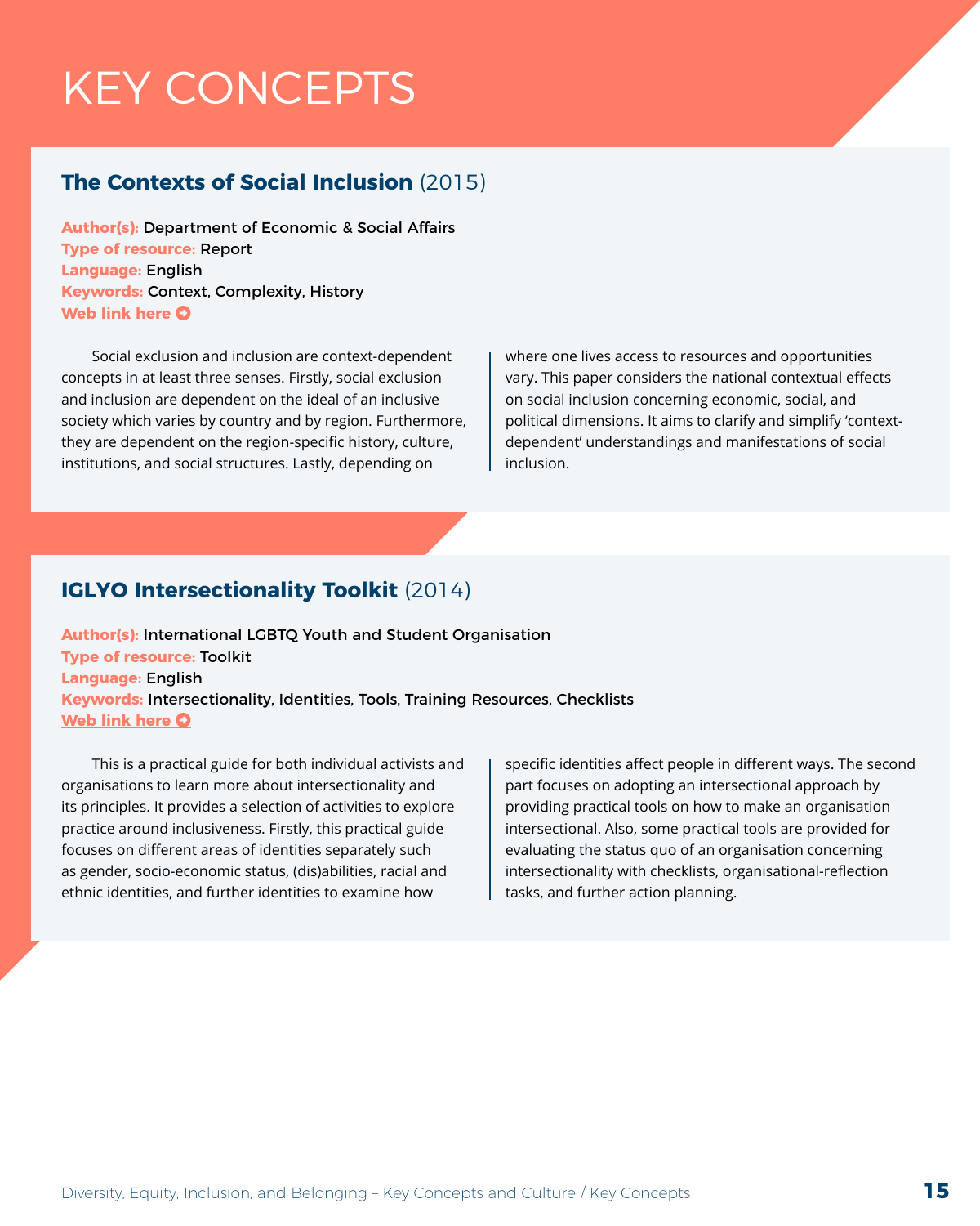# KEY CONCEPTS

## The Contexts of Social Inclusion (2015)

**Author(s):** Department of Economic & Social Affairs
**Type of resource:** Report
**Language:** English
**Keywords:** Context, Complexity, History
**Web link here**

Social exclusion and inclusion are context-dependent concepts in at least three senses. Firstly, social exclusion and inclusion are dependent on the ideal of an inclusive society which varies by country and by region. Furthermore, they are dependent on the region-specific history, culture, institutions, and social structures. Lastly, depending on where one lives access to resources and opportunities vary. This paper considers the national contextual effects on social inclusion concerning economic, social, and political dimensions. It aims to clarify and simplify 'context-dependent' understandings and manifestations of social inclusion.

## IGLYO Intersectionality Toolkit (2014)

**Author(s):** International LGBTQ Youth and Student Organisation
**Type of resource:** Toolkit
**Language:** English
**Keywords:** Intersectionality, Identities, Tools, Training Resources, Checklists
**Web link here**

This is a practical guide for both individual activists and organisations to learn more about intersectionality and its principles. It provides a selection of activities to explore practice around inclusiveness. Firstly, this practical guide focuses on different areas of identities separately such as gender, socio-economic status, (dis)abilities, racial and ethnic identities, and further identities to examine how specific identities affect people in different ways. The second part focuses on adopting an intersectional approach by providing practical tools on how to make an organisation intersectional. Also, some practical tools are provided for evaluating the status quo of an organisation concerning intersectionality with checklists, organisational-reflection tasks, and further action planning.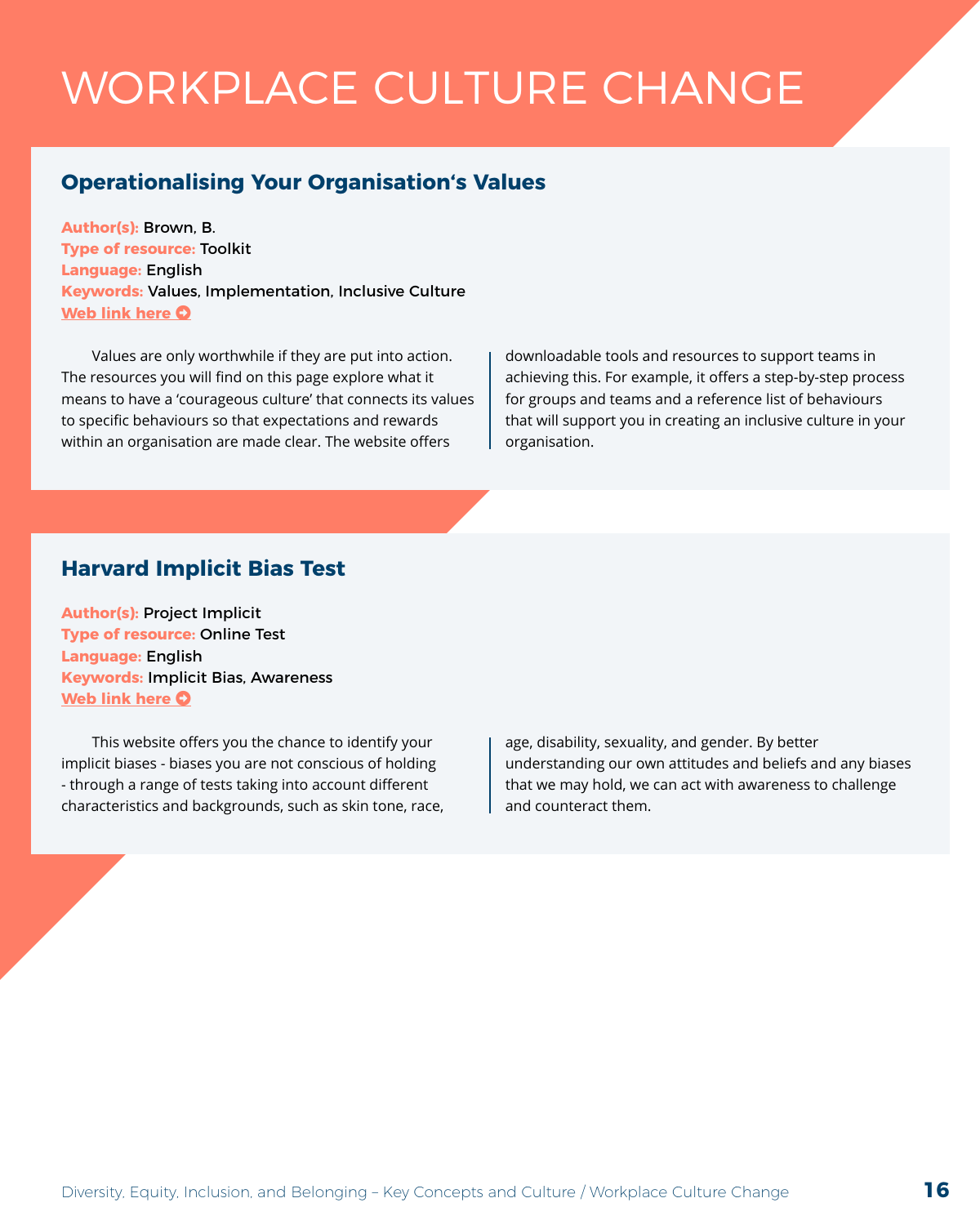# WORKPLACE CULTURE CHANGE

## Operationalising Your Organisation‘s Values

**Author(s):** Brown, B.
**Type of resource:** Toolkit
**Language:** English
**Keywords:** Values, Implementation, Inclusive Culture
**Web link here**

Values are only worthwhile if they are put into action. The resources you will find on this page explore what it means to have a ‘courageous culture’ that connects its values to specific behaviours so that expectations and rewards within an organisation are made clear. The website offers downloadable tools and resources to support teams in achieving this. For example, it offers a step-by-step process for groups and teams and a reference list of behaviours that will support you in creating an inclusive culture in your organisation.

## Harvard Implicit Bias Test

**Author(s):** Project Implicit
**Type of resource:** Online Test
**Language:** English
**Keywords:** Implicit Bias, Awareness
**Web link here**

This website offers you the chance to identify your implicit biases - biases you are not conscious of holding - through a range of tests taking into account different characteristics and backgrounds, such as skin tone, race, age, disability, sexuality, and gender. By better understanding our own attitudes and beliefs and any biases that we may hold, we can act with awareness to challenge and counteract them.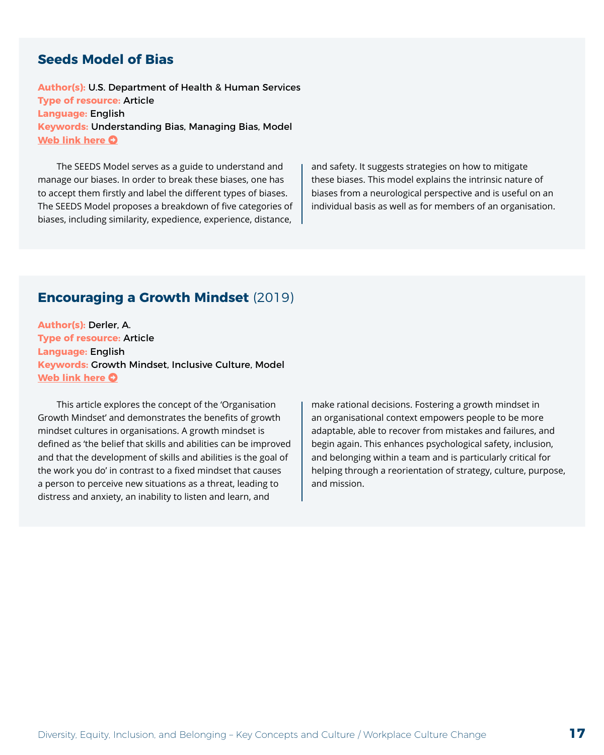## Seeds Model of Bias

**Author(s):** U.S. Department of Health & Human Services
**Type of resource:** Article
**Language:** English
**Keywords:** Understanding Bias, Managing Bias, Model
**Web link here**

The SEEDS Model serves as a guide to understand and manage our biases. In order to break these biases, one has to accept them firstly and label the different types of biases. The SEEDS Model proposes a breakdown of five categories of biases, including similarity, expedience, experience, distance, and safety. It suggests strategies on how to mitigate these biases. This model explains the intrinsic nature of biases from a neurological perspective and is useful on an individual basis as well as for members of an organisation.

## Encouraging a Growth Mindset (2019)

**Author(s):** Derler, A.
**Type of resource:** Article
**Language:** English
**Keywords:** Growth Mindset, Inclusive Culture, Model
**Web link here**

This article explores the concept of the 'Organisation Growth Mindset' and demonstrates the benefits of growth mindset cultures in organisations. A growth mindset is defined as 'the belief that skills and abilities can be improved and that the development of skills and abilities is the goal of the work you do' in contrast to a fixed mindset that causes a person to perceive new situations as a threat, leading to distress and anxiety, an inability to listen and learn, and make rational decisions. Fostering a growth mindset in an organisational context empowers people to be more adaptable, able to recover from mistakes and failures, and begin again. This enhances psychological safety, inclusion, and belonging within a team and is particularly critical for helping through a reorientation of strategy, culture, purpose, and mission.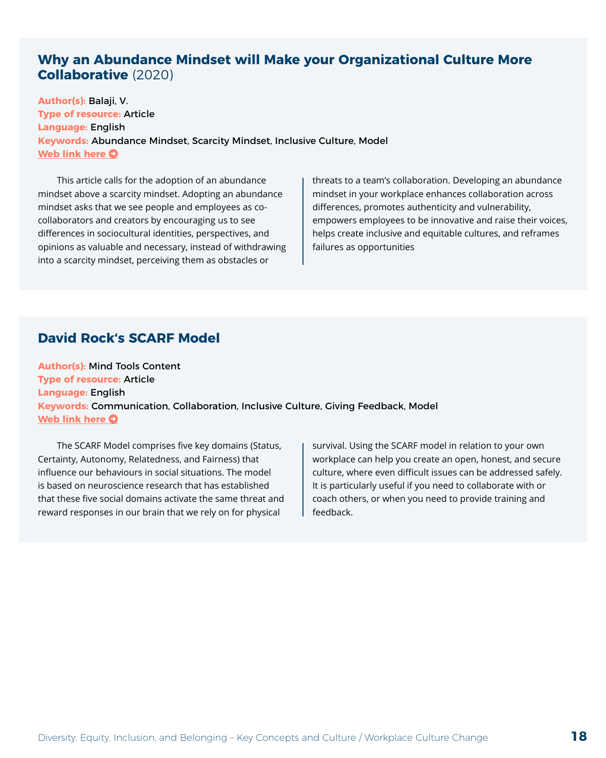## **Why an Abundance Mindset will Make your Organizational Culture More Collaborative** (2020)

**Author(s):** Balaji, V.
**Type of resource:** Article
**Language:** English
**Keywords:** Abundance Mindset, Scarcity Mindset, Inclusive Culture, Model
**Web link here**

This article calls for the adoption of an abundance mindset above a scarcity mindset. Adopting an abundance mindset asks that we see people and employees as co-collaborators and creators by encouraging us to see differences in sociocultural identities, perspectives, and opinions as valuable and necessary, instead of withdrawing into a scarcity mindset, perceiving them as obstacles or threats to a team's collaboration. Developing an abundance mindset in your workplace enhances collaboration across differences, promotes authenticity and vulnerability, empowers employees to be innovative and raise their voices, helps create inclusive and equitable cultures, and reframes failures as opportunities

## **David Rock's SCARF Model**

**Author(s):** Mind Tools Content
**Type of resource:** Article
**Language:** English
**Keywords:** Communication, Collaboration, Inclusive Culture, Giving Feedback, Model
**Web link here**

The SCARF Model comprises five key domains (Status, Certainty, Autonomy, Relatedness, and Fairness) that influence our behaviours in social situations. The model is based on neuroscience research that has established that these five social domains activate the same threat and reward responses in our brain that we rely on for physical survival. Using the SCARF model in relation to your own workplace can help you create an open, honest, and secure culture, where even difficult issues can be addressed safely. It is particularly useful if you need to collaborate with or coach others, or when you need to provide training and feedback.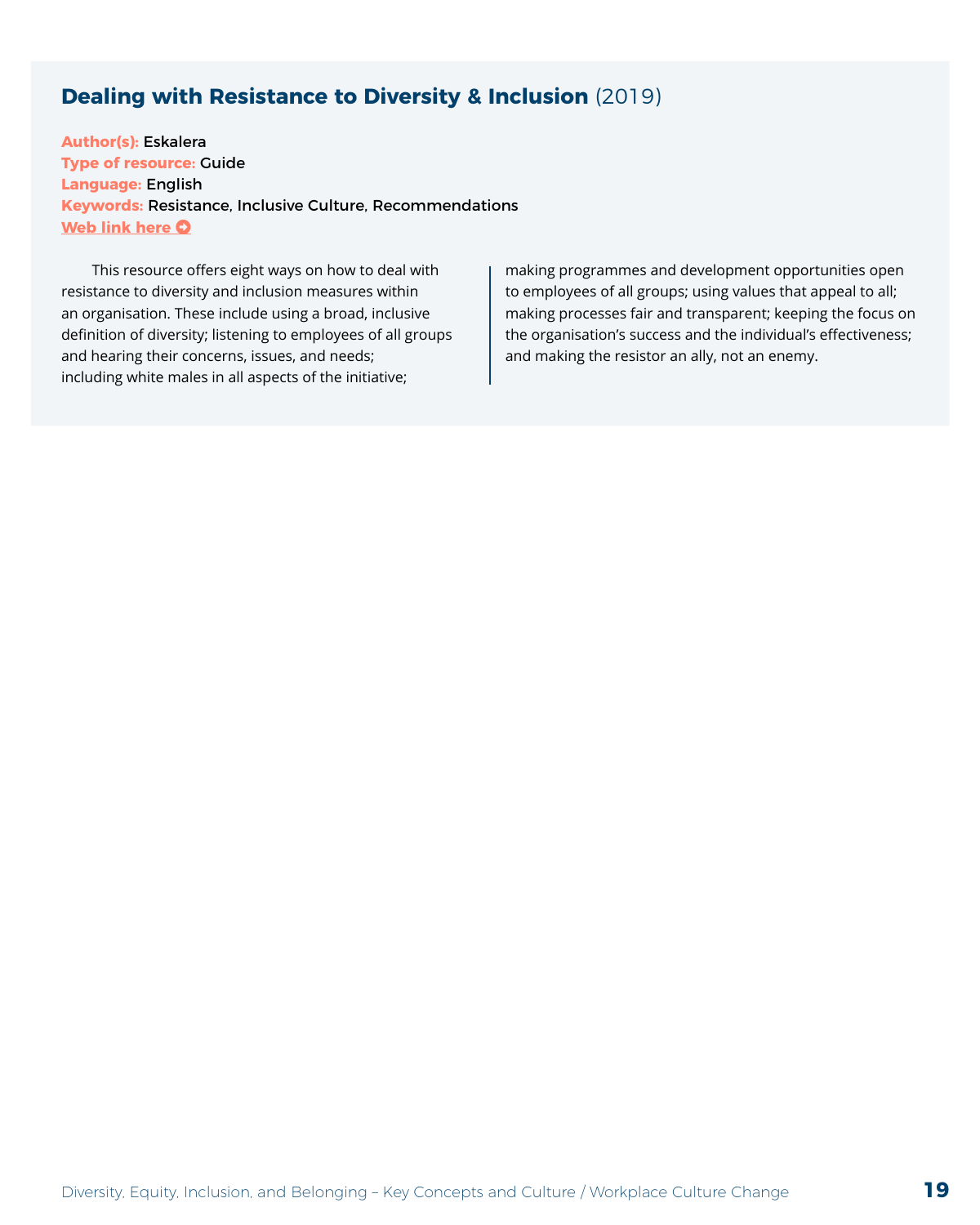## **Dealing with Resistance to Diversity & Inclusion** (2019)

**Author(s):** Eskalera
**Type of resource:** Guide
**Language:** English
**Keywords:** Resistance, Inclusive Culture, Recommendations
**Web link here**

This resource offers eight ways on how to deal with resistance to diversity and inclusion measures within an organisation. These include using a broad, inclusive definition of diversity; listening to employees of all groups and hearing their concerns, issues, and needs; including white males in all aspects of the initiative; making programmes and development opportunities open to employees of all groups; using values that appeal to all; making processes fair and transparent; keeping the focus on the organisation's success and the individual's effectiveness; and making the resistor an ally, not an enemy.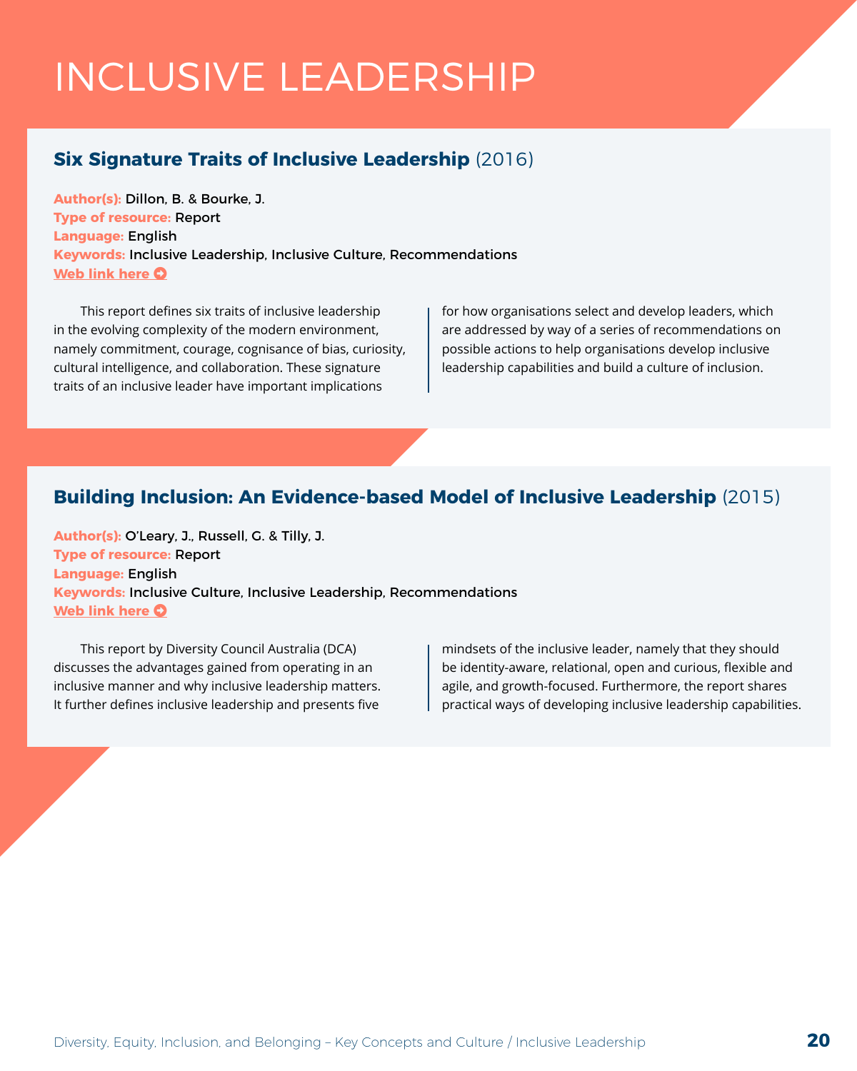# INCLUSIVE LEADERSHIP

## Six Signature Traits of Inclusive Leadership (2016)

**Author(s):** Dillon, B. & Bourke, J.
**Type of resource:** Report
**Language:** English
**Keywords:** Inclusive Leadership, Inclusive Culture, Recommendations
**Web link here**

This report defines six traits of inclusive leadership in the evolving complexity of the modern environment, namely commitment, courage, cognisance of bias, curiosity, cultural intelligence, and collaboration. These signature traits of an inclusive leader have important implications for how organisations select and develop leaders, which are addressed by way of a series of recommendations on possible actions to help organisations develop inclusive leadership capabilities and build a culture of inclusion.

## Building Inclusion: An Evidence-based Model of Inclusive Leadership (2015)

**Author(s):** O'Leary, J., Russell, G. & Tilly, J.
**Type of resource:** Report
**Language:** English
**Keywords:** Inclusive Culture, Inclusive Leadership, Recommendations
**Web link here**

This report by Diversity Council Australia (DCA) discusses the advantages gained from operating in an inclusive manner and why inclusive leadership matters. It further defines inclusive leadership and presents five mindsets of the inclusive leader, namely that they should be identity-aware, relational, open and curious, flexible and agile, and growth-focused. Furthermore, the report shares practical ways of developing inclusive leadership capabilities.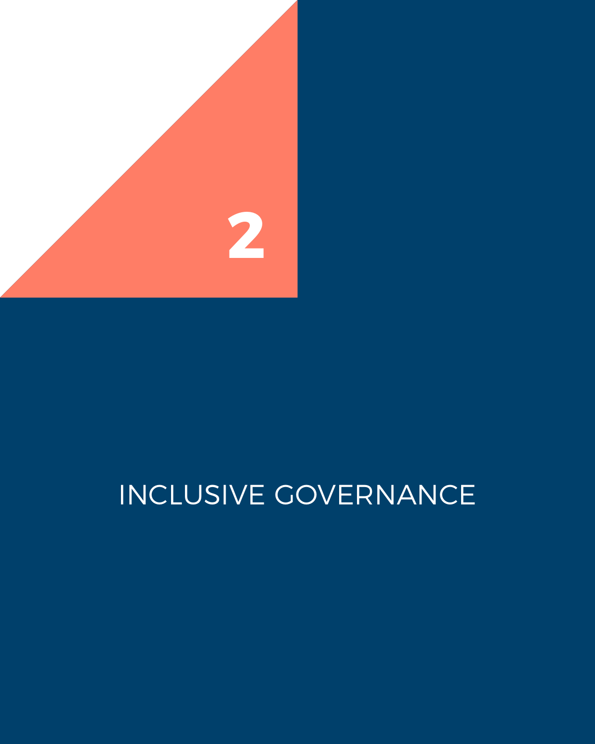# 2

# INCLUSIVE GOVERNANCE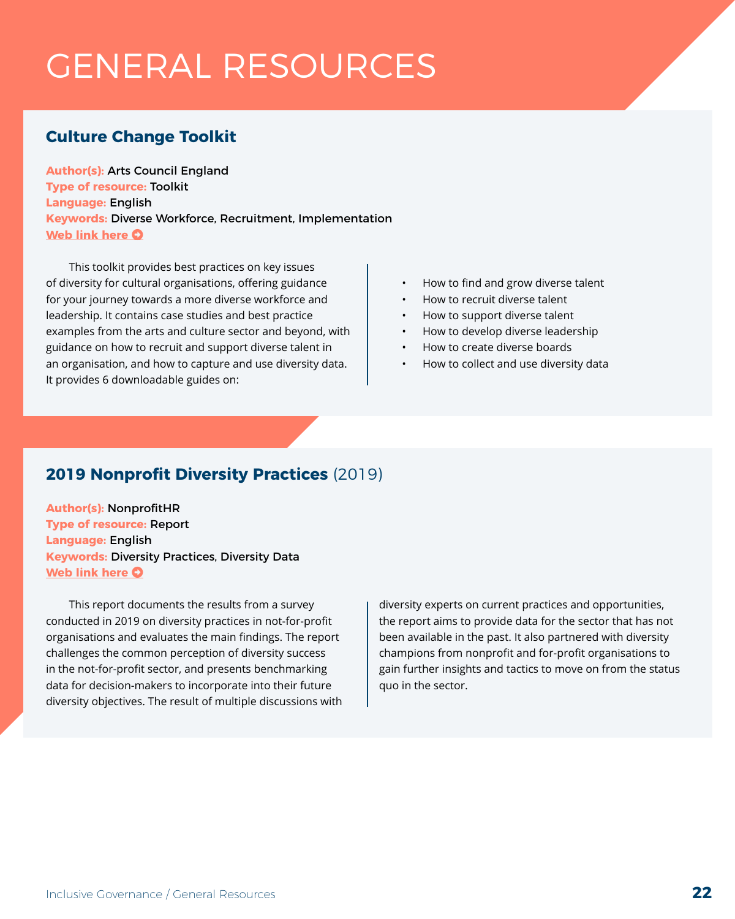# GENERAL RESOURCES

## Culture Change Toolkit

**Author(s):** Arts Council England
**Type of resource:** Toolkit
**Language:** English
**Keywords:** Diverse Workforce, Recruitment, Implementation
**Web link here**

This toolkit provides best practices on key issues of diversity for cultural organisations, offering guidance for your journey towards a more diverse workforce and leadership. It contains case studies and best practice examples from the arts and culture sector and beyond, with guidance on how to recruit and support diverse talent in an organisation, and how to capture and use diversity data. It provides 6 downloadable guides on:

- How to find and grow diverse talent
- How to recruit diverse talent
- How to support diverse talent
- How to develop diverse leadership
- How to create diverse boards
- How to collect and use diversity data

## 2019 Nonprofit Diversity Practices (2019)

**Author(s):** NonprofitHR
**Type of resource:** Report
**Language:** English
**Keywords:** Diversity Practices, Diversity Data
**Web link here**

This report documents the results from a survey conducted in 2019 on diversity practices in not-for-profit organisations and evaluates the main findings. The report challenges the common perception of diversity success in the not-for-profit sector, and presents benchmarking data for decision-makers to incorporate into their future diversity objectives. The result of multiple discussions with diversity experts on current practices and opportunities, the report aims to provide data for the sector that has not been available in the past. It also partnered with diversity champions from nonprofit and for-profit organisations to gain further insights and tactics to move on from the status quo in the sector.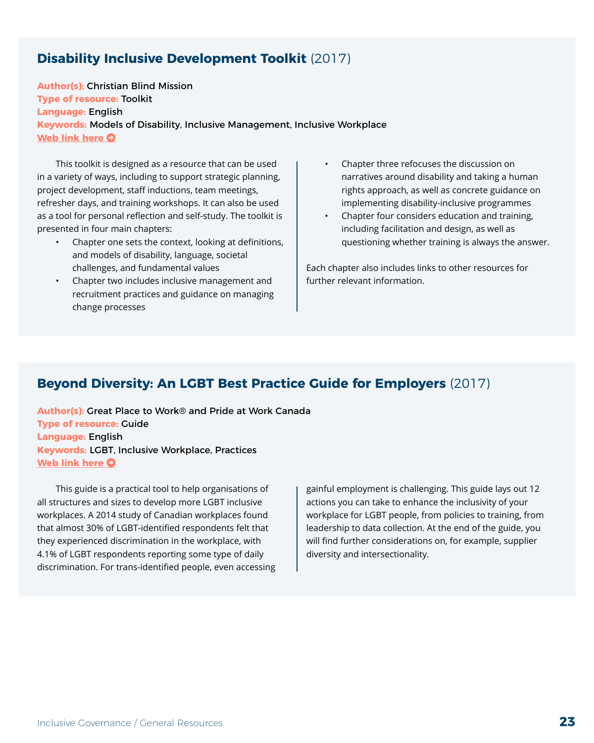## Disability Inclusive Development Toolkit (2017)

**Author(s):** Christian Blind Mission
**Type of resource:** Toolkit
**Language:** English
**Keywords:** Models of Disability, Inclusive Management, Inclusive Workplace
**Web link here**

This toolkit is designed as a resource that can be used in a variety of ways, including to support strategic planning, project development, staff inductions, team meetings, refresher days, and training workshops. It can also be used as a tool for personal reflection and self-study. The toolkit is presented in four main chapters:

- Chapter one sets the context, looking at definitions, and models of disability, language, societal challenges, and fundamental values
- Chapter two includes inclusive management and recruitment practices and guidance on managing change processes
- Chapter three refocuses the discussion on narratives around disability and taking a human rights approach, as well as concrete guidance on implementing disability-inclusive programmes
- Chapter four considers education and training, including facilitation and design, as well as questioning whether training is always the answer.

Each chapter also includes links to other resources for further relevant information.

## Beyond Diversity: An LGBT Best Practice Guide for Employers (2017)

**Author(s):** Great Place to Work® and Pride at Work Canada
**Type of resource:** Guide
**Language:** English
**Keywords:** LGBT, Inclusive Workplace, Practices
**Web link here**

This guide is a practical tool to help organisations of all structures and sizes to develop more LGBT inclusive workplaces. A 2014 study of Canadian workplaces found that almost 30% of LGBT-identified respondents felt that they experienced discrimination in the workplace, with 4.1% of LGBT respondents reporting some type of daily discrimination. For trans-identified people, even accessing gainful employment is challenging. This guide lays out 12 actions you can take to enhance the inclusivity of your workplace for LGBT people, from policies to training, from leadership to data collection. At the end of the guide, you will find further considerations on, for example, supplier diversity and intersectionality.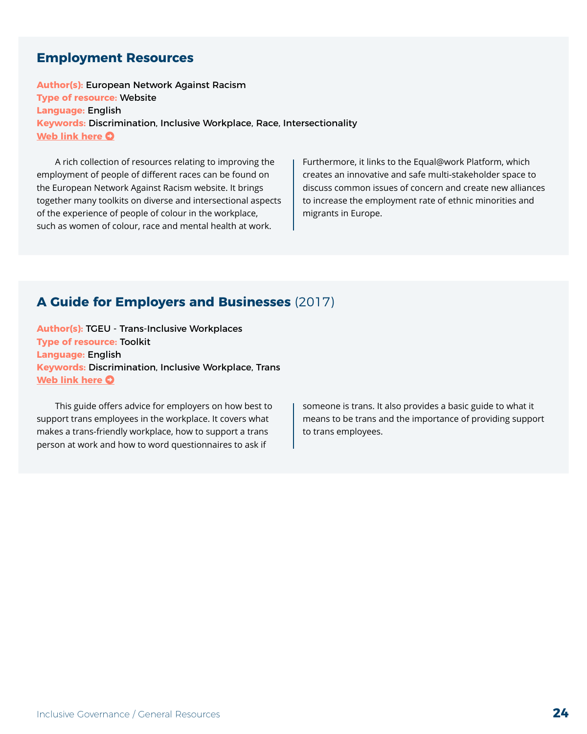## Employment Resources

**Author(s):** European Network Against Racism
**Type of resource:** Website
**Language:** English
**Keywords:** Discrimination, Inclusive Workplace, Race, Intersectionality
**Web link here**

A rich collection of resources relating to improving the employment of people of different races can be found on the European Network Against Racism website. It brings together many toolkits on diverse and intersectional aspects of the experience of people of colour in the workplace, such as women of colour, race and mental health at work. Furthermore, it links to the Equal@work Platform, which creates an innovative and safe multi-stakeholder space to discuss common issues of concern and create new alliances to increase the employment rate of ethnic minorities and migrants in Europe.

## A Guide for Employers and Businesses (2017)

**Author(s):** TGEU - Trans-Inclusive Workplaces
**Type of resource:** Toolkit
**Language:** English
**Keywords:** Discrimination, Inclusive Workplace, Trans
**Web link here**

This guide offers advice for employers on how best to support trans employees in the workplace. It covers what makes a trans-friendly workplace, how to support a trans person at work and how to word questionnaires to ask if someone is trans. It also provides a basic guide to what it means to be trans and the importance of providing support to trans employees.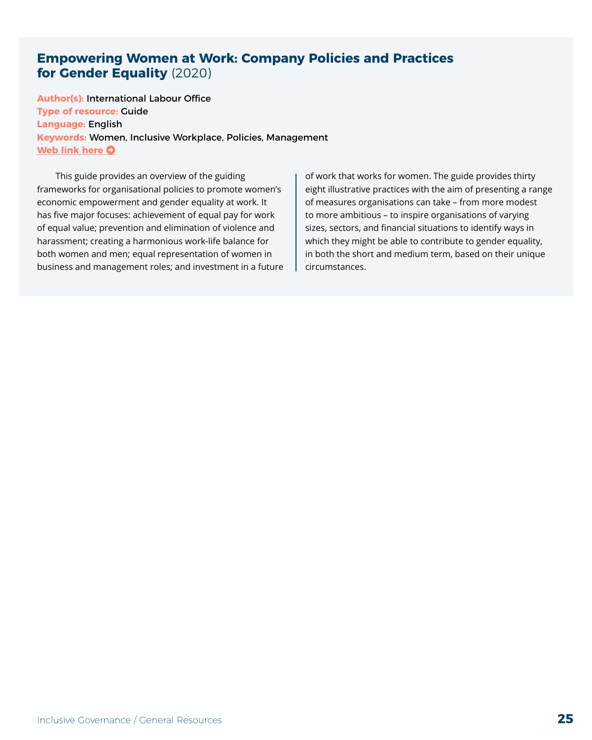## Empowering Women at Work: Company Policies and Practices for Gender Equality (2020)

**Author(s):** International Labour Office
**Type of resource:** Guide
**Language:** English
**Keywords:** Women, Inclusive Workplace, Policies, Management
**Web link here**

This guide provides an overview of the guiding frameworks for organisational policies to promote women's economic empowerment and gender equality at work. It has five major focuses: achievement of equal pay for work of equal value; prevention and elimination of violence and harassment; creating a harmonious work-life balance for both women and men; equal representation of women in business and management roles; and investment in a future of work that works for women. The guide provides thirty eight illustrative practices with the aim of presenting a range of measures organisations can take – from more modest to more ambitious – to inspire organisations of varying sizes, sectors, and financial situations to identify ways in which they might be able to contribute to gender equality, in both the short and medium term, based on their unique circumstances.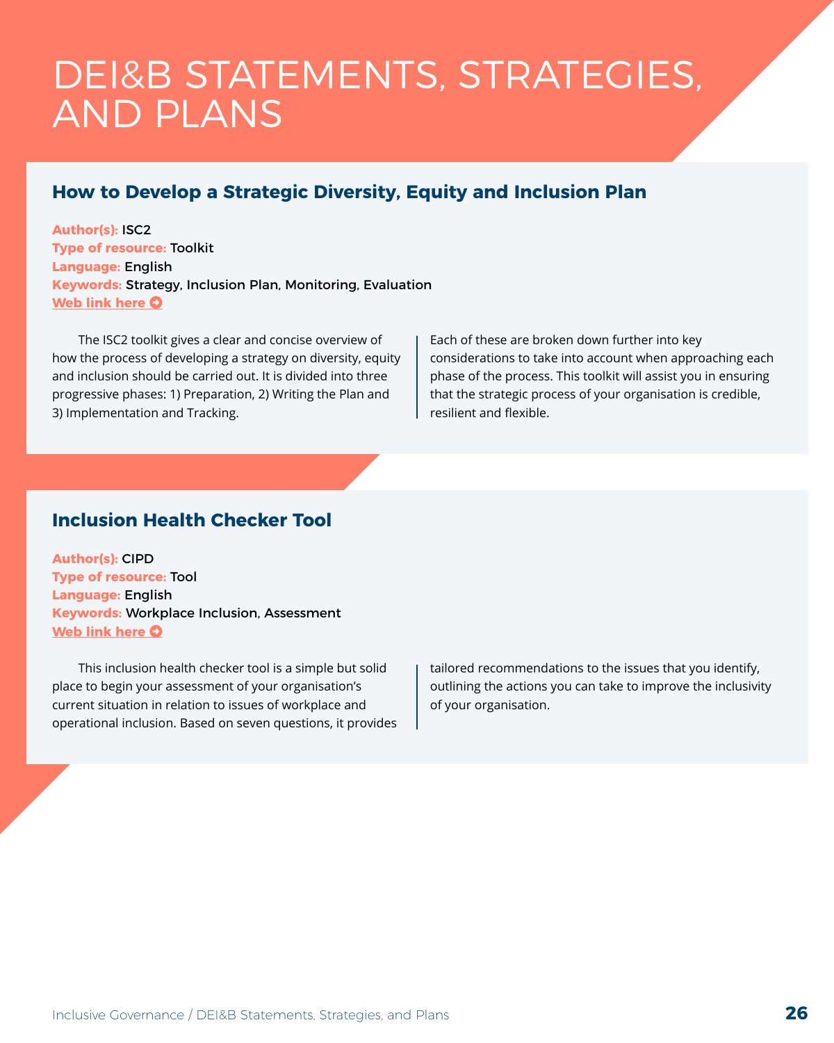# DEI&B STATEMENTS, STRATEGIES, AND PLANS

## How to Develop a Strategic Diversity, Equity and Inclusion Plan

**Author(s):** ISC2
**Type of resource:** Toolkit
**Language:** English
**Keywords:** Strategy, Inclusion Plan, Monitoring, Evaluation
**Web link here**

The ISC2 toolkit gives a clear and concise overview of how the process of developing a strategy on diversity, equity and inclusion should be carried out. It is divided into three progressive phases: 1) Preparation, 2) Writing the Plan and 3) Implementation and Tracking. Each of these are broken down further into key considerations to take into account when approaching each phase of the process. This toolkit will assist you in ensuring that the strategic process of your organisation is credible, resilient and flexible.

## Inclusion Health Checker Tool

**Author(s):** CIPD
**Type of resource:** Tool
**Language:** English
**Keywords:** Workplace Inclusion, Assessment
**Web link here**

This inclusion health checker tool is a simple but solid place to begin your assessment of your organisation's current situation in relation to issues of workplace and operational inclusion. Based on seven questions, it provides tailored recommendations to the issues that you identify, outlining the actions you can take to improve the inclusivity of your organisation.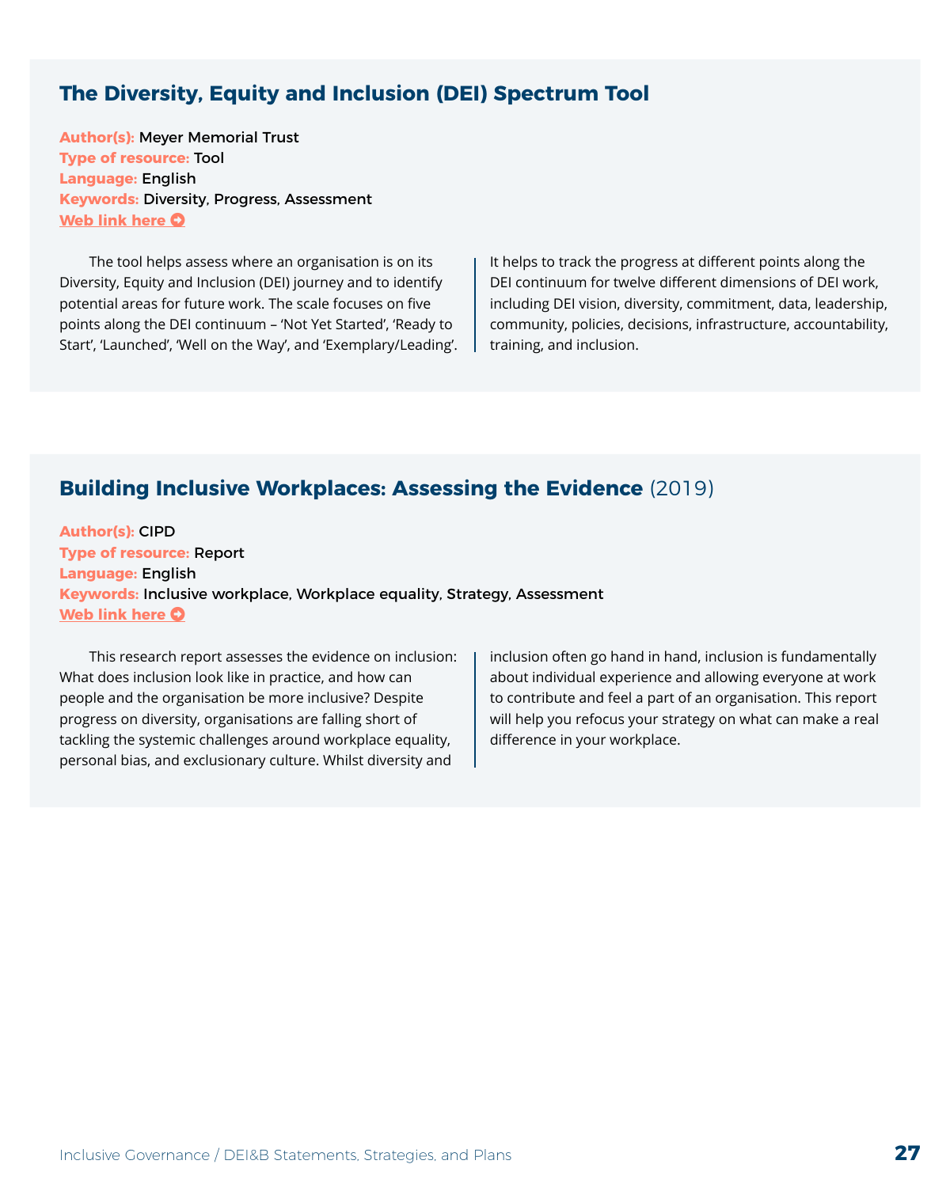## The Diversity, Equity and Inclusion (DEI) Spectrum Tool

**Author(s):** Meyer Memorial Trust
**Type of resource:** Tool
**Language:** English
**Keywords:** Diversity, Progress, Assessment
**Web link here**

The tool helps assess where an organisation is on its Diversity, Equity and Inclusion (DEI) journey and to identify potential areas for future work. The scale focuses on five points along the DEI continuum – 'Not Yet Started', 'Ready to Start', 'Launched', 'Well on the Way', and 'Exemplary/Leading'. It helps to track the progress at different points along the DEI continuum for twelve different dimensions of DEI work, including DEI vision, diversity, commitment, data, leadership, community, policies, decisions, infrastructure, accountability, training, and inclusion.

## Building Inclusive Workplaces: Assessing the Evidence (2019)

**Author(s):** CIPD
**Type of resource:** Report
**Language:** English
**Keywords:** Inclusive workplace, Workplace equality, Strategy, Assessment
**Web link here**

This research report assesses the evidence on inclusion: What does inclusion look like in practice, and how can people and the organisation be more inclusive? Despite progress on diversity, organisations are falling short of tackling the systemic challenges around workplace equality, personal bias, and exclusionary culture. Whilst diversity and inclusion often go hand in hand, inclusion is fundamentally about individual experience and allowing everyone at work to contribute and feel a part of an organisation. This report will help you refocus your strategy on what can make a real difference in your workplace.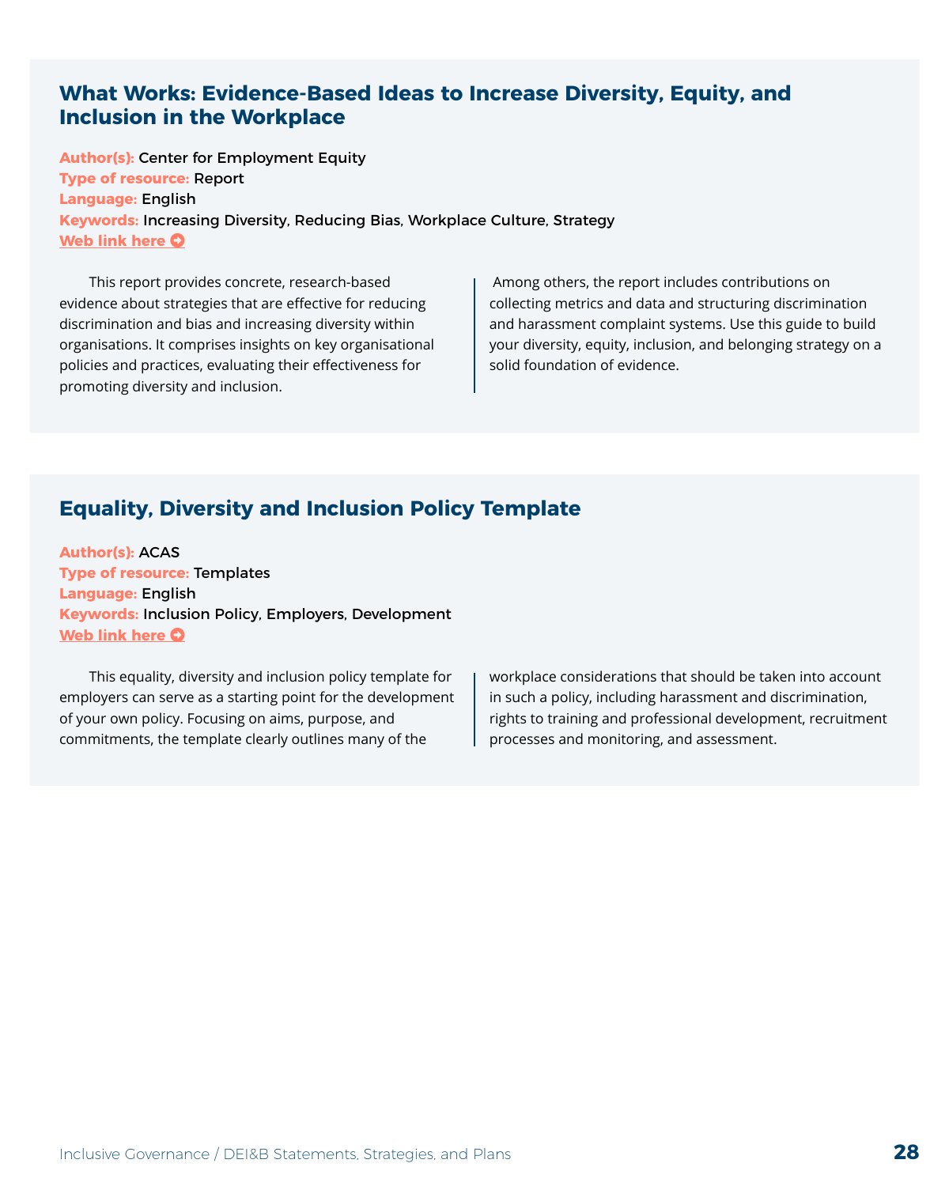## What Works: Evidence-Based Ideas to Increase Diversity, Equity, and Inclusion in the Workplace

**Author(s):** Center for Employment Equity
**Type of resource:** Report
**Language:** English
**Keywords:** Increasing Diversity, Reducing Bias, Workplace Culture, Strategy
**Web link here**

This report provides concrete, research-based evidence about strategies that are effective for reducing discrimination and bias and increasing diversity within organisations. It comprises insights on key organisational policies and practices, evaluating their effectiveness for promoting diversity and inclusion.

Among others, the report includes contributions on collecting metrics and data and structuring discrimination and harassment complaint systems. Use this guide to build your diversity, equity, inclusion, and belonging strategy on a solid foundation of evidence.

## Equality, Diversity and Inclusion Policy Template

**Author(s):** ACAS
**Type of resource:** Templates
**Language:** English
**Keywords:** Inclusion Policy, Employers, Development
**Web link here**

This equality, diversity and inclusion policy template for employers can serve as a starting point for the development of your own policy. Focusing on aims, purpose, and commitments, the template clearly outlines many of the workplace considerations that should be taken into account in such a policy, including harassment and discrimination, rights to training and professional development, recruitment processes and monitoring, and assessment.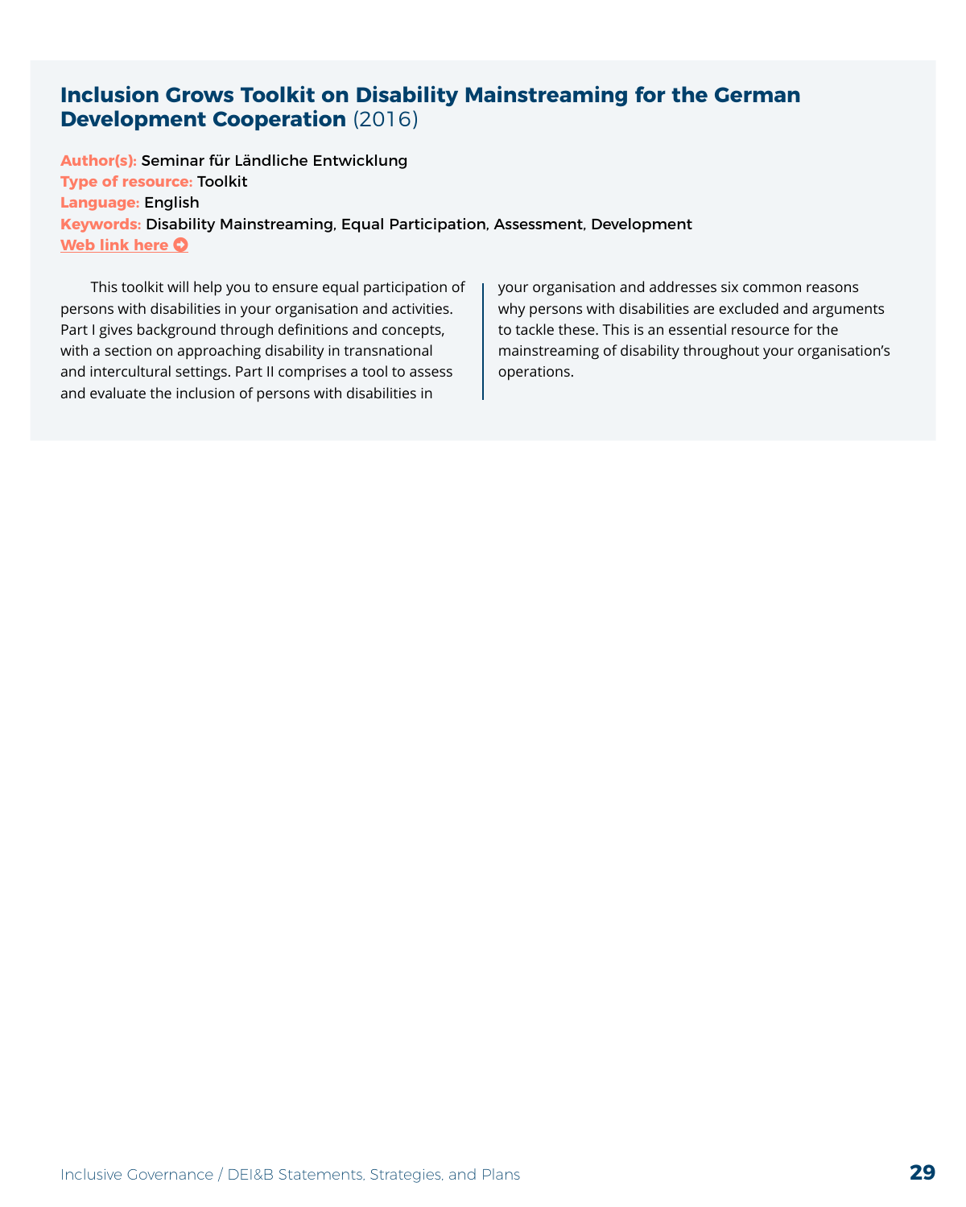## Inclusion Grows Toolkit on Disability Mainstreaming for the German Development Cooperation (2016)

**Author(s):** Seminar für Ländliche Entwicklung
**Type of resource:** Toolkit
**Language:** English
**Keywords:** Disability Mainstreaming, Equal Participation, Assessment, Development
**Web link here**

This toolkit will help you to ensure equal participation of persons with disabilities in your organisation and activities. Part I gives background through definitions and concepts, with a section on approaching disability in transnational and intercultural settings. Part II comprises a tool to assess and evaluate the inclusion of persons with disabilities in your organisation and addresses six common reasons why persons with disabilities are excluded and arguments to tackle these. This is an essential resource for the mainstreaming of disability throughout your organisation's operations.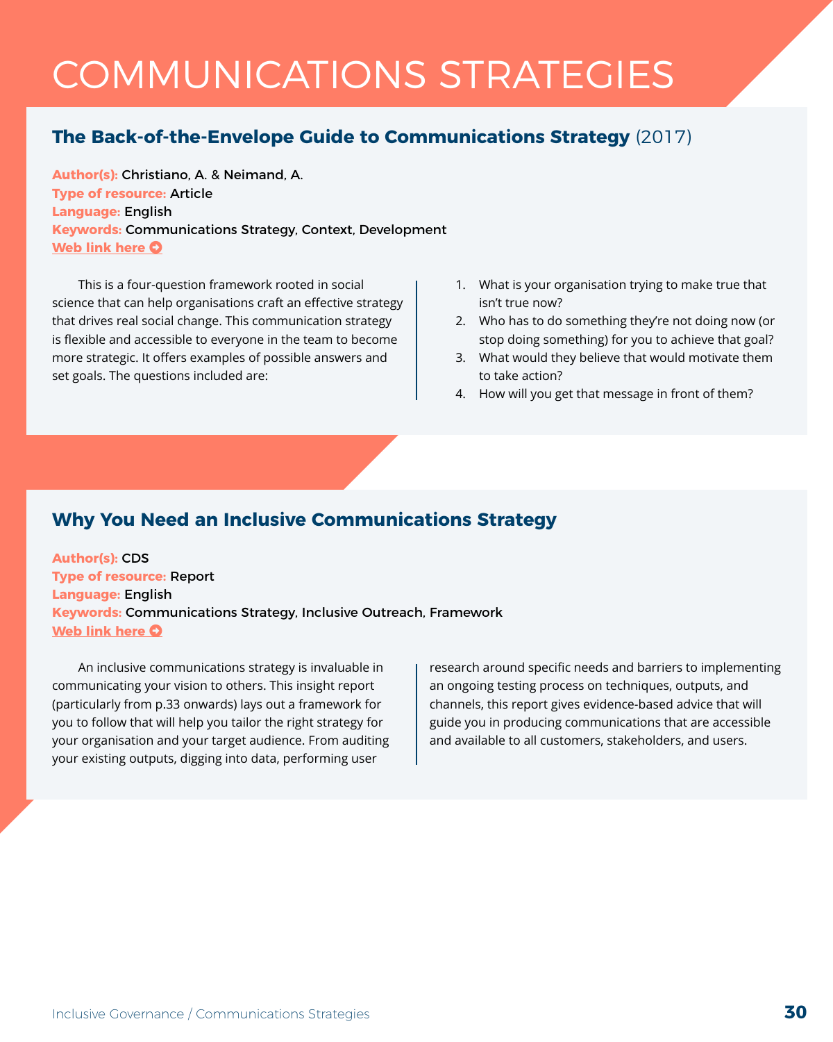# COMMUNICATIONS STRATEGIES

## The Back-of-the-Envelope Guide to Communications Strategy (2017)

**Author(s):** Christiano, A. & Neimand, A.
**Type of resource:** Article
**Language:** English
**Keywords:** Communications Strategy, Context, Development
**Web link here**

This is a four-question framework rooted in social science that can help organisations craft an effective strategy that drives real social change. This communication strategy is flexible and accessible to everyone in the team to become more strategic. It offers examples of possible answers and set goals. The questions included are:

1. What is your organisation trying to make true that isn't true now?
2. Who has to do something they're not doing now (or stop doing something) for you to achieve that goal?
3. What would they believe that would motivate them to take action?
4. How will you get that message in front of them?

## Why You Need an Inclusive Communications Strategy

**Author(s):** CDS
**Type of resource:** Report
**Language:** English
**Keywords:** Communications Strategy, Inclusive Outreach, Framework
**Web link here**

An inclusive communications strategy is invaluable in communicating your vision to others. This insight report (particularly from p.33 onwards) lays out a framework for you to follow that will help you tailor the right strategy for your organisation and your target audience. From auditing your existing outputs, digging into data, performing user research around specific needs and barriers to implementing an ongoing testing process on techniques, outputs, and channels, this report gives evidence-based advice that will guide you in producing communications that are accessible and available to all customers, stakeholders, and users.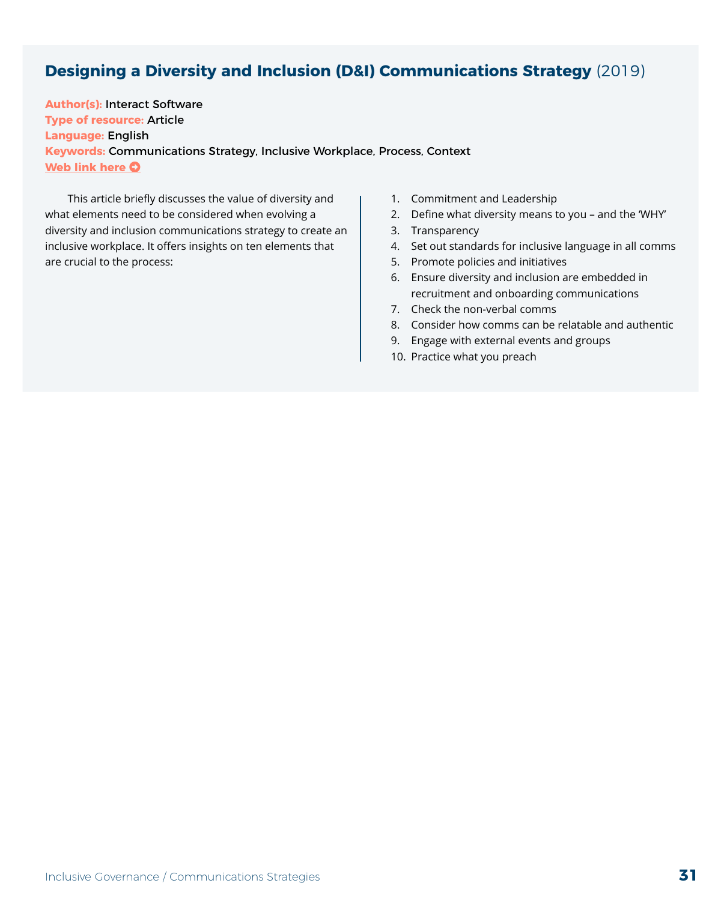## Designing a Diversity and Inclusion (D&I) Communications Strategy (2019)

**Author(s):** Interact Software
**Type of resource:** Article
**Language:** English
**Keywords:** Communications Strategy, Inclusive Workplace, Process, Context
**Web link here**

This article briefly discusses the value of diversity and what elements need to be considered when evolving a diversity and inclusion communications strategy to create an inclusive workplace. It offers insights on ten elements that are crucial to the process:

1. Commitment and Leadership
2. Define what diversity means to you – and the 'WHY'
3. Transparency
4. Set out standards for inclusive language in all comms
5. Promote policies and initiatives
6. Ensure diversity and inclusion are embedded in recruitment and onboarding communications
7. Check the non-verbal comms
8. Consider how comms can be relatable and authentic
9. Engage with external events and groups
10. Practice what you preach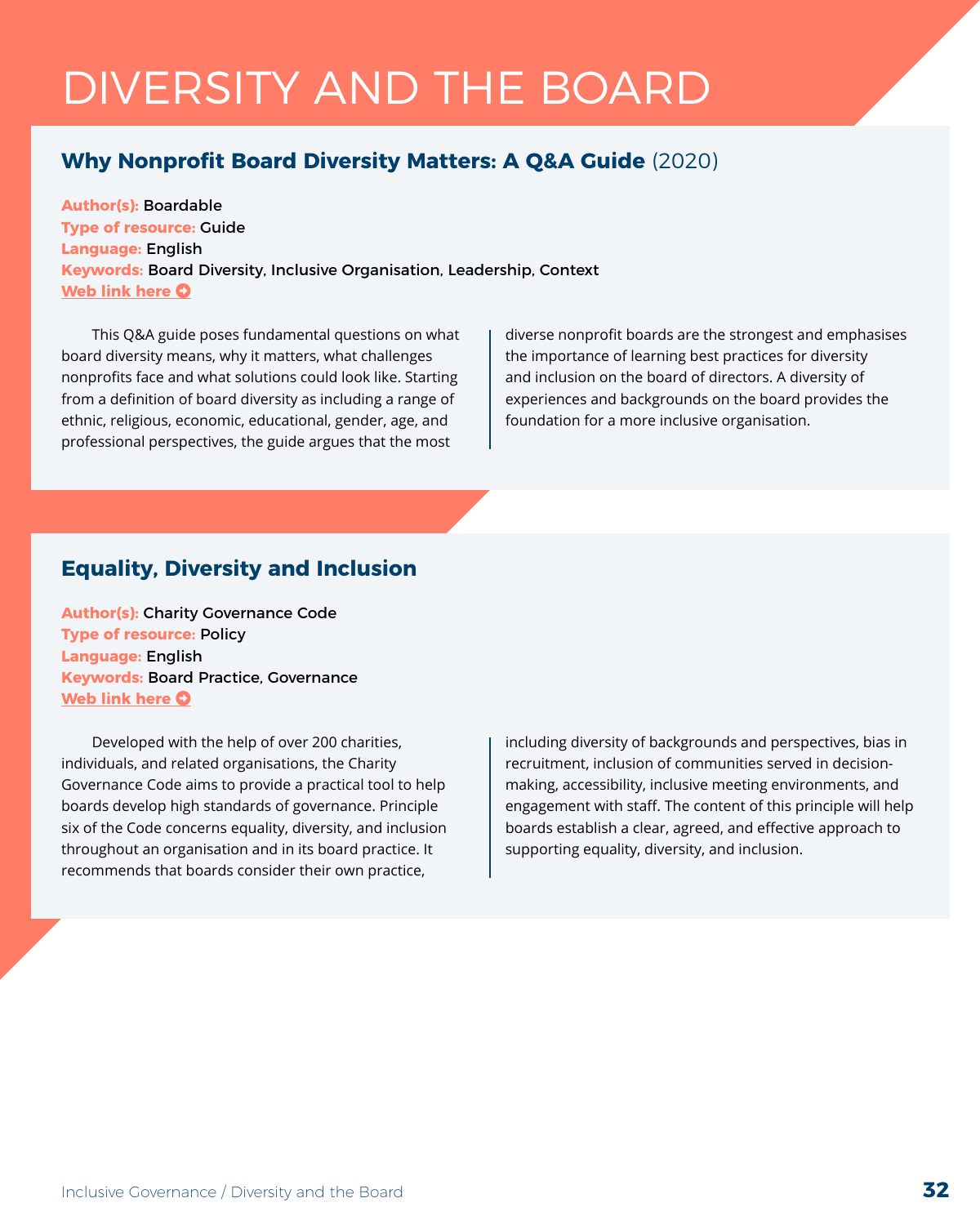# DIVERSITY AND THE BOARD

## Why Nonprofit Board Diversity Matters: A Q&A Guide (2020)

**Author(s):** Boardable
**Type of resource:** Guide
**Language:** English
**Keywords:** Board Diversity, Inclusive Organisation, Leadership, Context
**Web link here**

This Q&A guide poses fundamental questions on what board diversity means, why it matters, what challenges nonprofits face and what solutions could look like. Starting from a definition of board diversity as including a range of ethnic, religious, economic, educational, gender, age, and professional perspectives, the guide argues that the most diverse nonprofit boards are the strongest and emphasises the importance of learning best practices for diversity and inclusion on the board of directors. A diversity of experiences and backgrounds on the board provides the foundation for a more inclusive organisation.

## Equality, Diversity and Inclusion

**Author(s):** Charity Governance Code
**Type of resource:** Policy
**Language:** English
**Keywords:** Board Practice, Governance
**Web link here**

Developed with the help of over 200 charities, individuals, and related organisations, the Charity Governance Code aims to provide a practical tool to help boards develop high standards of governance. Principle six of the Code concerns equality, diversity, and inclusion throughout an organisation and in its board practice. It recommends that boards consider their own practice, including diversity of backgrounds and perspectives, bias in recruitment, inclusion of communities served in decision-making, accessibility, inclusive meeting environments, and engagement with staff. The content of this principle will help boards establish a clear, agreed, and effective approach to supporting equality, diversity, and inclusion.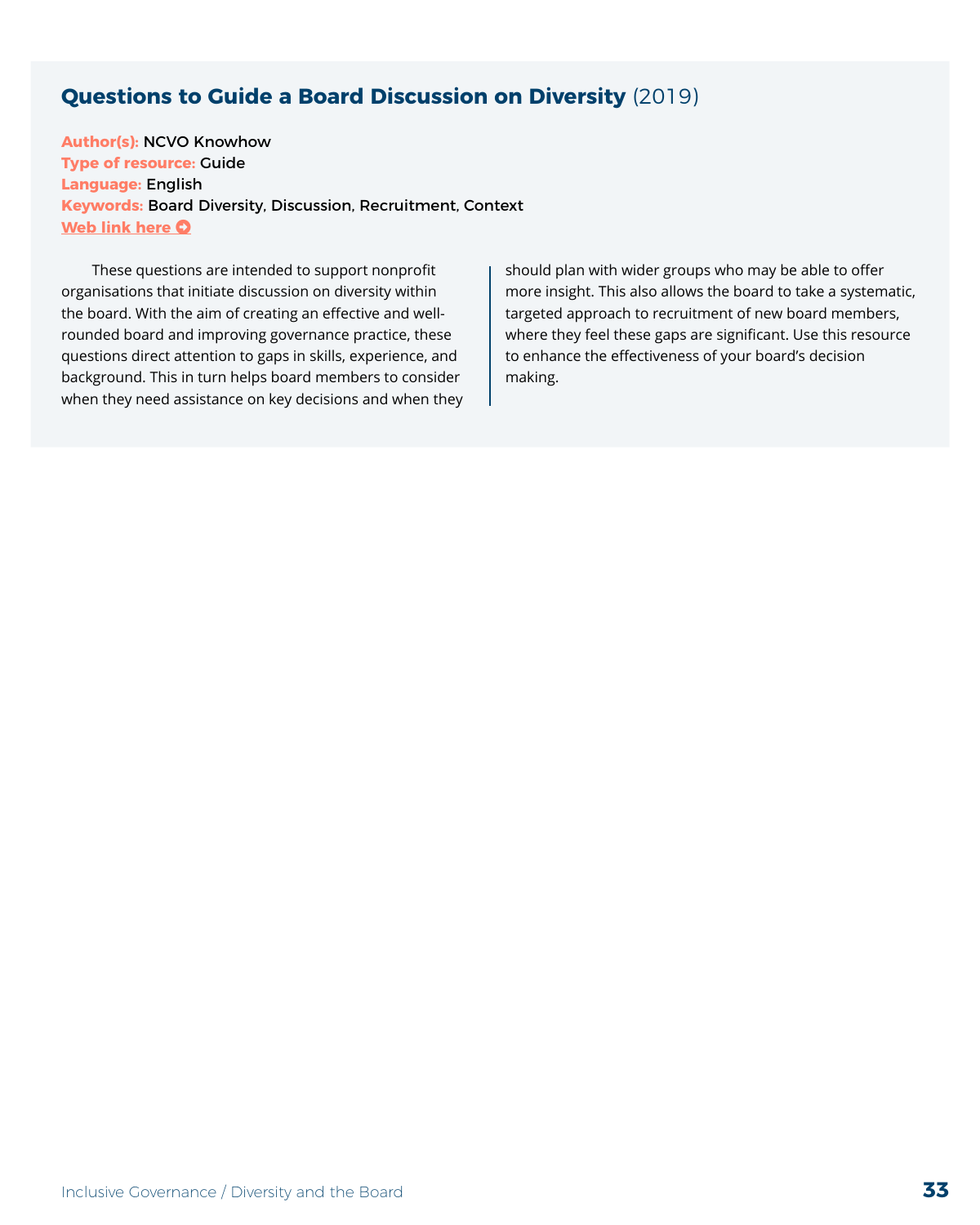## **Questions to Guide a Board Discussion on Diversity** (2019)

**Author(s):** NCVO Knowhow
**Type of resource:** Guide
**Language:** English
**Keywords:** Board Diversity, Discussion, Recruitment, Context
**Web link here**

These questions are intended to support nonprofit organisations that initiate discussion on diversity within the board. With the aim of creating an effective and well-rounded board and improving governance practice, these questions direct attention to gaps in skills, experience, and background. This in turn helps board members to consider when they need assistance on key decisions and when they should plan with wider groups who may be able to offer more insight. This also allows the board to take a systematic, targeted approach to recruitment of new board members, where they feel these gaps are significant. Use this resource to enhance the effectiveness of your board's decision making.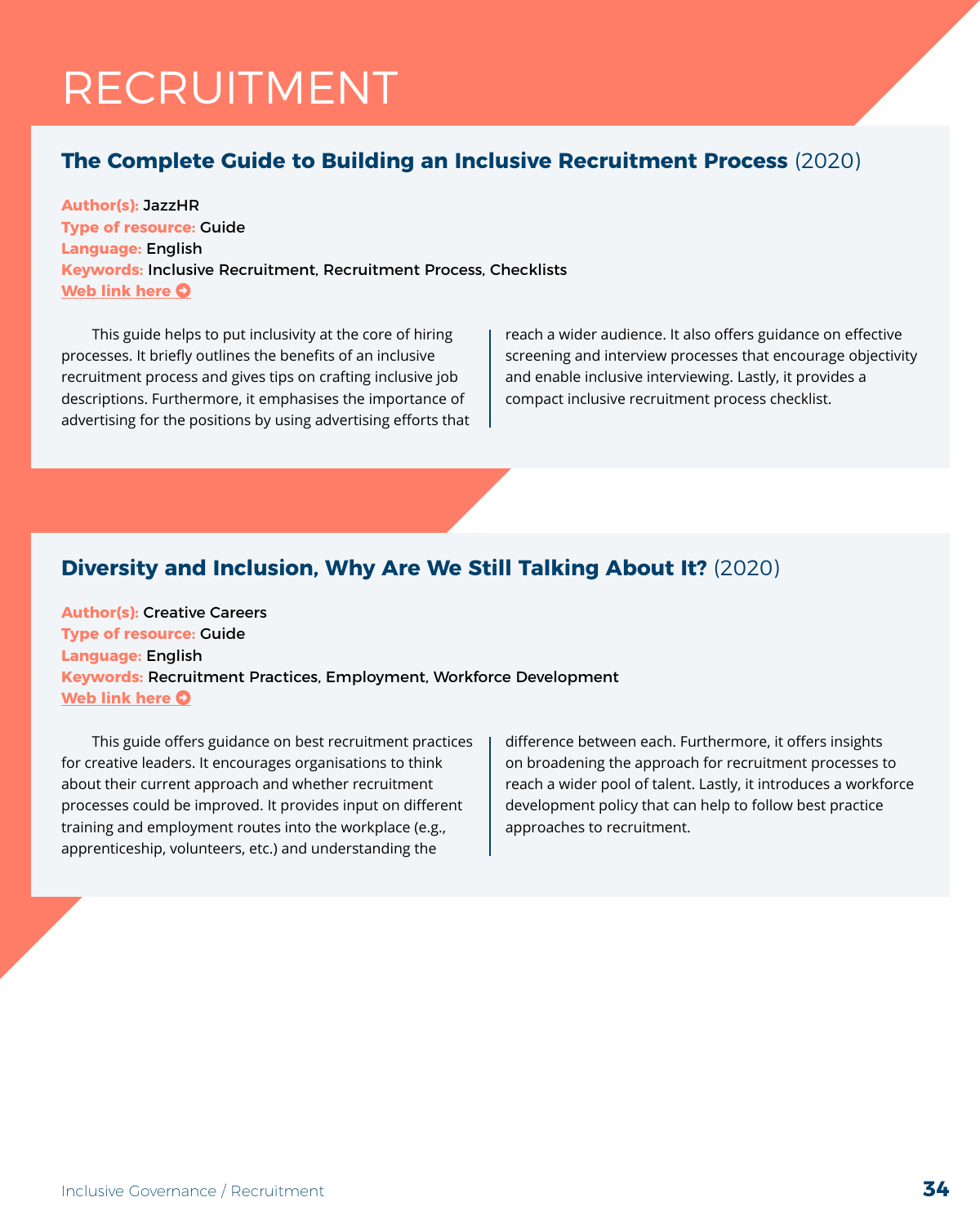# RECRUITMENT

## The Complete Guide to Building an Inclusive Recruitment Process (2020)

**Author(s):** JazzHR
**Type of resource:** Guide
**Language:** English
**Keywords:** Inclusive Recruitment, Recruitment Process, Checklists
**Web link here**

This guide helps to put inclusivity at the core of hiring processes. It briefly outlines the benefits of an inclusive recruitment process and gives tips on crafting inclusive job descriptions. Furthermore, it emphasises the importance of advertising for the positions by using advertising efforts that reach a wider audience. It also offers guidance on effective screening and interview processes that encourage objectivity and enable inclusive interviewing. Lastly, it provides a compact inclusive recruitment process checklist.

## Diversity and Inclusion, Why Are We Still Talking About It? (2020)

**Author(s):** Creative Careers
**Type of resource:** Guide
**Language:** English
**Keywords:** Recruitment Practices, Employment, Workforce Development
**Web link here**

This guide offers guidance on best recruitment practices for creative leaders. It encourages organisations to think about their current approach and whether recruitment processes could be improved. It provides input on different training and employment routes into the workplace (e.g., apprenticeship, volunteers, etc.) and understanding the difference between each. Furthermore, it offers insights on broadening the approach for recruitment processes to reach a wider pool of talent. Lastly, it introduces a workforce development policy that can help to follow best practice approaches to recruitment.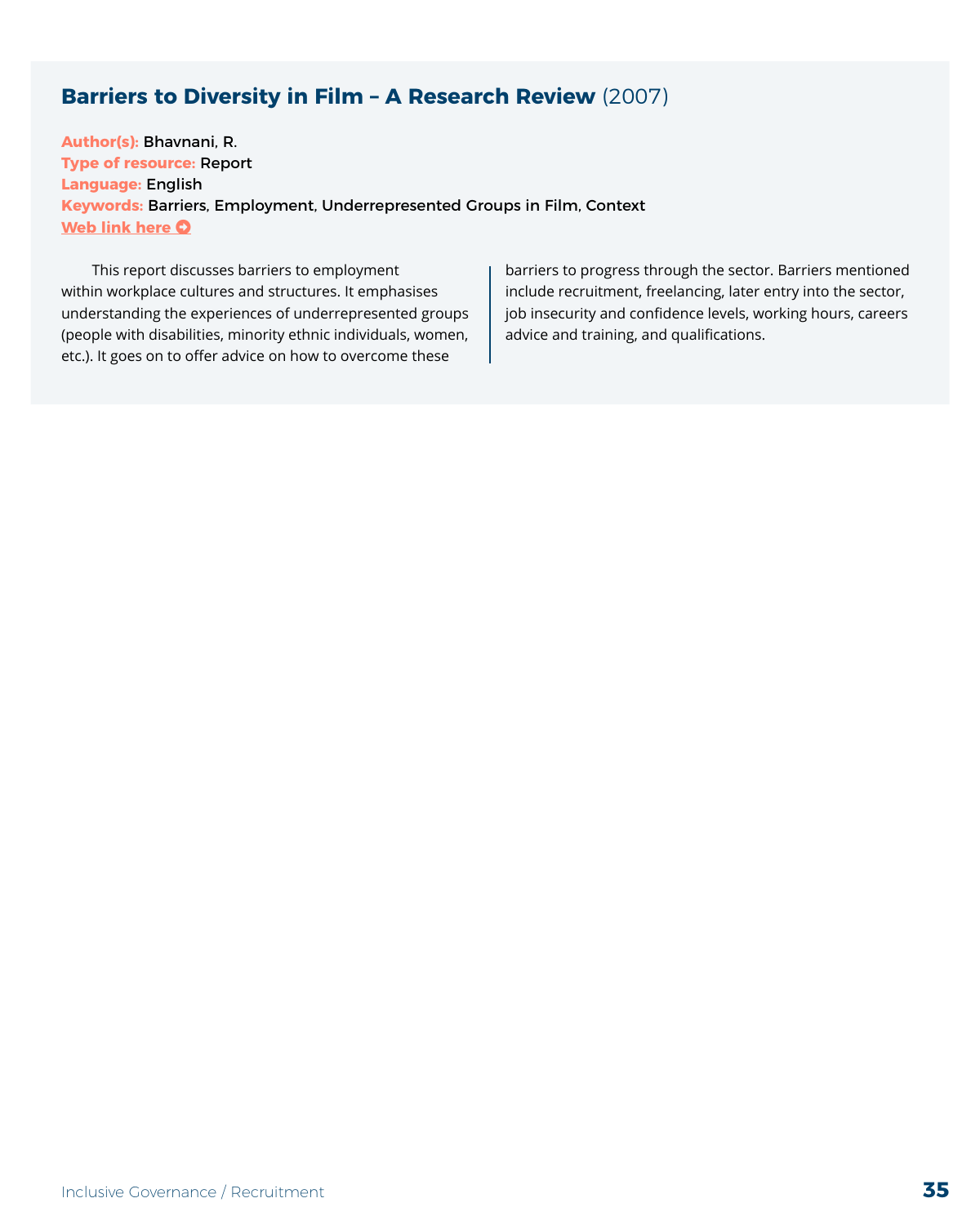## **Barriers to Diversity in Film – A Research Review** (2007)

**Author(s):** Bhavnani, R.
**Type of resource:** Report
**Language:** English
**Keywords:** Barriers, Employment, Underrepresented Groups in Film, Context
**Web link here**

This report discusses barriers to employment within workplace cultures and structures. It emphasises understanding the experiences of underrepresented groups (people with disabilities, minority ethnic individuals, women, etc.). It goes on to offer advice on how to overcome these barriers to progress through the sector. Barriers mentioned include recruitment, freelancing, later entry into the sector, job insecurity and confidence levels, working hours, careers advice and training, and qualifications.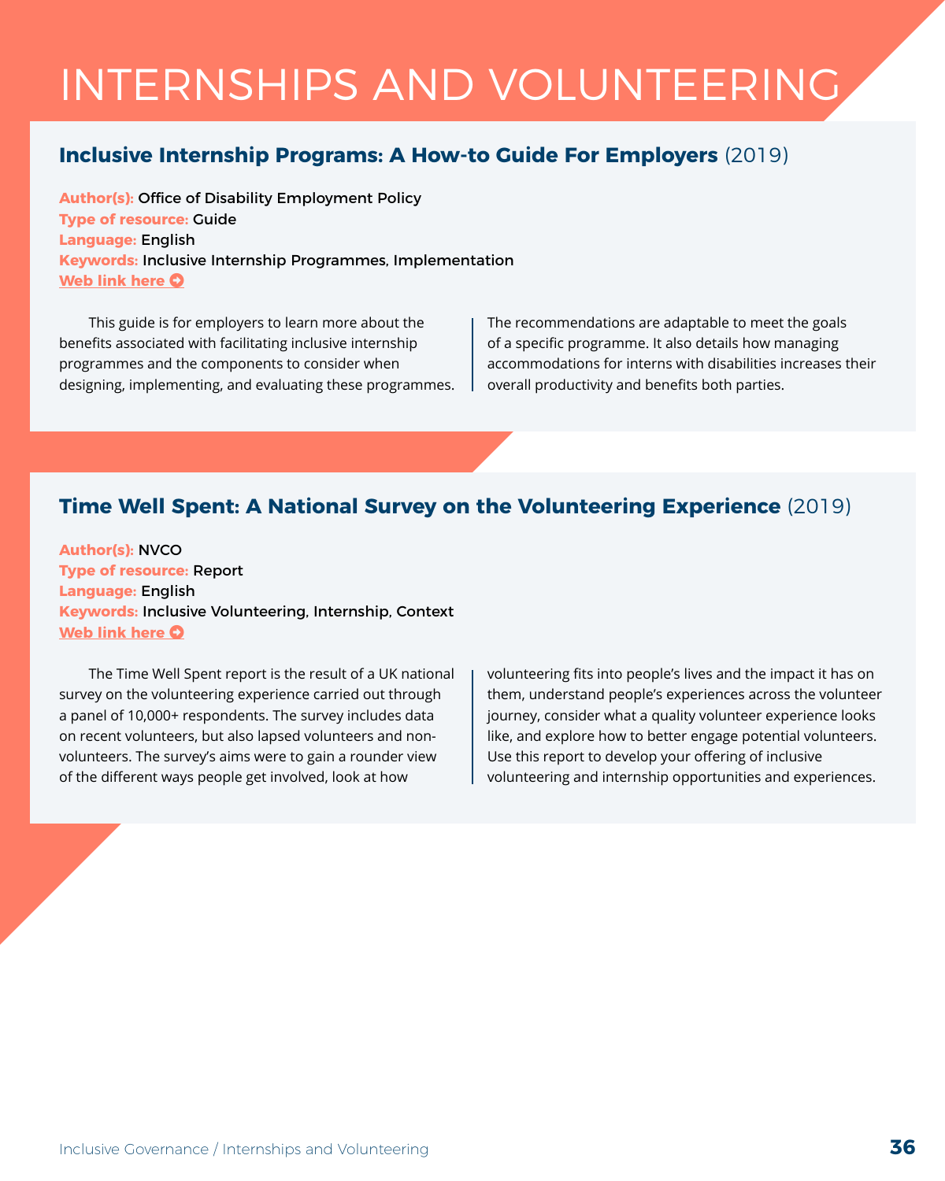# INTERNSHIPS AND VOLUNTEERING

## Inclusive Internship Programs: A How-to Guide For Employers (2019)

**Author(s):** Office of Disability Employment Policy
**Type of resource:** Guide
**Language:** English
**Keywords:** Inclusive Internship Programmes, Implementation
**Web link here**

This guide is for employers to learn more about the benefits associated with facilitating inclusive internship programmes and the components to consider when designing, implementing, and evaluating these programmes. The recommendations are adaptable to meet the goals of a specific programme. It also details how managing accommodations for interns with disabilities increases their overall productivity and benefits both parties.

## Time Well Spent: A National Survey on the Volunteering Experience (2019)

**Author(s):** NVCO
**Type of resource:** Report
**Language:** English
**Keywords:** Inclusive Volunteering, Internship, Context
**Web link here**

The Time Well Spent report is the result of a UK national survey on the volunteering experience carried out through a panel of 10,000+ respondents. The survey includes data on recent volunteers, but also lapsed volunteers and non-volunteers. The survey's aims were to gain a rounder view of the different ways people get involved, look at how volunteering fits into people's lives and the impact it has on them, understand people's experiences across the volunteer journey, consider what a quality volunteer experience looks like, and explore how to better engage potential volunteers. Use this report to develop your offering of inclusive volunteering and internship opportunities and experiences.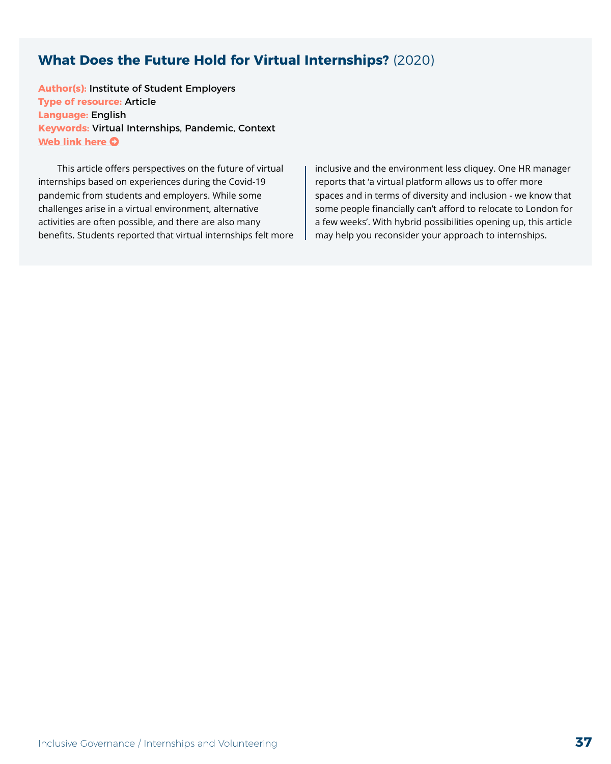## What Does the Future Hold for Virtual Internships? (2020)

**Author(s):** Institute of Student Employers
**Type of resource:** Article
**Language:** English
**Keywords:** Virtual Internships, Pandemic, Context
**Web link here**

This article offers perspectives on the future of virtual internships based on experiences during the Covid-19 pandemic from students and employers. While some challenges arise in a virtual environment, alternative activities are often possible, and there are also many benefits. Students reported that virtual internships felt more inclusive and the environment less cliquey. One HR manager reports that 'a virtual platform allows us to offer more spaces and in terms of diversity and inclusion - we know that some people financially can't afford to relocate to London for a few weeks'. With hybrid possibilities opening up, this article may help you reconsider your approach to internships.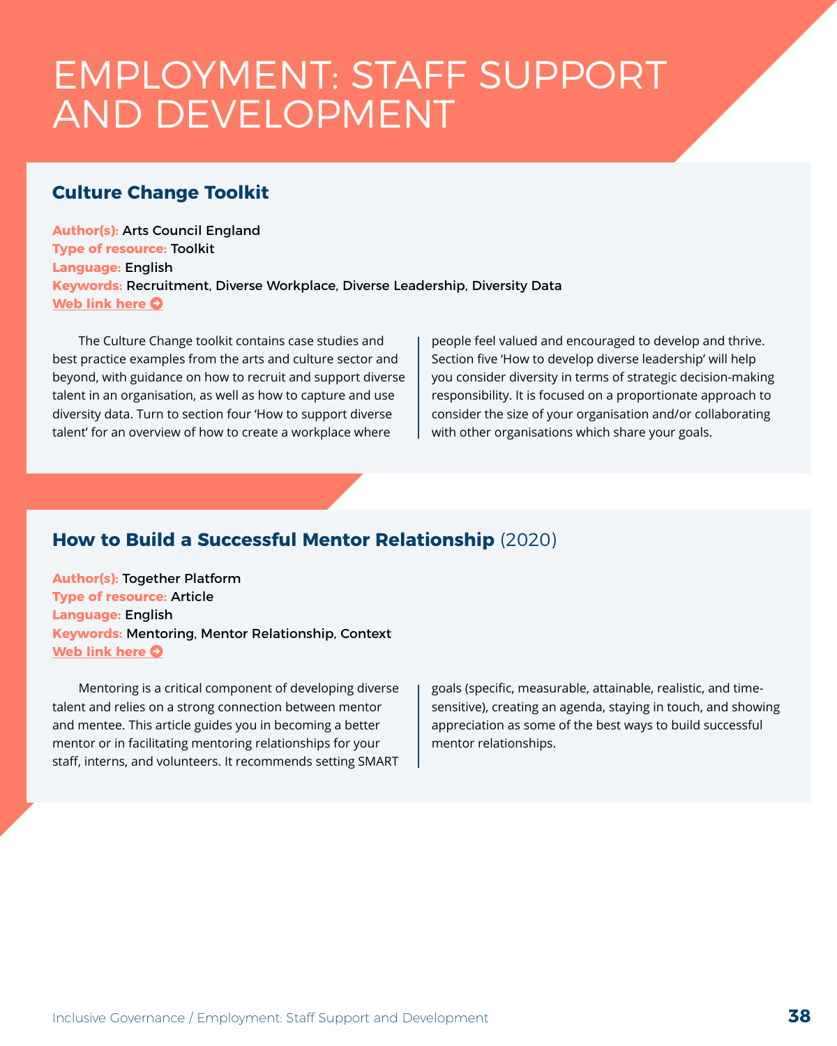# EMPLOYMENT: STAFF SUPPORT AND DEVELOPMENT

## Culture Change Toolkit

**Author(s):** Arts Council England
**Type of resource:** Toolkit
**Language:** English
**Keywords:** Recruitment, Diverse Workplace, Diverse Leadership, Diversity Data
**Web link here**

The Culture Change toolkit contains case studies and best practice examples from the arts and culture sector and beyond, with guidance on how to recruit and support diverse talent in an organisation, as well as how to capture and use diversity data. Turn to section four 'How to support diverse talent' for an overview of how to create a workplace where people feel valued and encouraged to develop and thrive. Section five 'How to develop diverse leadership' will help you consider diversity in terms of strategic decision-making responsibility. It is focused on a proportionate approach to consider the size of your organisation and/or collaborating with other organisations which share your goals.

## How to Build a Successful Mentor Relationship (2020)

**Author(s):** Together Platform
**Type of resource:** Article
**Language:** English
**Keywords:** Mentoring, Mentor Relationship, Context
**Web link here**

Mentoring is a critical component of developing diverse talent and relies on a strong connection between mentor and mentee. This article guides you in becoming a better mentor or in facilitating mentoring relationships for your staff, interns, and volunteers. It recommends setting SMART goals (specific, measurable, attainable, realistic, and time-sensitive), creating an agenda, staying in touch, and showing appreciation as some of the best ways to build successful mentor relationships.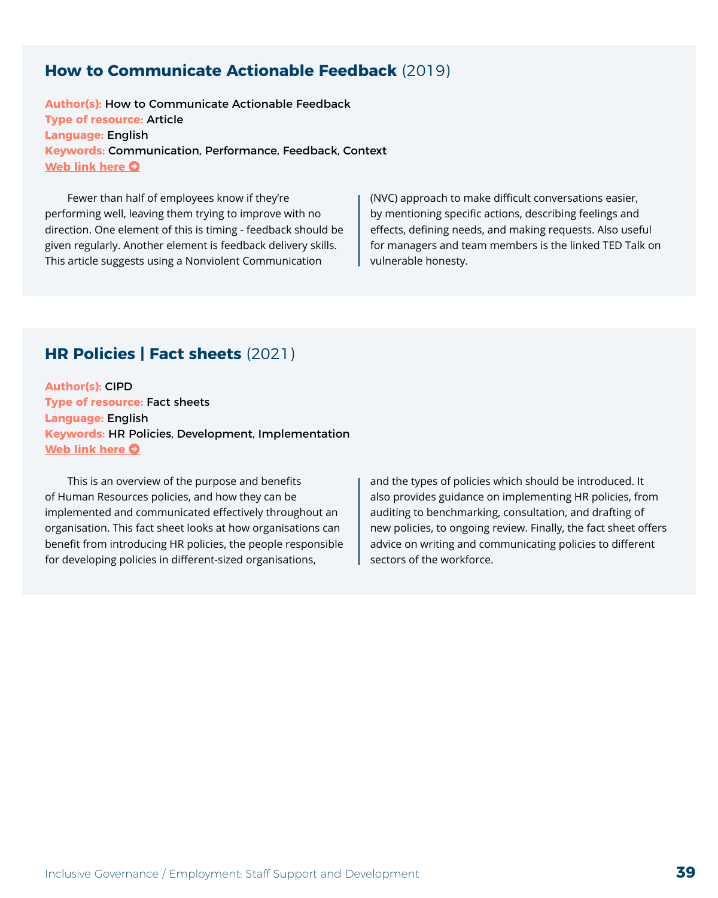## **How to Communicate Actionable Feedback** (2019)

**Author(s):** How to Communicate Actionable Feedback
**Type of resource:** Article
**Language:** English
**Keywords:** Communication, Performance, Feedback, Context
**Web link here**

Fewer than half of employees know if they're performing well, leaving them trying to improve with no direction. One element of this is timing - feedback should be given regularly. Another element is feedback delivery skills. This article suggests using a Nonviolent Communication (NVC) approach to make difficult conversations easier, by mentioning specific actions, describing feelings and effects, defining needs, and making requests. Also useful for managers and team members is the linked TED Talk on vulnerable honesty.

## **HR Policies | Fact sheets** (2021)

**Author(s):** CIPD
**Type of resource:** Fact sheets
**Language:** English
**Keywords:** HR Policies, Development, Implementation
**Web link here**

This is an overview of the purpose and benefits of Human Resources policies, and how they can be implemented and communicated effectively throughout an organisation. This fact sheet looks at how organisations can benefit from introducing HR policies, the people responsible for developing policies in different-sized organisations, and the types of policies which should be introduced. It also provides guidance on implementing HR policies, from auditing to benchmarking, consultation, and drafting of new policies, to ongoing review. Finally, the fact sheet offers advice on writing and communicating policies to different sectors of the workforce.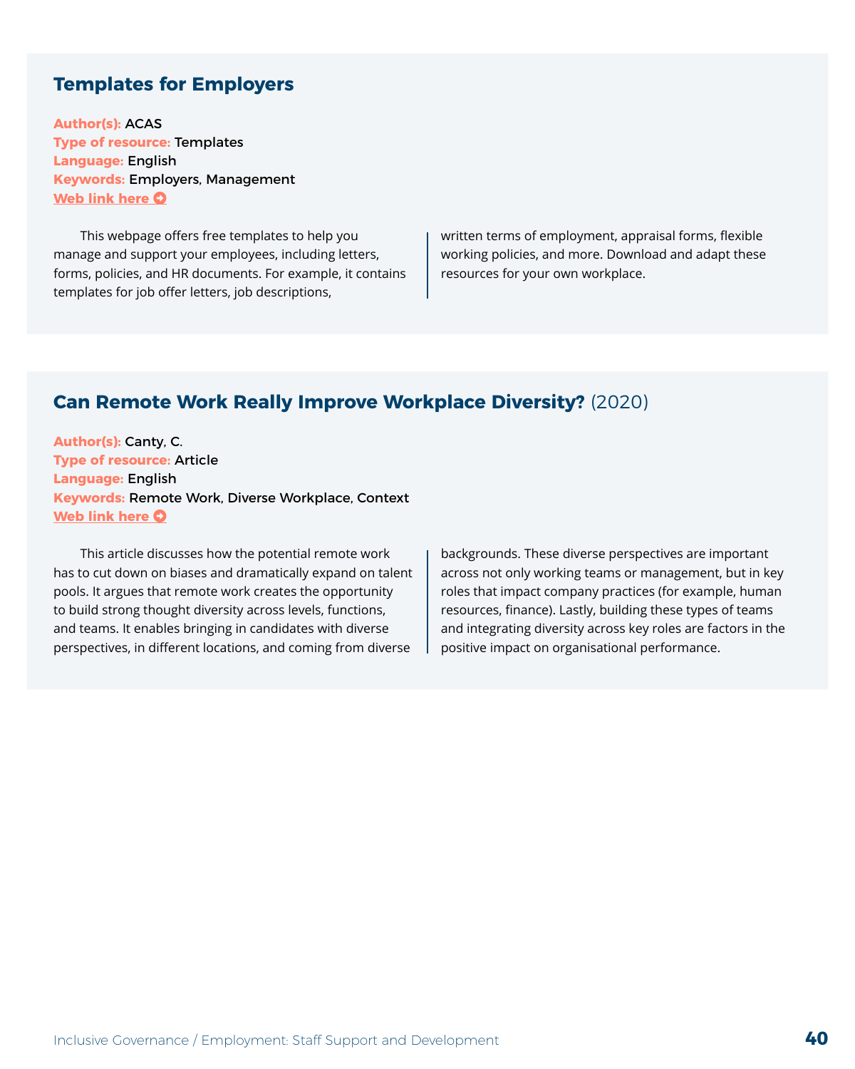## Templates for Employers

**Author(s):** ACAS
**Type of resource:** Templates
**Language:** English
**Keywords:** Employers, Management
**Web link here**

This webpage offers free templates to help you manage and support your employees, including letters, forms, policies, and HR documents. For example, it contains templates for job offer letters, job descriptions, written terms of employment, appraisal forms, flexible working policies, and more. Download and adapt these resources for your own workplace.

## Can Remote Work Really Improve Workplace Diversity? (2020)

**Author(s):** Canty, C.
**Type of resource:** Article
**Language:** English
**Keywords:** Remote Work, Diverse Workplace, Context
**Web link here**

This article discusses how the potential remote work has to cut down on biases and dramatically expand on talent pools. It argues that remote work creates the opportunity to build strong thought diversity across levels, functions, and teams. It enables bringing in candidates with diverse perspectives, in different locations, and coming from diverse backgrounds. These diverse perspectives are important across not only working teams or management, but in key roles that impact company practices (for example, human resources, finance). Lastly, building these types of teams and integrating diversity across key roles are factors in the positive impact on organisational performance.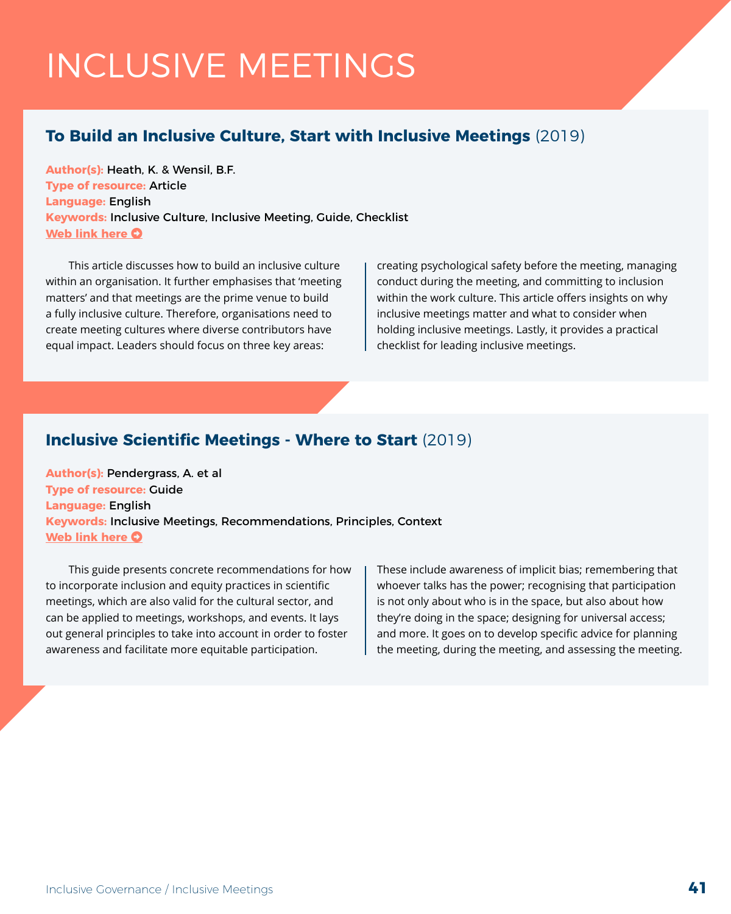# INCLUSIVE MEETINGS

## To Build an Inclusive Culture, Start with Inclusive Meetings (2019)

**Author(s):** Heath, K. & Wensil, B.F.
**Type of resource:** Article
**Language:** English
**Keywords:** Inclusive Culture, Inclusive Meeting, Guide, Checklist
**Web link here**

This article discusses how to build an inclusive culture within an organisation. It further emphasises that 'meeting matters' and that meetings are the prime venue to build a fully inclusive culture. Therefore, organisations need to create meeting cultures where diverse contributors have equal impact. Leaders should focus on three key areas: creating psychological safety before the meeting, managing conduct during the meeting, and committing to inclusion within the work culture. This article offers insights on why inclusive meetings matter and what to consider when holding inclusive meetings. Lastly, it provides a practical checklist for leading inclusive meetings.

## Inclusive Scientific Meetings - Where to Start (2019)

**Author(s):** Pendergrass, A. et al
**Type of resource:** Guide
**Language:** English
**Keywords:** Inclusive Meetings, Recommendations, Principles, Context
**Web link here**

This guide presents concrete recommendations for how to incorporate inclusion and equity practices in scientific meetings, which are also valid for the cultural sector, and can be applied to meetings, workshops, and events. It lays out general principles to take into account in order to foster awareness and facilitate more equitable participation. These include awareness of implicit bias; remembering that whoever talks has the power; recognising that participation is not only about who is in the space, but also about how they're doing in the space; designing for universal access; and more. It goes on to develop specific advice for planning the meeting, during the meeting, and assessing the meeting.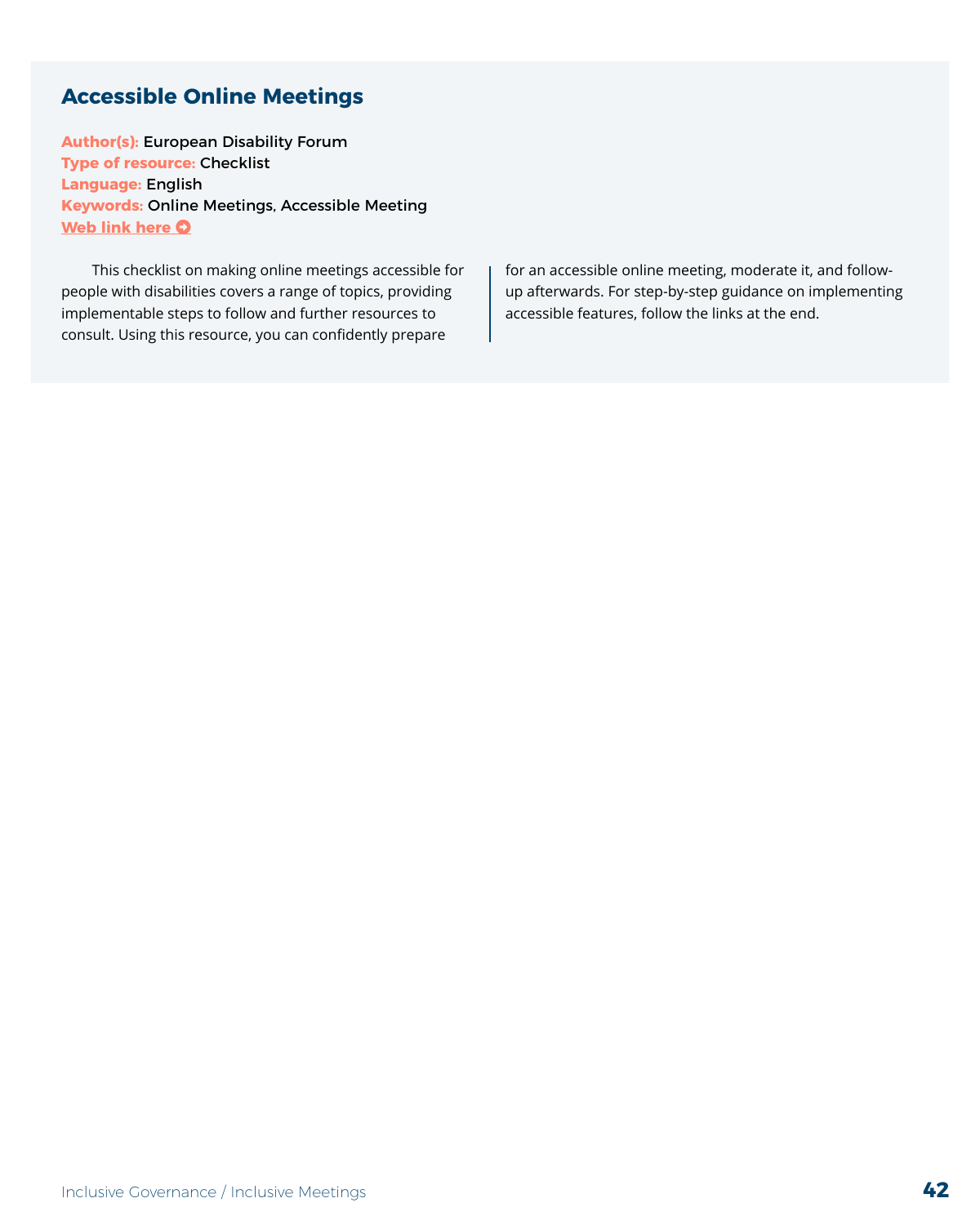## Accessible Online Meetings

**Author(s):** European Disability Forum
**Type of resource:** Checklist
**Language:** English
**Keywords:** Online Meetings, Accessible Meeting
**Web link here**

This checklist on making online meetings accessible for people with disabilities covers a range of topics, providing implementable steps to follow and further resources to consult. Using this resource, you can confidently prepare for an accessible online meeting, moderate it, and follow-up afterwards. For step-by-step guidance on implementing accessible features, follow the links at the end.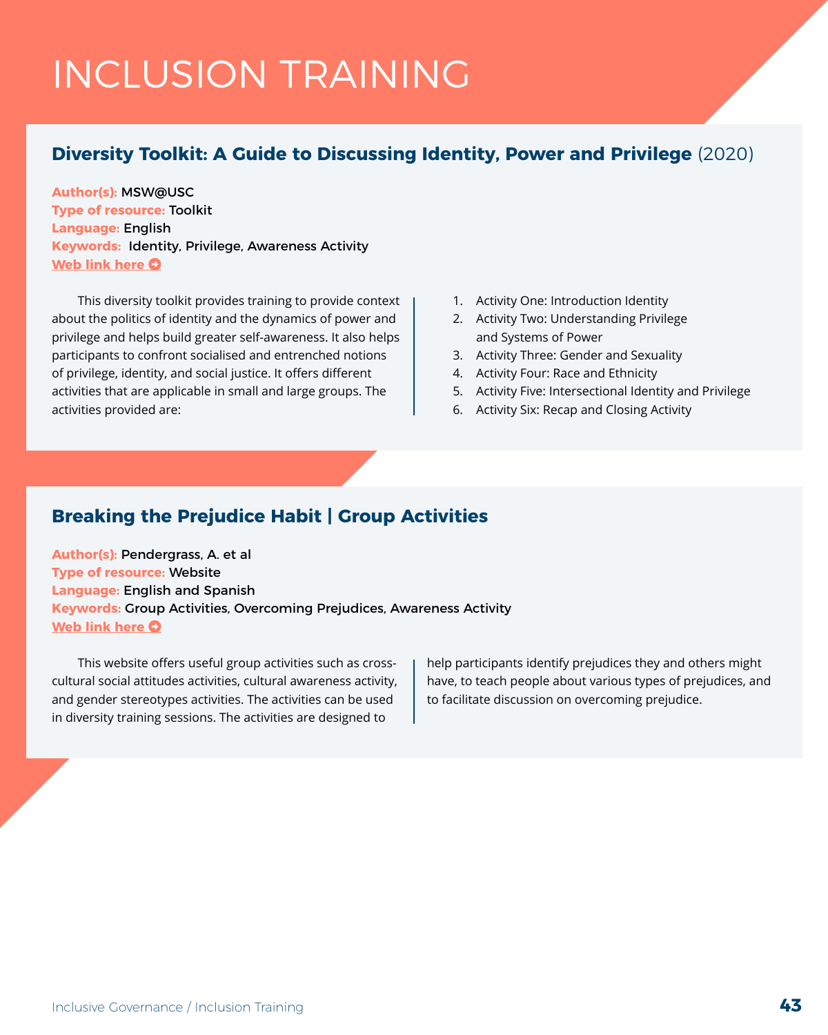# INCLUSION TRAINING

## Diversity Toolkit: A Guide to Discussing Identity, Power and Privilege (2020)

**Author(s):** MSW@USC
**Type of resource:** Toolkit
**Language:** English
**Keywords:** Identity, Privilege, Awareness Activity
**Web link here**

This diversity toolkit provides training to provide context about the politics of identity and the dynamics of power and privilege and helps build greater self-awareness. It also helps participants to confront socialised and entrenched notions of privilege, identity, and social justice. It offers different activities that are applicable in small and large groups. The activities provided are:

1. Activity One: Introduction Identity
2. Activity Two: Understanding Privilege and Systems of Power
3. Activity Three: Gender and Sexuality
4. Activity Four: Race and Ethnicity
5. Activity Five: Intersectional Identity and Privilege
6. Activity Six: Recap and Closing Activity

## Breaking the Prejudice Habit | Group Activities

**Author(s):** Pendergrass, A. et al
**Type of resource:** Website
**Language:** English and Spanish
**Keywords:** Group Activities, Overcoming Prejudices, Awareness Activity
**Web link here**

This website offers useful group activities such as cross-cultural social attitudes activities, cultural awareness activity, and gender stereotypes activities. The activities can be used in diversity training sessions. The activities are designed to help participants identify prejudices they and others might have, to teach people about various types of prejudices, and to facilitate discussion on overcoming prejudice.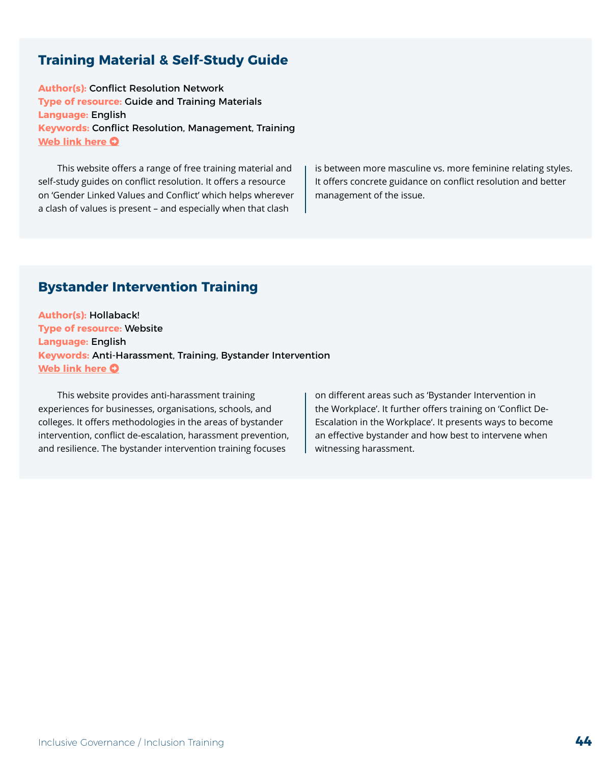## Training Material & Self-Study Guide

**Author(s):** Conflict Resolution Network
**Type of resource:** Guide and Training Materials
**Language:** English
**Keywords:** Conflict Resolution, Management, Training
**Web link here**

This website offers a range of free training material and self-study guides on conflict resolution. It offers a resource on 'Gender Linked Values and Conflict' which helps wherever a clash of values is present – and especially when that clash is between more masculine vs. more feminine relating styles. It offers concrete guidance on conflict resolution and better management of the issue.

## Bystander Intervention Training

**Author(s):** Hollaback!
**Type of resource:** Website
**Language:** English
**Keywords:** Anti-Harassment, Training, Bystander Intervention
**Web link here**

This website provides anti-harassment training experiences for businesses, organisations, schools, and colleges. It offers methodologies in the areas of bystander intervention, conflict de-escalation, harassment prevention, and resilience. The bystander intervention training focuses on different areas such as 'Bystander Intervention in the Workplace'. It further offers training on 'Conflict De-Escalation in the Workplace'. It presents ways to become an effective bystander and how best to intervene when witnessing harassment.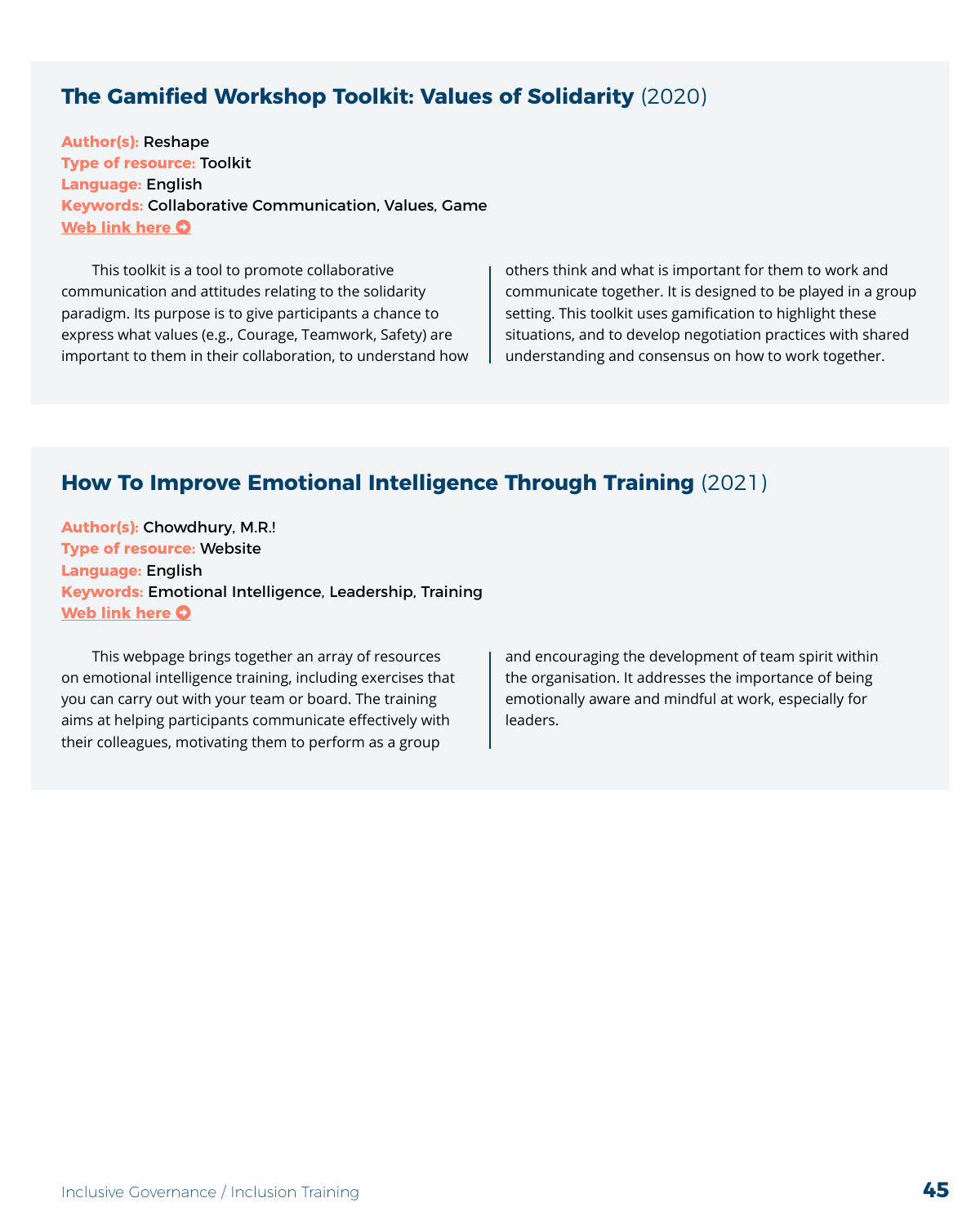## The Gamified Workshop Toolkit: Values of Solidarity (2020)

**Author(s):** Reshape
**Type of resource:** Toolkit
**Language:** English
**Keywords:** Collaborative Communication, Values, Game
**Web link here**

This toolkit is a tool to promote collaborative communication and attitudes relating to the solidarity paradigm. Its purpose is to give participants a chance to express what values (e.g., Courage, Teamwork, Safety) are important to them in their collaboration, to understand how others think and what is important for them to work and communicate together. It is designed to be played in a group setting. This toolkit uses gamification to highlight these situations, and to develop negotiation practices with shared understanding and consensus on how to work together.

## How To Improve Emotional Intelligence Through Training (2021)

**Author(s):** Chowdhury, M.R.!
**Type of resource:** Website
**Language:** English
**Keywords:** Emotional Intelligence, Leadership, Training
**Web link here**

This webpage brings together an array of resources on emotional intelligence training, including exercises that you can carry out with your team or board. The training aims at helping participants communicate effectively with their colleagues, motivating them to perform as a group and encouraging the development of team spirit within the organisation. It addresses the importance of being emotionally aware and mindful at work, especially for leaders.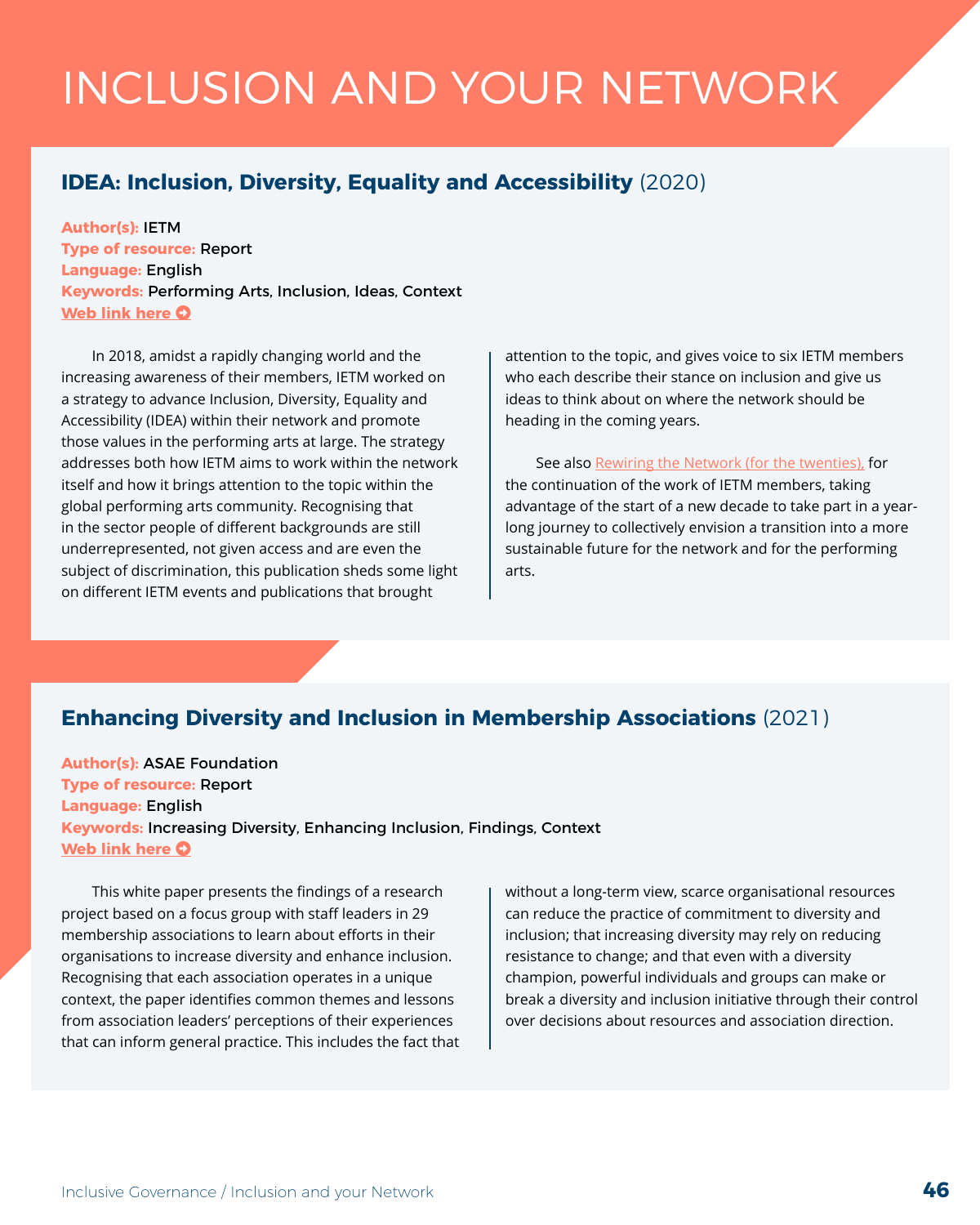# INCLUSION AND YOUR NETWORK

## **IDEA: Inclusion, Diversity, Equality and Accessibility** (2020)

**Author(s):** IETM
**Type of resource:** Report
**Language:** English
**Keywords:** Performing Arts, Inclusion, Ideas, Context
**Web link here**

In 2018, amidst a rapidly changing world and the increasing awareness of their members, IETM worked on a strategy to advance Inclusion, Diversity, Equality and Accessibility (IDEA) within their network and promote those values in the performing arts at large. The strategy addresses both how IETM aims to work within the network itself and how it brings attention to the topic within the global performing arts community. Recognising that in the sector people of different backgrounds are still underrepresented, not given access and are even the subject of discrimination, this publication sheds some light on different IETM events and publications that brought attention to the topic, and gives voice to six IETM members who each describe their stance on inclusion and give us ideas to think about on where the network should be heading in the coming years.

See also Rewiring the Network (for the twenties), for the continuation of the work of IETM members, taking advantage of the start of a new decade to take part in a year-long journey to collectively envision a transition into a more sustainable future for the network and for the performing arts.

## **Enhancing Diversity and Inclusion in Membership Associations** (2021)

**Author(s):** ASAE Foundation
**Type of resource:** Report
**Language:** English
**Keywords:** Increasing Diversity, Enhancing Inclusion, Findings, Context
**Web link here**

This white paper presents the findings of a research project based on a focus group with staff leaders in 29 membership associations to learn about efforts in their organisations to increase diversity and enhance inclusion. Recognising that each association operates in a unique context, the paper identifies common themes and lessons from association leaders' perceptions of their experiences that can inform general practice. This includes the fact that without a long-term view, scarce organisational resources can reduce the practice of commitment to diversity and inclusion; that increasing diversity may rely on reducing resistance to change; and that even with a diversity champion, powerful individuals and groups can make or break a diversity and inclusion initiative through their control over decisions about resources and association direction.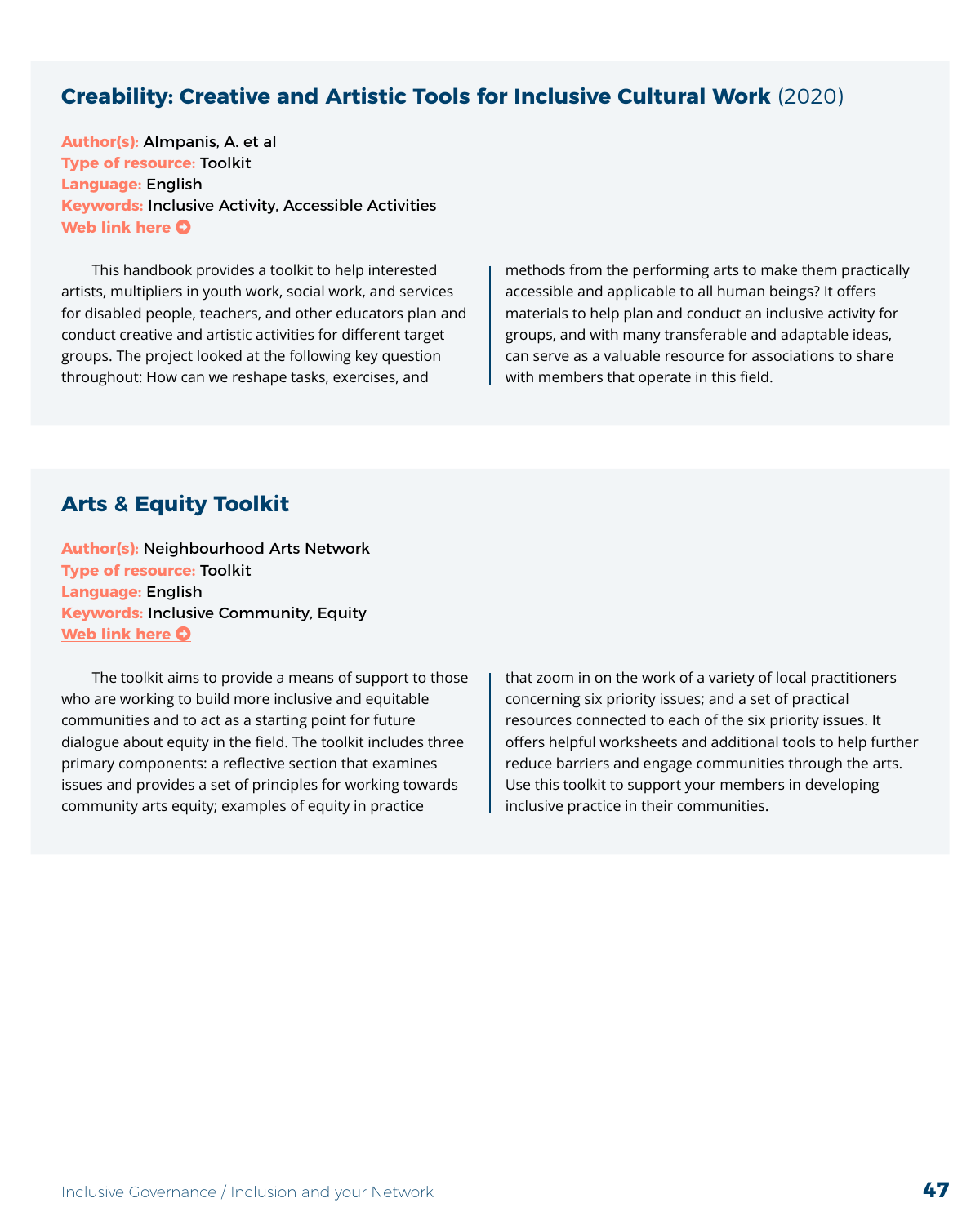## Creability: Creative and Artistic Tools for Inclusive Cultural Work (2020)

**Author(s):** Almpanis, A. et al
**Type of resource:** Toolkit
**Language:** English
**Keywords:** Inclusive Activity, Accessible Activities
**Web link here**

This handbook provides a toolkit to help interested artists, multipliers in youth work, social work, and services for disabled people, teachers, and other educators plan and conduct creative and artistic activities for different target groups. The project looked at the following key question throughout: How can we reshape tasks, exercises, and methods from the performing arts to make them practically accessible and applicable to all human beings? It offers materials to help plan and conduct an inclusive activity for groups, and with many transferable and adaptable ideas, can serve as a valuable resource for associations to share with members that operate in this field.

## Arts & Equity Toolkit

**Author(s):** Neighbourhood Arts Network
**Type of resource:** Toolkit
**Language:** English
**Keywords:** Inclusive Community, Equity
**Web link here**

The toolkit aims to provide a means of support to those who are working to build more inclusive and equitable communities and to act as a starting point for future dialogue about equity in the field. The toolkit includes three primary components: a reflective section that examines issues and provides a set of principles for working towards community arts equity; examples of equity in practice that zoom in on the work of a variety of local practitioners concerning six priority issues; and a set of practical resources connected to each of the six priority issues. It offers helpful worksheets and additional tools to help further reduce barriers and engage communities through the arts. Use this toolkit to support your members in developing inclusive practice in their communities.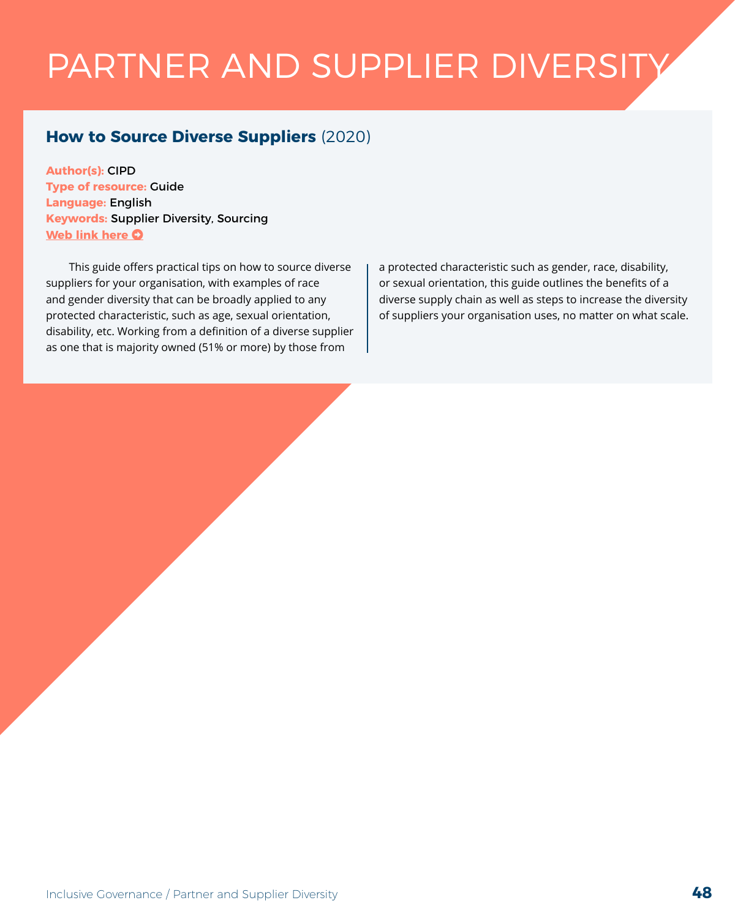# PARTNER AND SUPPLIER DIVERSITY

## How to Source Diverse Suppliers (2020)

**Author(s):** CIPD
**Type of resource:** Guide
**Language:** English
**Keywords:** Supplier Diversity, Sourcing
**Web link here**

This guide offers practical tips on how to source diverse suppliers for your organisation, with examples of race and gender diversity that can be broadly applied to any protected characteristic, such as age, sexual orientation, disability, etc. Working from a definition of a diverse supplier as one that is majority owned (51% or more) by those from a protected characteristic such as gender, race, disability, or sexual orientation, this guide outlines the benefits of a diverse supply chain as well as steps to increase the diversity of suppliers your organisation uses, no matter on what scale.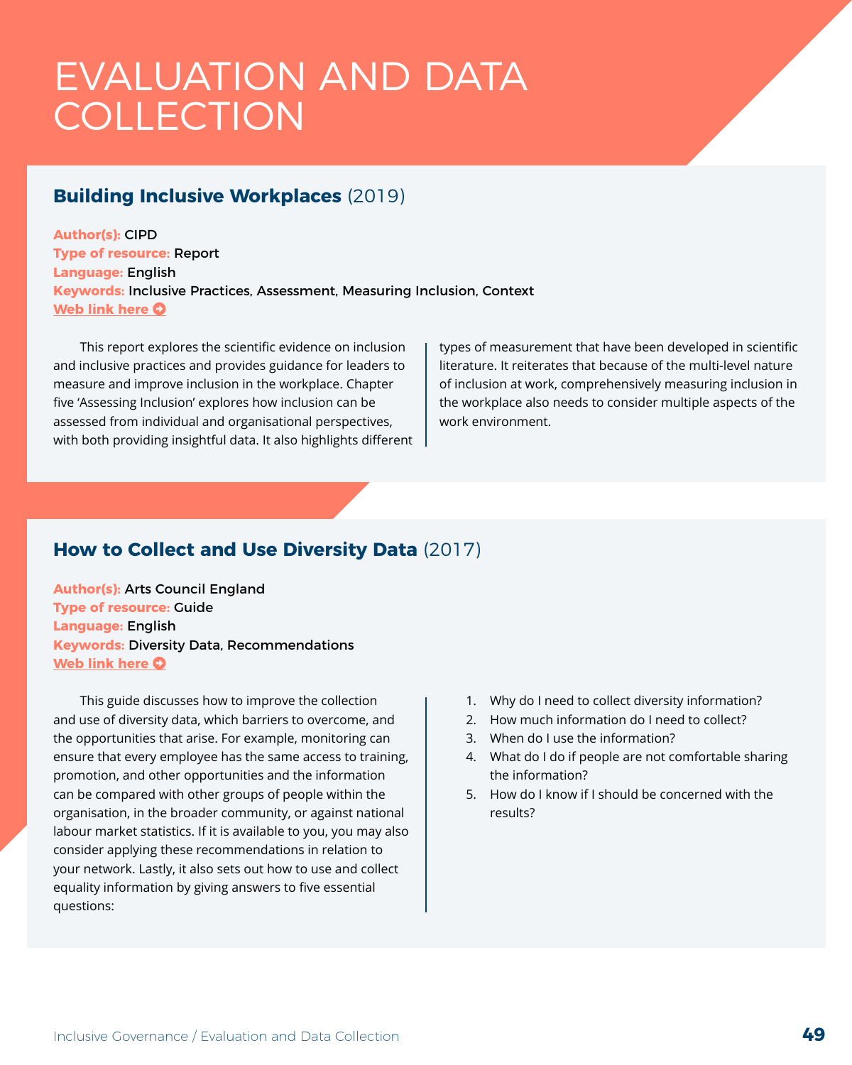# EVALUATION AND DATA COLLECTION

## **Building Inclusive Workplaces** (2019)

**Author(s):** CIPD
**Type of resource:** Report
**Language:** English
**Keywords:** Inclusive Practices, Assessment, Measuring Inclusion, Context
**Web link here**

This report explores the scientific evidence on inclusion and inclusive practices and provides guidance for leaders to measure and improve inclusion in the workplace. Chapter five 'Assessing Inclusion' explores how inclusion can be assessed from individual and organisational perspectives, with both providing insightful data. It also highlights different types of measurement that have been developed in scientific literature. It reiterates that because of the multi-level nature of inclusion at work, comprehensively measuring inclusion in the workplace also needs to consider multiple aspects of the work environment.

## **How to Collect and Use Diversity Data** (2017)

**Author(s):** Arts Council England
**Type of resource:** Guide
**Language:** English
**Keywords:** Diversity Data, Recommendations
**Web link here**

This guide discusses how to improve the collection and use of diversity data, which barriers to overcome, and the opportunities that arise. For example, monitoring can ensure that every employee has the same access to training, promotion, and other opportunities and the information can be compared with other groups of people within the organisation, in the broader community, or against national labour market statistics. If it is available to you, you may also consider applying these recommendations in relation to your network. Lastly, it also sets out how to use and collect equality information by giving answers to five essential questions:

1. Why do I need to collect diversity information?
2. How much information do I need to collect?
3. When do I use the information?
4. What do I do if people are not comfortable sharing the information?
5. How do I know if I should be concerned with the results?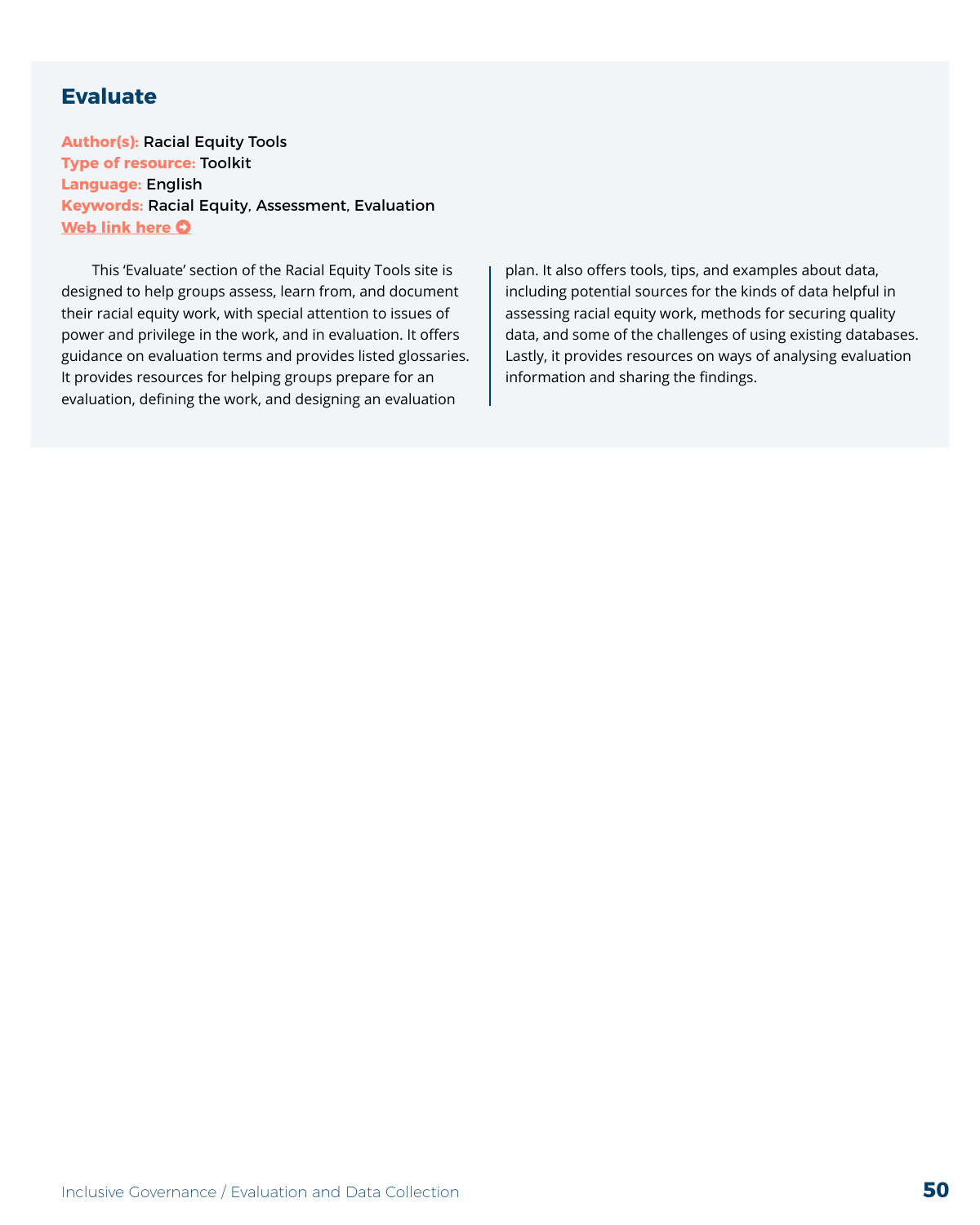## Evaluate

**Author(s):** Racial Equity Tools
**Type of resource:** Toolkit
**Language:** English
**Keywords:** Racial Equity, Assessment, Evaluation
**Web link here**

This 'Evaluate' section of the Racial Equity Tools site is designed to help groups assess, learn from, and document their racial equity work, with special attention to issues of power and privilege in the work, and in evaluation. It offers guidance on evaluation terms and provides listed glossaries. It provides resources for helping groups prepare for an evaluation, defining the work, and designing an evaluation plan. It also offers tools, tips, and examples about data, including potential sources for the kinds of data helpful in assessing racial equity work, methods for securing quality data, and some of the challenges of using existing databases. Lastly, it provides resources on ways of analysing evaluation information and sharing the findings.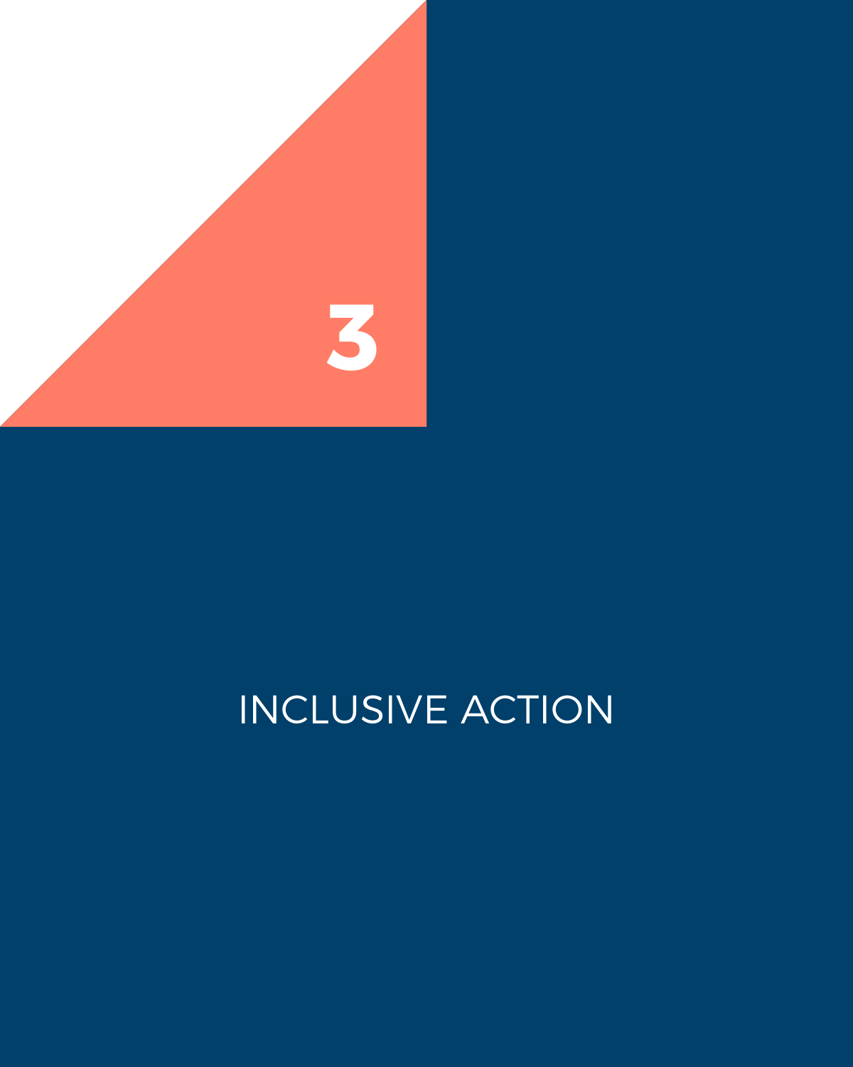# 3

# INCLUSIVE ACTION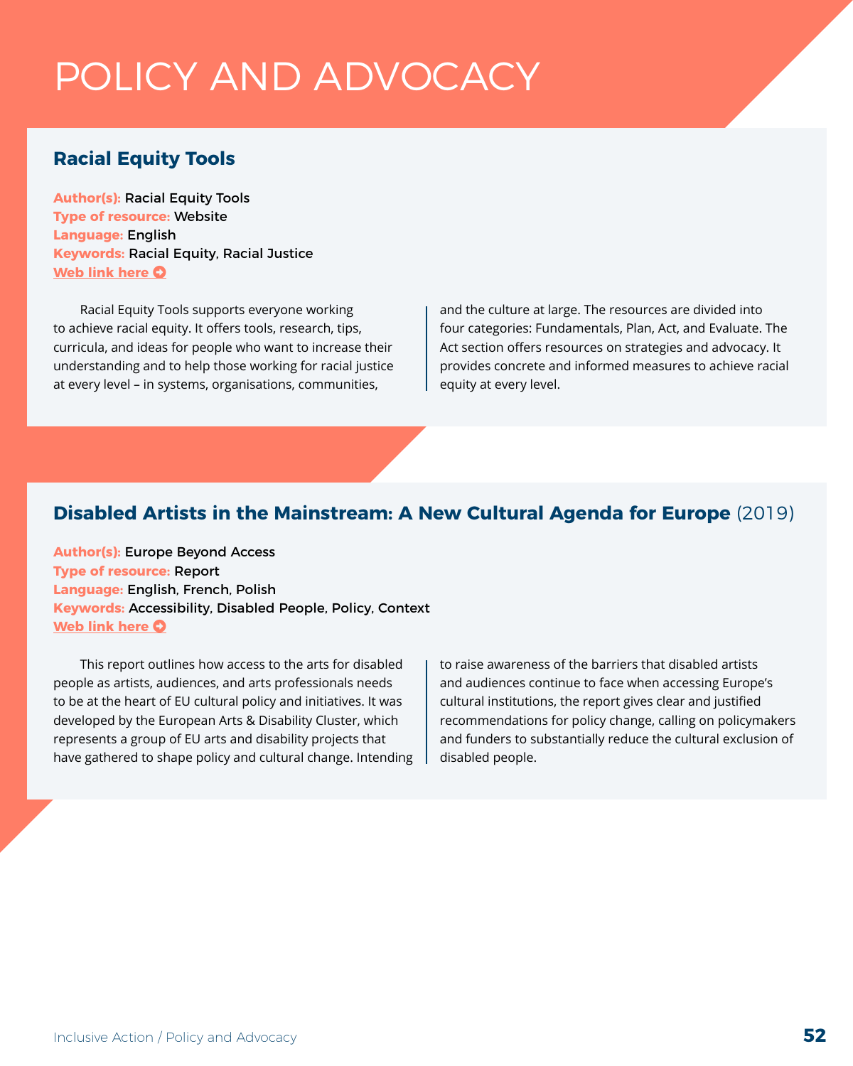# POLICY AND ADVOCACY

## Racial Equity Tools

**Author(s):** Racial Equity Tools
**Type of resource:** Website
**Language:** English
**Keywords:** Racial Equity, Racial Justice
**Web link here**

Racial Equity Tools supports everyone working to achieve racial equity. It offers tools, research, tips, curricula, and ideas for people who want to increase their understanding and to help those working for racial justice at every level – in systems, organisations, communities, and the culture at large. The resources are divided into four categories: Fundamentals, Plan, Act, and Evaluate. The Act section offers resources on strategies and advocacy. It provides concrete and informed measures to achieve racial equity at every level.

## Disabled Artists in the Mainstream: A New Cultural Agenda for Europe (2019)

**Author(s):** Europe Beyond Access
**Type of resource:** Report
**Language:** English, French, Polish
**Keywords:** Accessibility, Disabled People, Policy, Context
**Web link here**

This report outlines how access to the arts for disabled people as artists, audiences, and arts professionals needs to be at the heart of EU cultural policy and initiatives. It was developed by the European Arts & Disability Cluster, which represents a group of EU arts and disability projects that have gathered to shape policy and cultural change. Intending to raise awareness of the barriers that disabled artists and audiences continue to face when accessing Europe's cultural institutions, the report gives clear and justified recommendations for policy change, calling on policymakers and funders to substantially reduce the cultural exclusion of disabled people.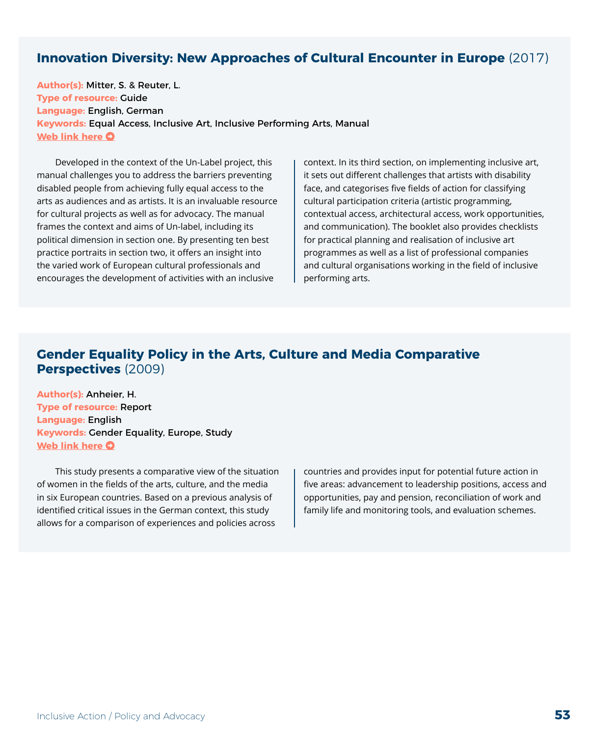## Innovation Diversity: New Approaches of Cultural Encounter in Europe (2017)

**Author(s):** Mitter, S. & Reuter, L.
**Type of resource:** Guide
**Language:** English, German
**Keywords:** Equal Access, Inclusive Art, Inclusive Performing Arts, Manual
**Web link here**

Developed in the context of the Un-Label project, this manual challenges you to address the barriers preventing disabled people from achieving fully equal access to the arts as audiences and as artists. It is an invaluable resource for cultural projects as well as for advocacy. The manual frames the context and aims of Un-label, including its political dimension in section one. By presenting ten best practice portraits in section two, it offers an insight into the varied work of European cultural professionals and encourages the development of activities with an inclusive context. In its third section, on implementing inclusive art, it sets out different challenges that artists with disability face, and categorises five fields of action for classifying cultural participation criteria (artistic programming, contextual access, architectural access, work opportunities, and communication). The booklet also provides checklists for practical planning and realisation of inclusive art programmes as well as a list of professional companies and cultural organisations working in the field of inclusive performing arts.

## Gender Equality Policy in the Arts, Culture and Media Comparative Perspectives (2009)

**Author(s):** Anheier, H.
**Type of resource:** Report
**Language:** English
**Keywords:** Gender Equality, Europe, Study
**Web link here**

This study presents a comparative view of the situation of women in the fields of the arts, culture, and the media in six European countries. Based on a previous analysis of identified critical issues in the German context, this study allows for a comparison of experiences and policies across countries and provides input for potential future action in five areas: advancement to leadership positions, access and opportunities, pay and pension, reconciliation of work and family life and monitoring tools, and evaluation schemes.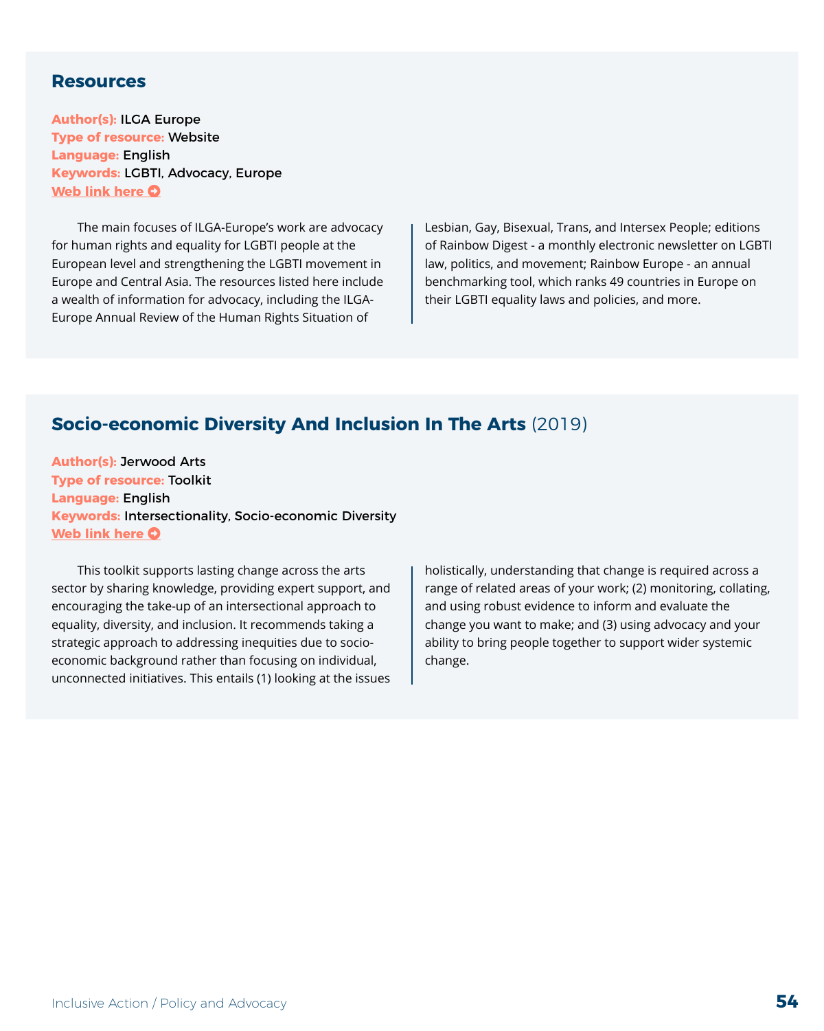## Resources

**Author(s):** ILGA Europe
**Type of resource:** Website
**Language:** English
**Keywords:** LGBTI, Advocacy, Europe
**Web link here**

The main focuses of ILGA-Europe's work are advocacy for human rights and equality for LGBTI people at the European level and strengthening the LGBTI movement in Europe and Central Asia. The resources listed here include a wealth of information for advocacy, including the ILGA-Europe Annual Review of the Human Rights Situation of Lesbian, Gay, Bisexual, Trans, and Intersex People; editions of Rainbow Digest - a monthly electronic newsletter on LGBTI law, politics, and movement; Rainbow Europe - an annual benchmarking tool, which ranks 49 countries in Europe on their LGBTI equality laws and policies, and more.

## Socio-economic Diversity And Inclusion In The Arts (2019)

**Author(s):** Jerwood Arts
**Type of resource:** Toolkit
**Language:** English
**Keywords:** Intersectionality, Socio-economic Diversity
**Web link here**

This toolkit supports lasting change across the arts sector by sharing knowledge, providing expert support, and encouraging the take-up of an intersectional approach to equality, diversity, and inclusion. It recommends taking a strategic approach to addressing inequities due to socio-economic background rather than focusing on individual, unconnected initiatives. This entails (1) looking at the issues holistically, understanding that change is required across a range of related areas of your work; (2) monitoring, collating, and using robust evidence to inform and evaluate the change you want to make; and (3) using advocacy and your ability to bring people together to support wider systemic change.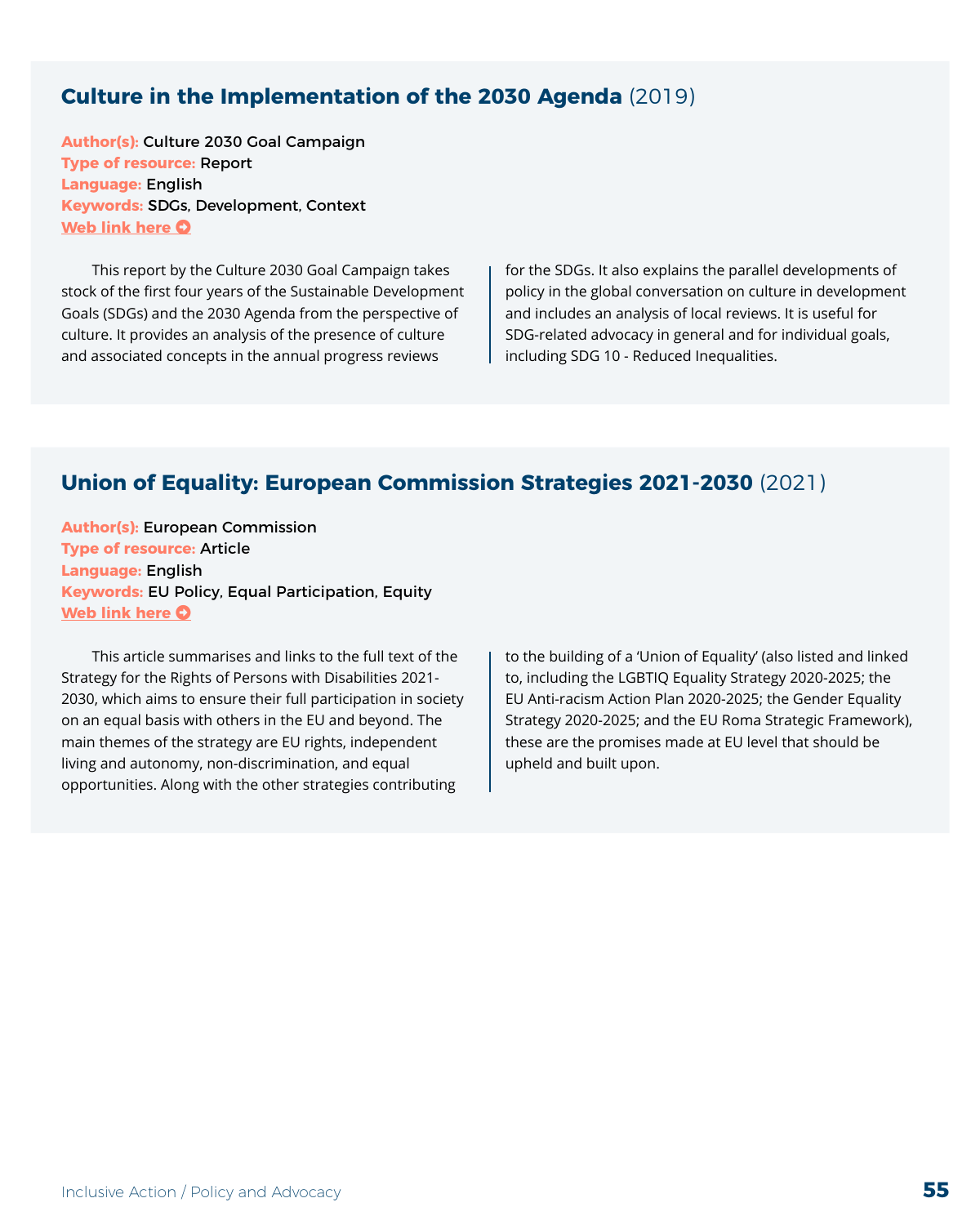## Culture in the Implementation of the 2030 Agenda (2019)

**Author(s):** Culture 2030 Goal Campaign
**Type of resource:** Report
**Language:** English
**Keywords:** SDGs, Development, Context
**Web link here**

This report by the Culture 2030 Goal Campaign takes stock of the first four years of the Sustainable Development Goals (SDGs) and the 2030 Agenda from the perspective of culture. It provides an analysis of the presence of culture and associated concepts in the annual progress reviews for the SDGs. It also explains the parallel developments of policy in the global conversation on culture in development and includes an analysis of local reviews. It is useful for SDG-related advocacy in general and for individual goals, including SDG 10 - Reduced Inequalities.

## Union of Equality: European Commission Strategies 2021-2030 (2021)

**Author(s):** European Commission
**Type of resource:** Article
**Language:** English
**Keywords:** EU Policy, Equal Participation, Equity
**Web link here**

This article summarises and links to the full text of the Strategy for the Rights of Persons with Disabilities 2021-2030, which aims to ensure their full participation in society on an equal basis with others in the EU and beyond. The main themes of the strategy are EU rights, independent living and autonomy, non-discrimination, and equal opportunities. Along with the other strategies contributing to the building of a 'Union of Equality' (also listed and linked to, including the LGBTIQ Equality Strategy 2020-2025; the EU Anti-racism Action Plan 2020-2025; the Gender Equality Strategy 2020-2025; and the EU Roma Strategic Framework), these are the promises made at EU level that should be upheld and built upon.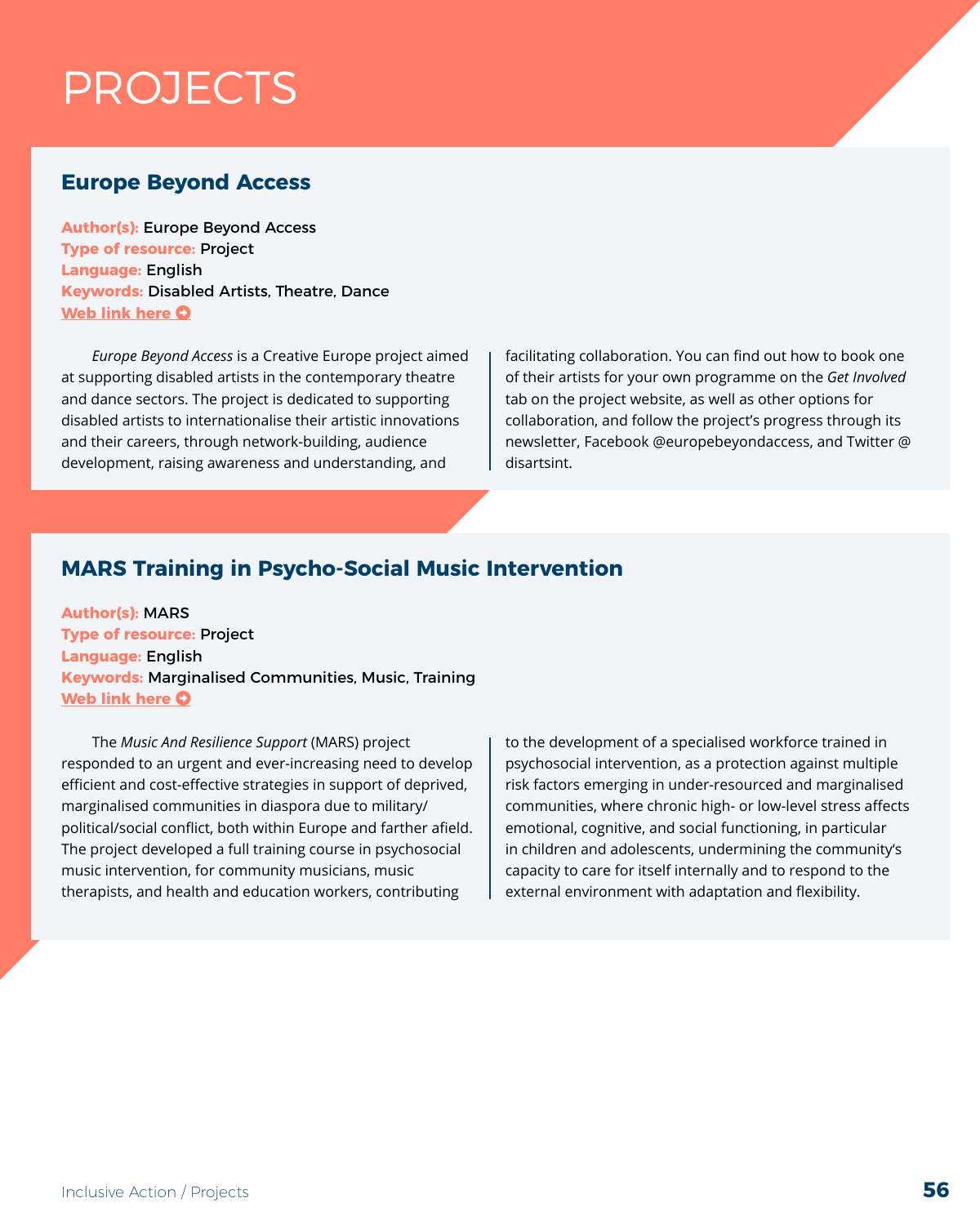# PROJECTS

## Europe Beyond Access

**Author(s):** Europe Beyond Access
**Type of resource:** Project
**Language:** English
**Keywords:** Disabled Artists, Theatre, Dance
**Web link here**

*Europe Beyond Access* is a Creative Europe project aimed at supporting disabled artists in the contemporary theatre and dance sectors. The project is dedicated to supporting disabled artists to internationalise their artistic innovations and their careers, through network-building, audience development, raising awareness and understanding, and facilitating collaboration. You can find out how to book one of their artists for your own programme on the *Get Involved* tab on the project website, as well as other options for collaboration, and follow the project's progress through its newsletter, Facebook @europebeyondaccess, and Twitter @ disartsint.

## MARS Training in Psycho-Social Music Intervention

**Author(s):** MARS
**Type of resource:** Project
**Language:** English
**Keywords:** Marginalised Communities, Music, Training
**Web link here**

The *Music And Resilience Support* (MARS) project responded to an urgent and ever-increasing need to develop efficient and cost-effective strategies in support of deprived, marginalised communities in diaspora due to military/ political/social conflict, both within Europe and farther afield. The project developed a full training course in psychosocial music intervention, for community musicians, music therapists, and health and education workers, contributing to the development of a specialised workforce trained in psychosocial intervention, as a protection against multiple risk factors emerging in under-resourced and marginalised communities, where chronic high- or low-level stress affects emotional, cognitive, and social functioning, in particular in children and adolescents, undermining the community's capacity to care for itself internally and to respond to the external environment with adaptation and flexibility.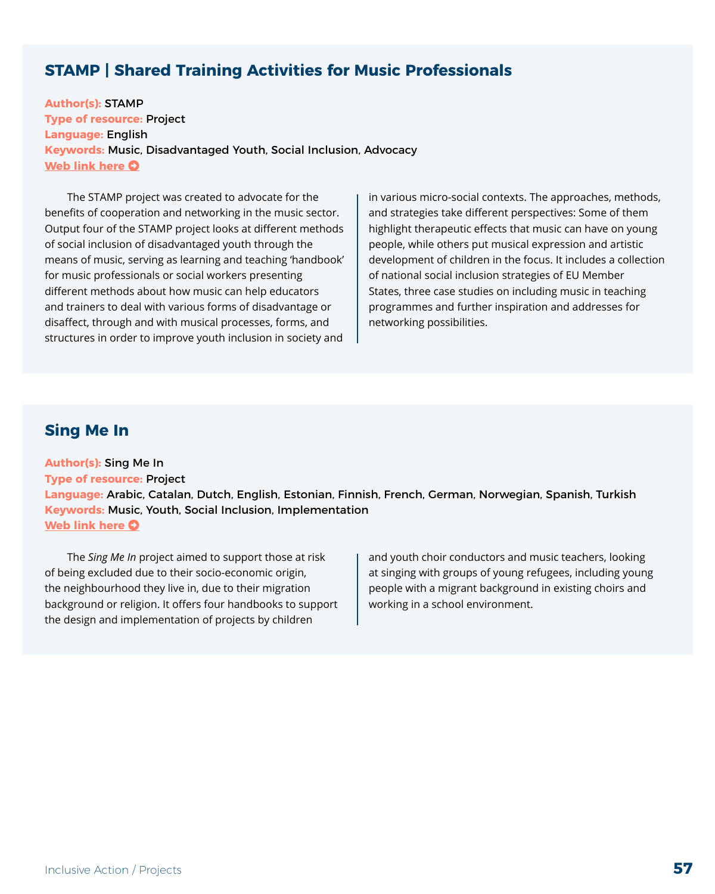## STAMP | Shared Training Activities for Music Professionals

**Author(s):** STAMP
**Type of resource:** Project
**Language:** English
**Keywords:** Music, Disadvantaged Youth, Social Inclusion, Advocacy
**Web link here**

The STAMP project was created to advocate for the benefits of cooperation and networking in the music sector. Output four of the STAMP project looks at different methods of social inclusion of disadvantaged youth through the means of music, serving as learning and teaching 'handbook' for music professionals or social workers presenting different methods about how music can help educators and trainers to deal with various forms of disadvantage or disaffect, through and with musical processes, forms, and structures in order to improve youth inclusion in society and in various micro-social contexts. The approaches, methods, and strategies take different perspectives: Some of them highlight therapeutic effects that music can have on young people, while others put musical expression and artistic development of children in the focus. It includes a collection of national social inclusion strategies of EU Member States, three case studies on including music in teaching programmes and further inspiration and addresses for networking possibilities.

## Sing Me In

**Author(s):** Sing Me In
**Type of resource:** Project
**Language:** Arabic, Catalan, Dutch, English, Estonian, Finnish, French, German, Norwegian, Spanish, Turkish
**Keywords:** Music, Youth, Social Inclusion, Implementation
**Web link here**

The *Sing Me In* project aimed to support those at risk of being excluded due to their socio-economic origin, the neighbourhood they live in, due to their migration background or religion. It offers four handbooks to support the design and implementation of projects by children and youth choir conductors and music teachers, looking at singing with groups of young refugees, including young people with a migrant background in existing choirs and working in a school environment.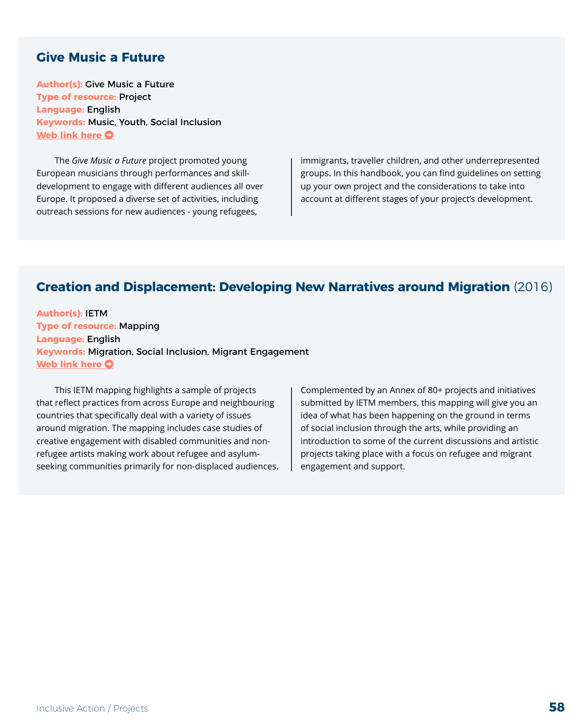## Give Music a Future

**Author(s):** Give Music a Future
**Type of resource:** Project
**Language:** English
**Keywords:** Music, Youth, Social Inclusion
**Web link here**

The *Give Music a Future* project promoted young European musicians through performances and skill-development to engage with different audiences all over Europe. It proposed a diverse set of activities, including outreach sessions for new audiences - young refugees, immigrants, traveller children, and other underrepresented groups. In this handbook, you can find guidelines on setting up your own project and the considerations to take into account at different stages of your project's development.

## Creation and Displacement: Developing New Narratives around Migration (2016)

**Author(s):** IETM
**Type of resource:** Mapping
**Language:** English
**Keywords:** Migration, Social Inclusion, Migrant Engagement
**Web link here**

This IETM mapping highlights a sample of projects that reflect practices from across Europe and neighbouring countries that specifically deal with a variety of issues around migration. The mapping includes case studies of creative engagement with disabled communities and non-refugee artists making work about refugee and asylum-seeking communities primarily for non-displaced audiences. Complemented by an Annex of 80+ projects and initiatives submitted by IETM members, this mapping will give you an idea of what has been happening on the ground in terms of social inclusion through the arts, while providing an introduction to some of the current discussions and artistic projects taking place with a focus on refugee and migrant engagement and support.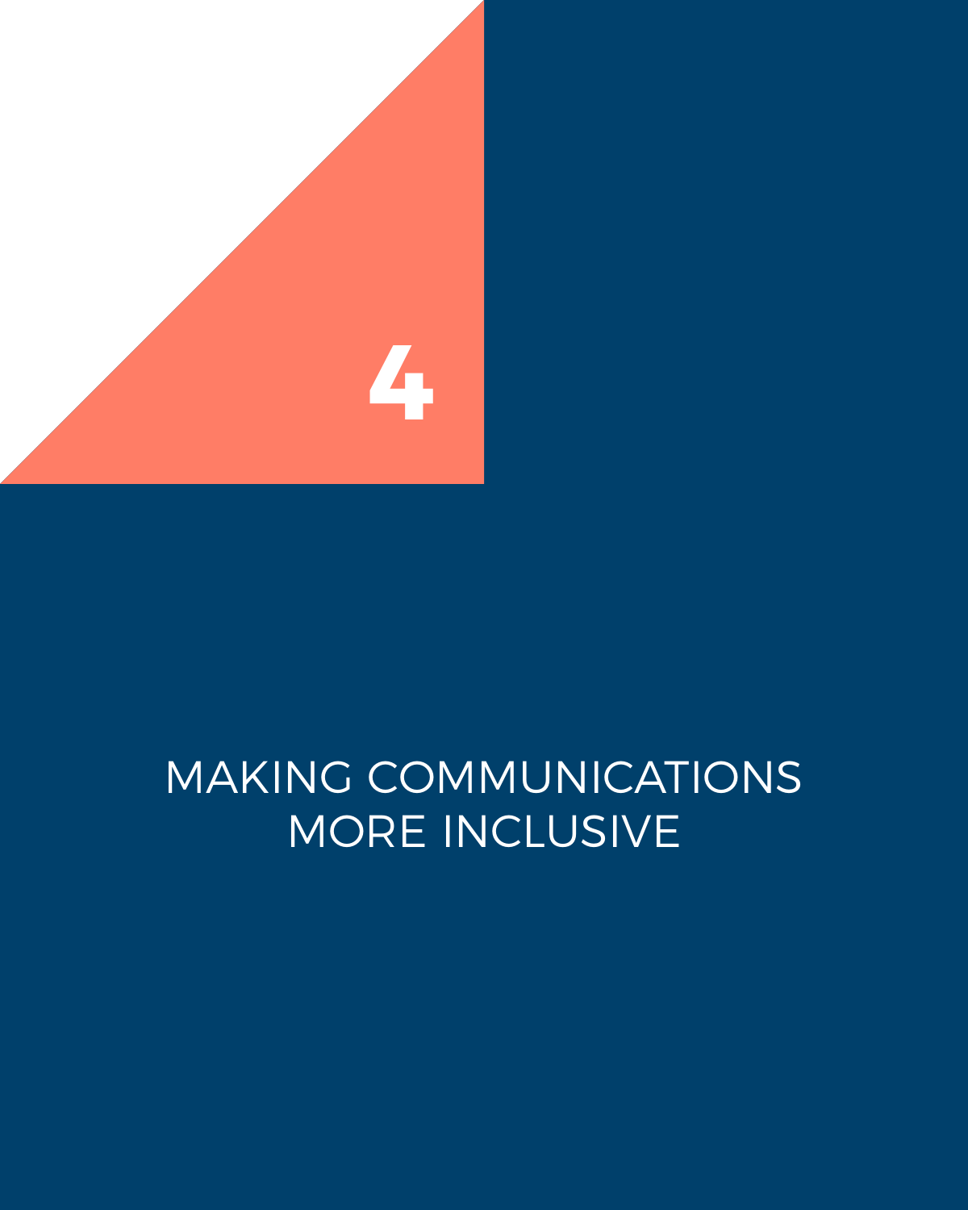# 4

# MAKING COMMUNICATIONS MORE INCLUSIVE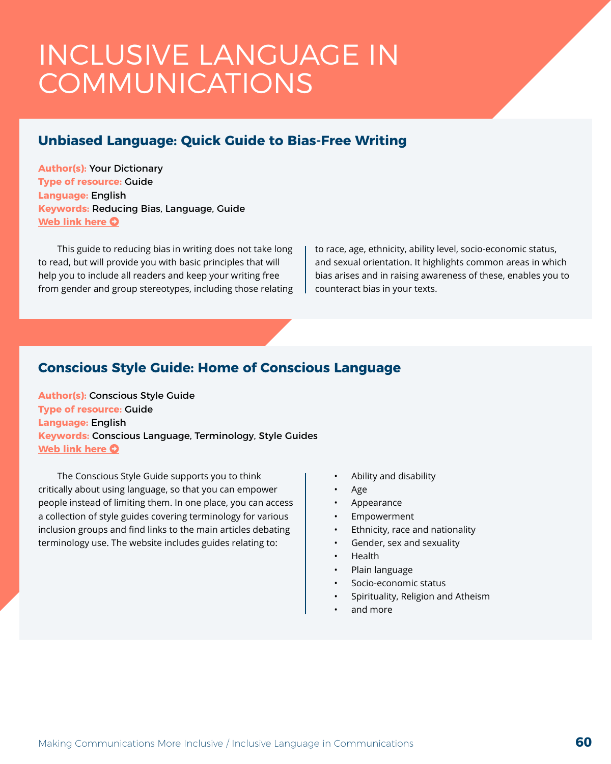# INCLUSIVE LANGUAGE IN COMMUNICATIONS

## Unbiased Language: Quick Guide to Bias-Free Writing

**Author(s):** Your Dictionary
**Type of resource:** Guide
**Language:** English
**Keywords:** Reducing Bias, Language, Guide
**Web link here**

This guide to reducing bias in writing does not take long to read, but will provide you with basic principles that will help you to include all readers and keep your writing free from gender and group stereotypes, including those relating to race, age, ethnicity, ability level, socio-economic status, and sexual orientation. It highlights common areas in which bias arises and in raising awareness of these, enables you to counteract bias in your texts.

## Conscious Style Guide: Home of Conscious Language

**Author(s):** Conscious Style Guide
**Type of resource:** Guide
**Language:** English
**Keywords:** Conscious Language, Terminology, Style Guides
**Web link here**

The Conscious Style Guide supports you to think critically about using language, so that you can empower people instead of limiting them. In one place, you can access a collection of style guides covering terminology for various inclusion groups and find links to the main articles debating terminology use. The website includes guides relating to:

- Ability and disability
- Age
- Appearance
- Empowerment
- Ethnicity, race and nationality
- Gender, sex and sexuality
- Health
- Plain language
- Socio-economic status
- Spirituality, Religion and Atheism
- and more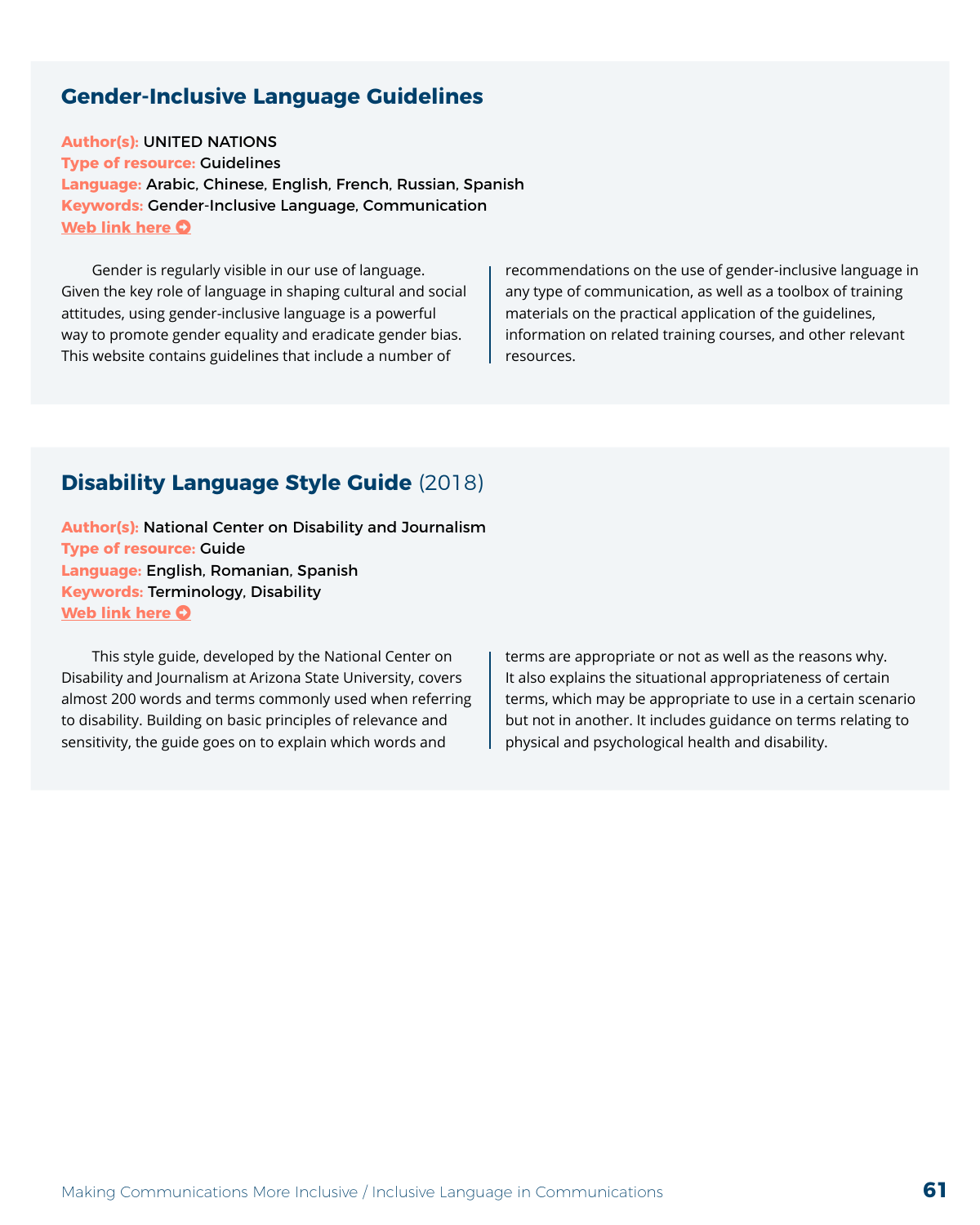## Gender-Inclusive Language Guidelines

**Author(s):** UNITED NATIONS
**Type of resource:** Guidelines
**Language:** Arabic, Chinese, English, French, Russian, Spanish
**Keywords:** Gender-Inclusive Language, Communication
**Web link here**

Gender is regularly visible in our use of language. Given the key role of language in shaping cultural and social attitudes, using gender-inclusive language is a powerful way to promote gender equality and eradicate gender bias. This website contains guidelines that include a number of recommendations on the use of gender-inclusive language in any type of communication, as well as a toolbox of training materials on the practical application of the guidelines, information on related training courses, and other relevant resources.

## Disability Language Style Guide (2018)

**Author(s):** National Center on Disability and Journalism
**Type of resource:** Guide
**Language:** English, Romanian, Spanish
**Keywords:** Terminology, Disability
**Web link here**

This style guide, developed by the National Center on Disability and Journalism at Arizona State University, covers almost 200 words and terms commonly used when referring to disability. Building on basic principles of relevance and sensitivity, the guide goes on to explain which words and terms are appropriate or not as well as the reasons why. It also explains the situational appropriateness of certain terms, which may be appropriate to use in a certain scenario but not in another. It includes guidance on terms relating to physical and psychological health and disability.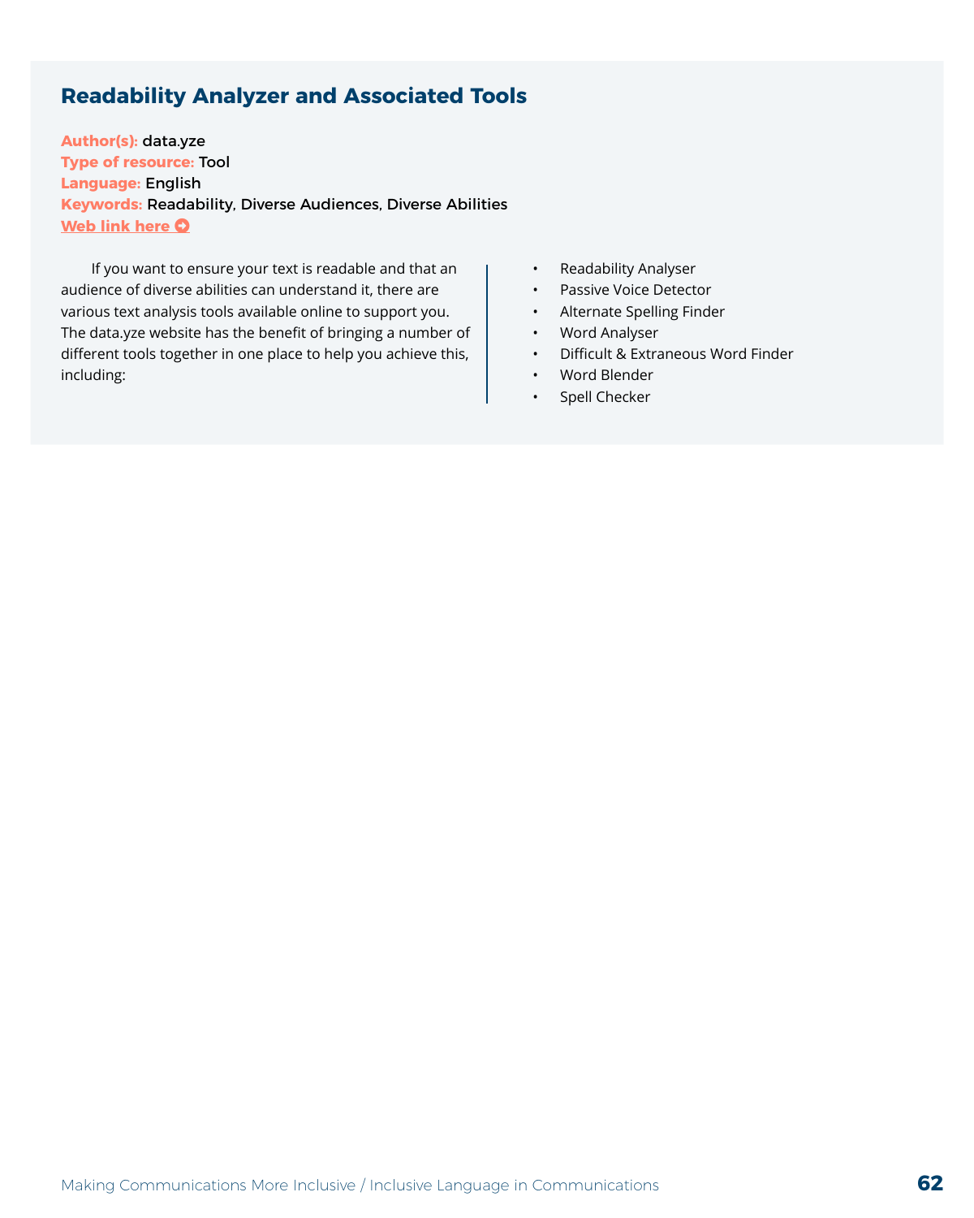## Readability Analyzer and Associated Tools

**Author(s):** data.yze
**Type of resource:** Tool
**Language:** English
**Keywords:** Readability, Diverse Audiences, Diverse Abilities
**Web link here**

If you want to ensure your text is readable and that an audience of diverse abilities can understand it, there are various text analysis tools available online to support you. The data.yze website has the benefit of bringing a number of different tools together in one place to help you achieve this, including:

- Readability Analyser
- Passive Voice Detector
- Alternate Spelling Finder
- Word Analyser
- Difficult & Extraneous Word Finder
- Word Blender
- Spell Checker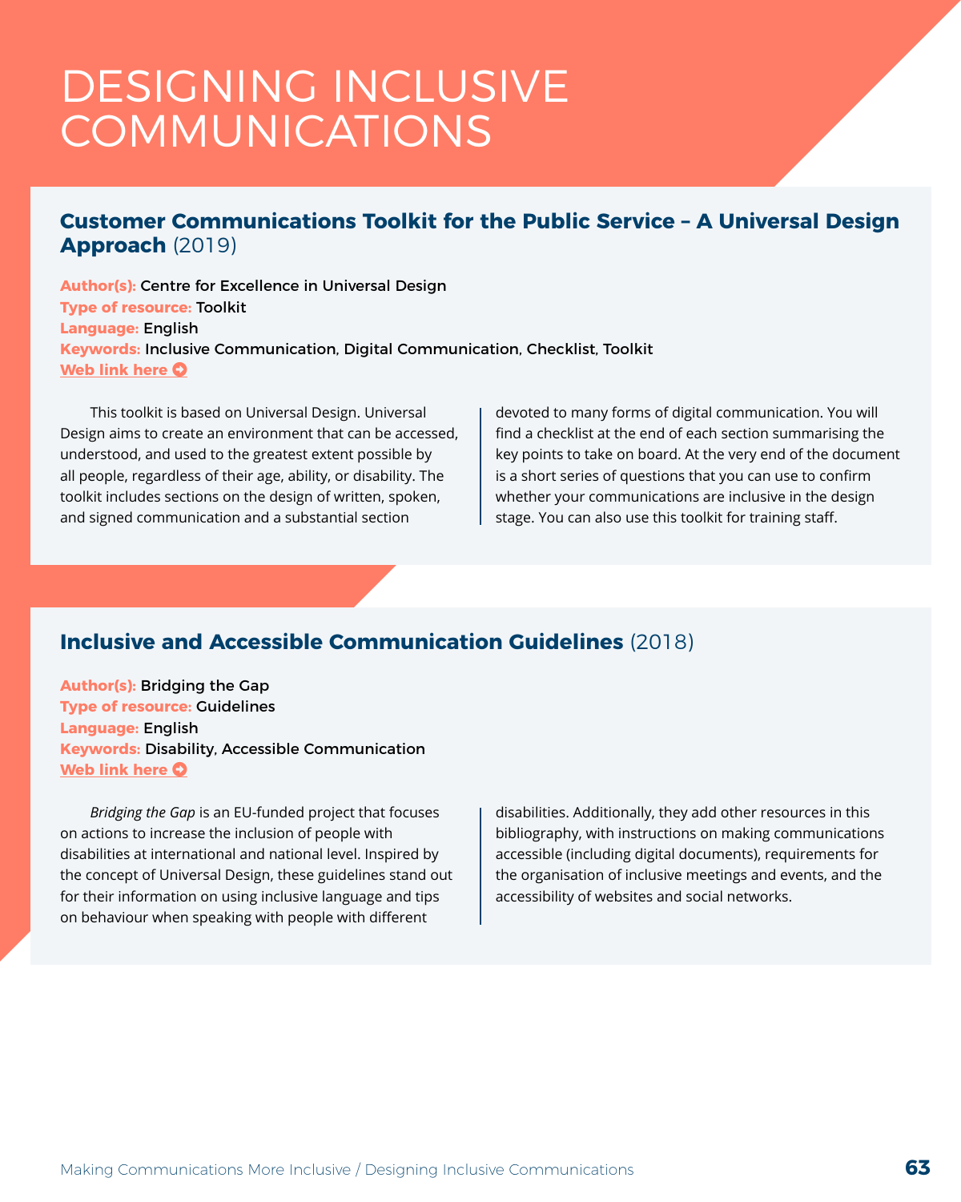# DESIGNING INCLUSIVE COMMUNICATIONS

## Customer Communications Toolkit for the Public Service – A Universal Design Approach (2019)

**Author(s):** Centre for Excellence in Universal Design
**Type of resource:** Toolkit
**Language:** English
**Keywords:** Inclusive Communication, Digital Communication, Checklist, Toolkit
**Web link here**

This toolkit is based on Universal Design. Universal Design aims to create an environment that can be accessed, understood, and used to the greatest extent possible by all people, regardless of their age, ability, or disability. The toolkit includes sections on the design of written, spoken, and signed communication and a substantial section devoted to many forms of digital communication. You will find a checklist at the end of each section summarising the key points to take on board. At the very end of the document is a short series of questions that you can use to confirm whether your communications are inclusive in the design stage. You can also use this toolkit for training staff.

## Inclusive and Accessible Communication Guidelines (2018)

**Author(s):** Bridging the Gap
**Type of resource:** Guidelines
**Language:** English
**Keywords:** Disability, Accessible Communication
**Web link here**

*Bridging the Gap* is an EU-funded project that focuses on actions to increase the inclusion of people with disabilities at international and national level. Inspired by the concept of Universal Design, these guidelines stand out for their information on using inclusive language and tips on behaviour when speaking with people with different disabilities. Additionally, they add other resources in this bibliography, with instructions on making communications accessible (including digital documents), requirements for the organisation of inclusive meetings and events, and the accessibility of websites and social networks.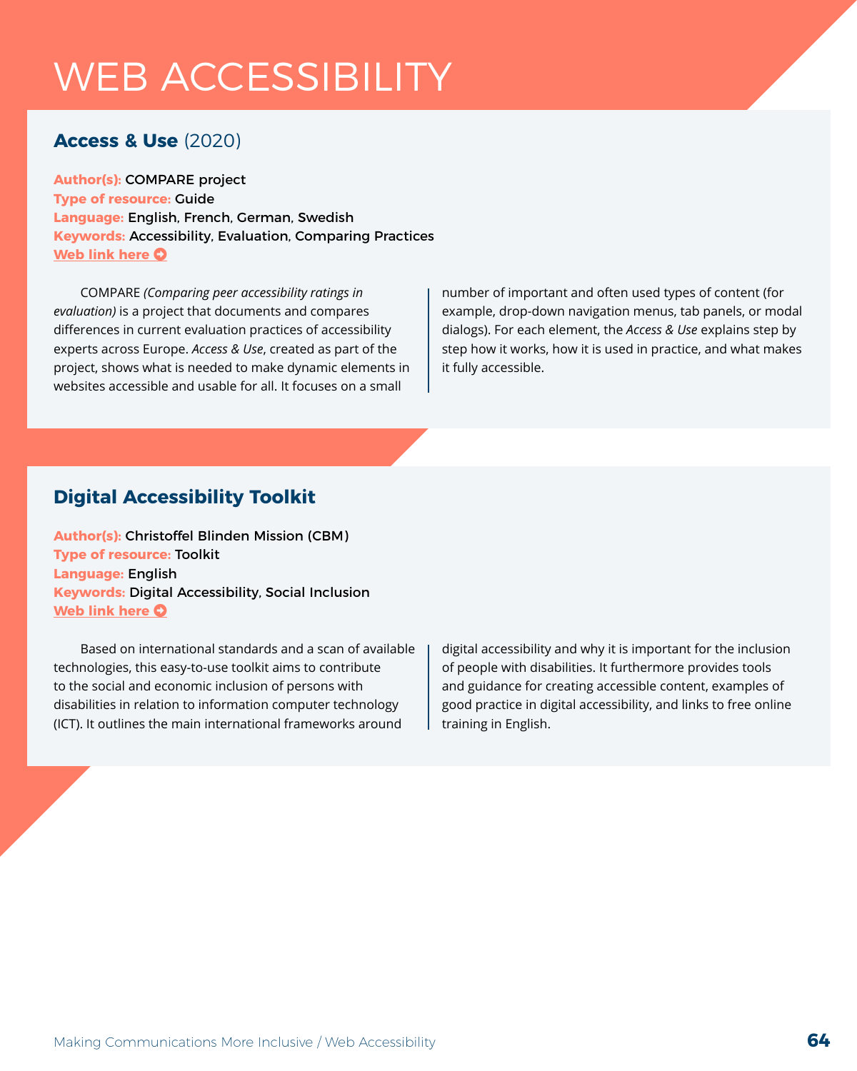# WEB ACCESSIBILITY

## **Access & Use** (2020)

**Author(s):** COMPARE project
**Type of resource:** Guide
**Language:** English, French, German, Swedish
**Keywords:** Accessibility, Evaluation, Comparing Practices
**Web link here**

COMPARE *(Comparing peer accessibility ratings in evaluation)* is a project that documents and compares differences in current evaluation practices of accessibility experts across Europe. *Access & Use*, created as part of the project, shows what is needed to make dynamic elements in websites accessible and usable for all. It focuses on a small number of important and often used types of content (for example, drop-down navigation menus, tab panels, or modal dialogs). For each element, the *Access & Use* explains step by step how it works, how it is used in practice, and what makes it fully accessible.

## **Digital Accessibility Toolkit**

**Author(s):** Christoffel Blinden Mission (CBM)
**Type of resource:** Toolkit
**Language:** English
**Keywords:** Digital Accessibility, Social Inclusion
**Web link here**

Based on international standards and a scan of available technologies, this easy-to-use toolkit aims to contribute to the social and economic inclusion of persons with disabilities in relation to information computer technology (ICT). It outlines the main international frameworks around digital accessibility and why it is important for the inclusion of people with disabilities. It furthermore provides tools and guidance for creating accessible content, examples of good practice in digital accessibility, and links to free online training in English.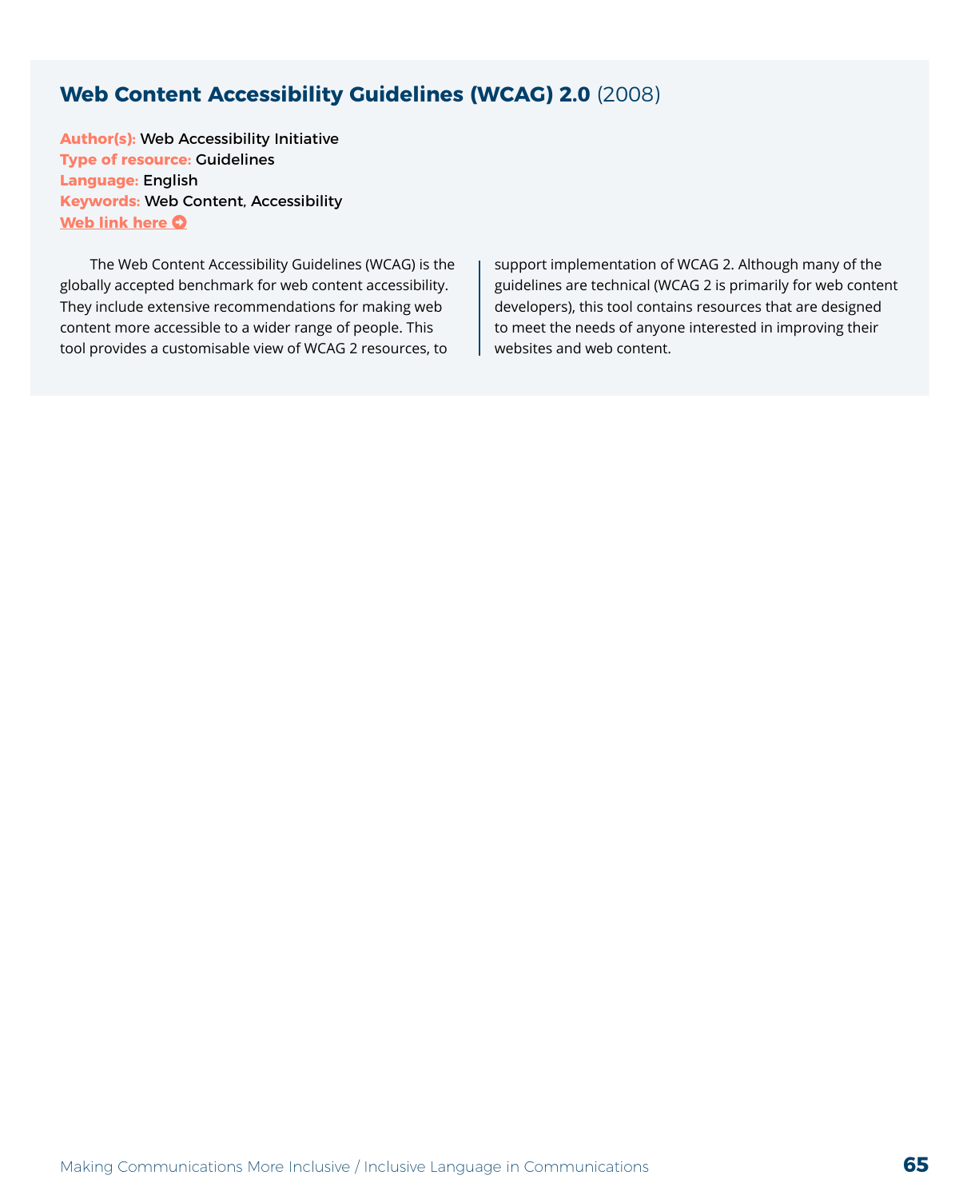### **Web Content Accessibility Guidelines (WCAG) 2.0** (2008)

**Author(s):** Web Accessibility Initiative
**Type of resource:** Guidelines
**Language:** English
**Keywords:** Web Content, Accessibility
**Web link here**

The Web Content Accessibility Guidelines (WCAG) is the globally accepted benchmark for web content accessibility. They include extensive recommendations for making web content more accessible to a wider range of people. This tool provides a customisable view of WCAG 2 resources, to support implementation of WCAG 2. Although many of the guidelines are technical (WCAG 2 is primarily for web content developers), this tool contains resources that are designed to meet the needs of anyone interested in improving their websites and web content.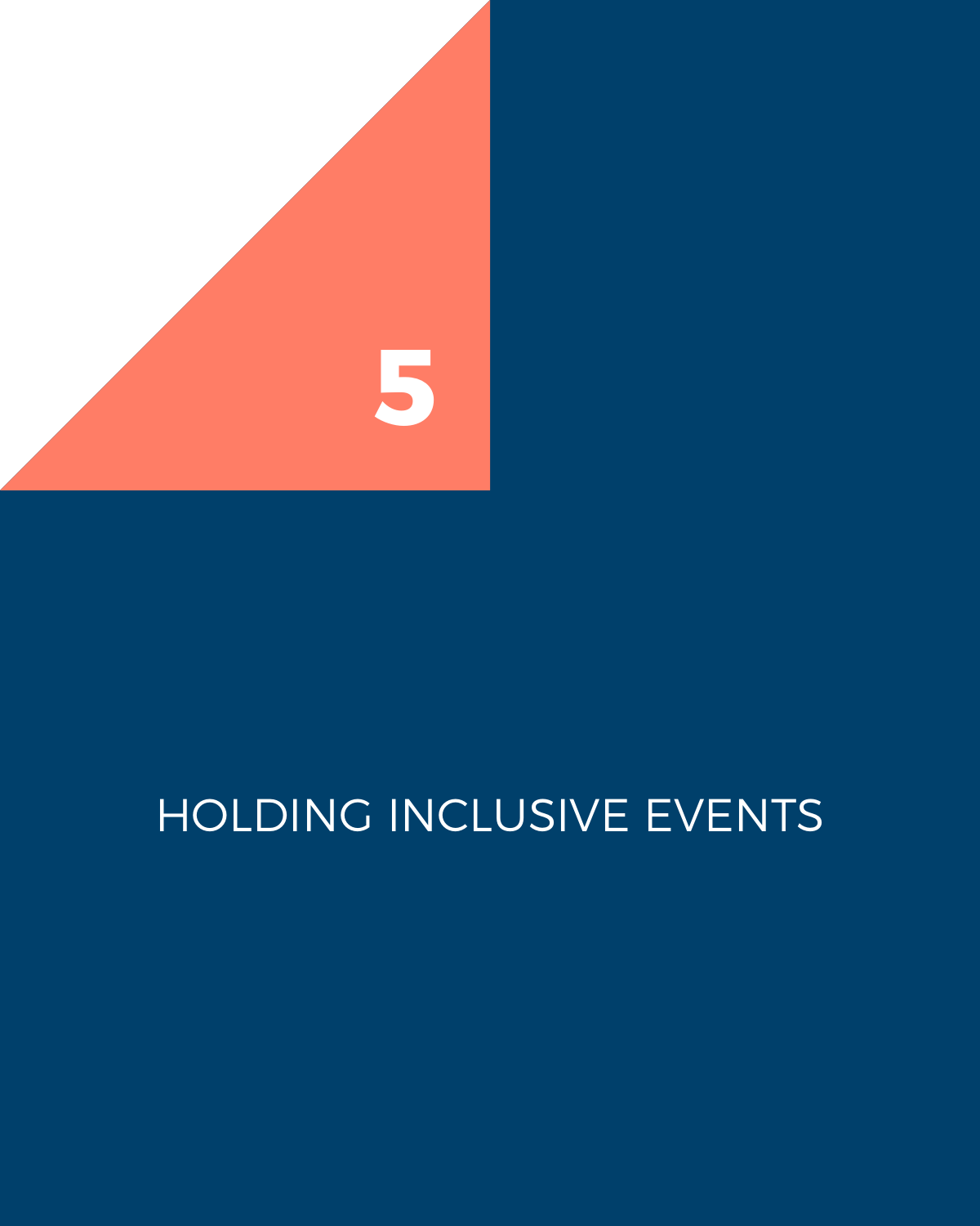# 5

# HOLDING INCLUSIVE EVENTS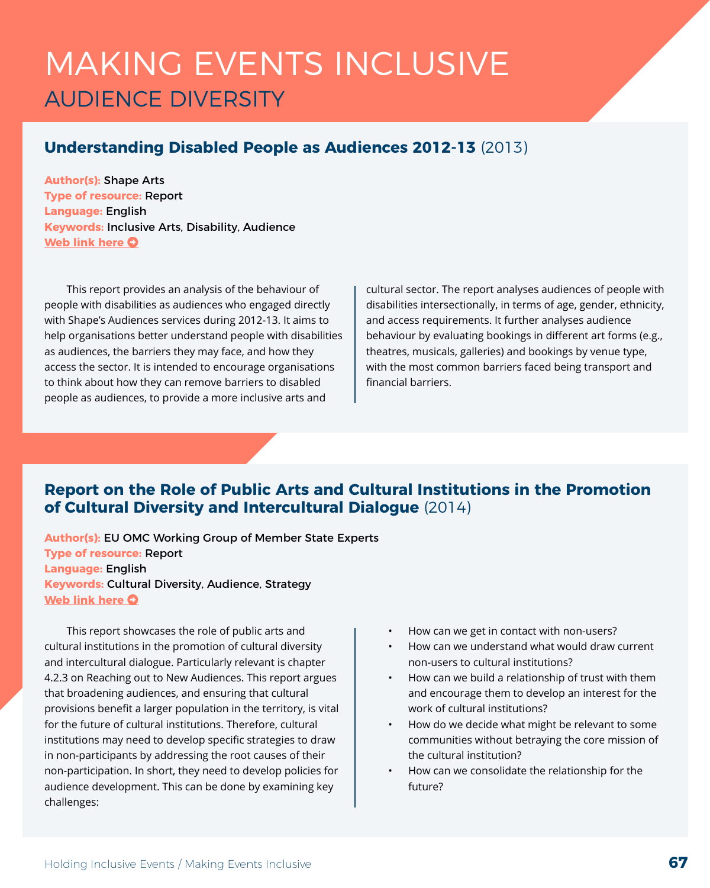# MAKING EVENTS INCLUSIVE

## AUDIENCE DIVERSITY

### Understanding Disabled People as Audiences 2012-13 (2013)

**Author(s):** Shape Arts
**Type of resource:** Report
**Language:** English
**Keywords:** Inclusive Arts, Disability, Audience
**Web link here**

This report provides an analysis of the behaviour of people with disabilities as audiences who engaged directly with Shape's Audiences services during 2012-13. It aims to help organisations better understand people with disabilities as audiences, the barriers they may face, and how they access the sector. It is intended to encourage organisations to think about how they can remove barriers to disabled people as audiences, to provide a more inclusive arts and cultural sector. The report analyses audiences of people with disabilities intersectionally, in terms of age, gender, ethnicity, and access requirements. It further analyses audience behaviour by evaluating bookings in different art forms (e.g., theatres, musicals, galleries) and bookings by venue type, with the most common barriers faced being transport and financial barriers.

### Report on the Role of Public Arts and Cultural Institutions in the Promotion of Cultural Diversity and Intercultural Dialogue (2014)

**Author(s):** EU OMC Working Group of Member State Experts
**Type of resource:** Report
**Language:** English
**Keywords:** Cultural Diversity, Audience, Strategy
**Web link here**

This report showcases the role of public arts and cultural institutions in the promotion of cultural diversity and intercultural dialogue. Particularly relevant is chapter 4.2.3 on Reaching out to New Audiences. This report argues that broadening audiences, and ensuring that cultural provisions benefit a larger population in the territory, is vital for the future of cultural institutions. Therefore, cultural institutions may need to develop specific strategies to draw in non-participants by addressing the root causes of their non-participation. In short, they need to develop policies for audience development. This can be done by examining key challenges:

- How can we get in contact with non-users?
- How can we understand what would draw current non-users to cultural institutions?
- How can we build a relationship of trust with them and encourage them to develop an interest for the work of cultural institutions?
- How do we decide what might be relevant to some communities without betraying the core mission of the cultural institution?
- How can we consolidate the relationship for the future?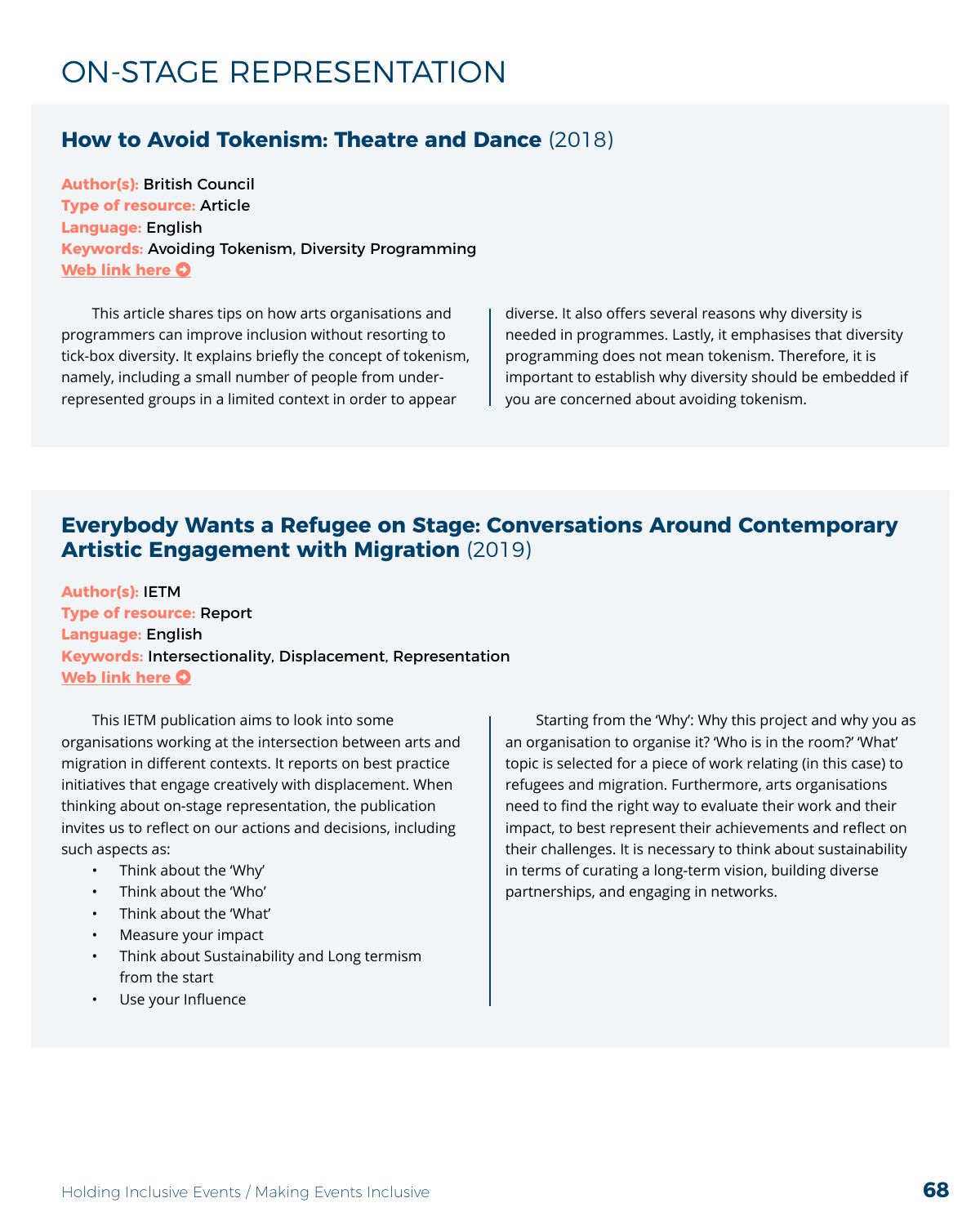# ON-STAGE REPRESENTATION

## How to Avoid Tokenism: Theatre and Dance (2018)

**Author(s):** British Council
**Type of resource:** Article
**Language:** English
**Keywords:** Avoiding Tokenism, Diversity Programming
**Web link here**

This article shares tips on how arts organisations and programmers can improve inclusion without resorting to tick-box diversity. It explains briefly the concept of tokenism, namely, including a small number of people from under-represented groups in a limited context in order to appear diverse. It also offers several reasons why diversity is needed in programmes. Lastly, it emphasises that diversity programming does not mean tokenism. Therefore, it is important to establish why diversity should be embedded if you are concerned about avoiding tokenism.

## Everybody Wants a Refugee on Stage: Conversations Around Contemporary Artistic Engagement with Migration (2019)

**Author(s):** IETM
**Type of resource:** Report
**Language:** English
**Keywords:** Intersectionality, Displacement, Representation
**Web link here**

This IETM publication aims to look into some organisations working at the intersection between arts and migration in different contexts. It reports on best practice initiatives that engage creatively with displacement. When thinking about on-stage representation, the publication invites us to reflect on our actions and decisions, including such aspects as:

- Think about the 'Why'
- Think about the 'Who'
- Think about the 'What'
- Measure your impact
- Think about Sustainability and Long termism from the start
- Use your Influence

Starting from the 'Why': Why this project and why you as an organisation to organise it? 'Who is in the room?' 'What' topic is selected for a piece of work relating (in this case) to refugees and migration. Furthermore, arts organisations need to find the right way to evaluate their work and their impact, to best represent their achievements and reflect on their challenges. It is necessary to think about sustainability in terms of curating a long-term vision, building diverse partnerships, and engaging in networks.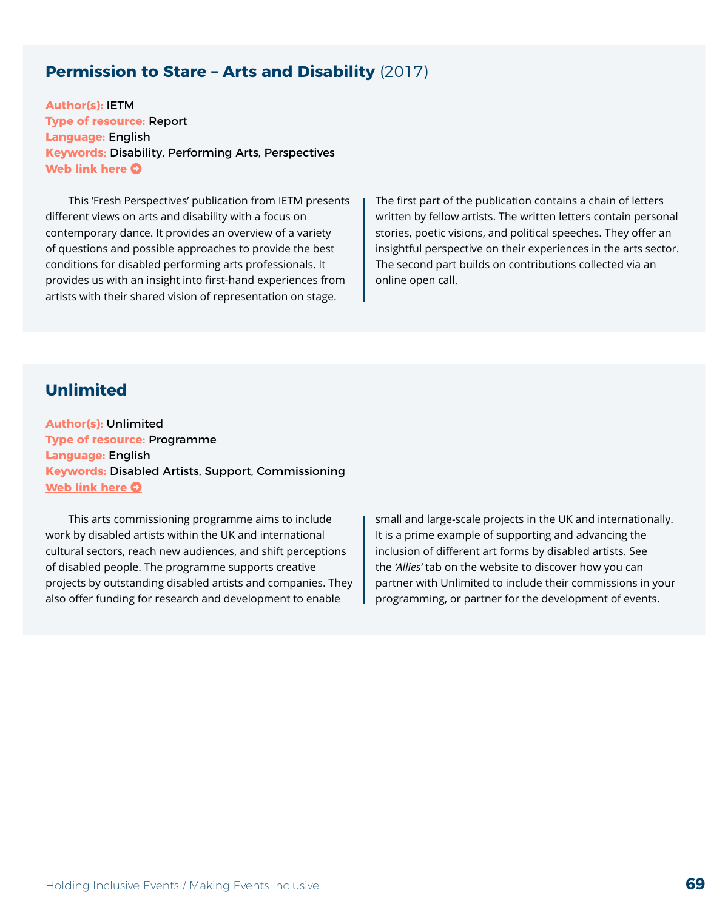## **Permission to Stare – Arts and Disability** (2017)

**Author(s):** IETM
**Type of resource:** Report
**Language:** English
**Keywords:** Disability, Performing Arts, Perspectives
**Web link here**

This 'Fresh Perspectives' publication from IETM presents different views on arts and disability with a focus on contemporary dance. It provides an overview of a variety of questions and possible approaches to provide the best conditions for disabled performing arts professionals. It provides us with an insight into first-hand experiences from artists with their shared vision of representation on stage.

The first part of the publication contains a chain of letters written by fellow artists. The written letters contain personal stories, poetic visions, and political speeches. They offer an insightful perspective on their experiences in the arts sector. The second part builds on contributions collected via an online open call.

## **Unlimited**

**Author(s):** Unlimited
**Type of resource:** Programme
**Language:** English
**Keywords:** Disabled Artists, Support, Commissioning
**Web link here**

This arts commissioning programme aims to include work by disabled artists within the UK and international cultural sectors, reach new audiences, and shift perceptions of disabled people. The programme supports creative projects by outstanding disabled artists and companies. They also offer funding for research and development to enable small and large-scale projects in the UK and internationally. It is a prime example of supporting and advancing the inclusion of different art forms by disabled artists. See the *'Allies'* tab on the website to discover how you can partner with Unlimited to include their commissions in your programming, or partner for the development of events.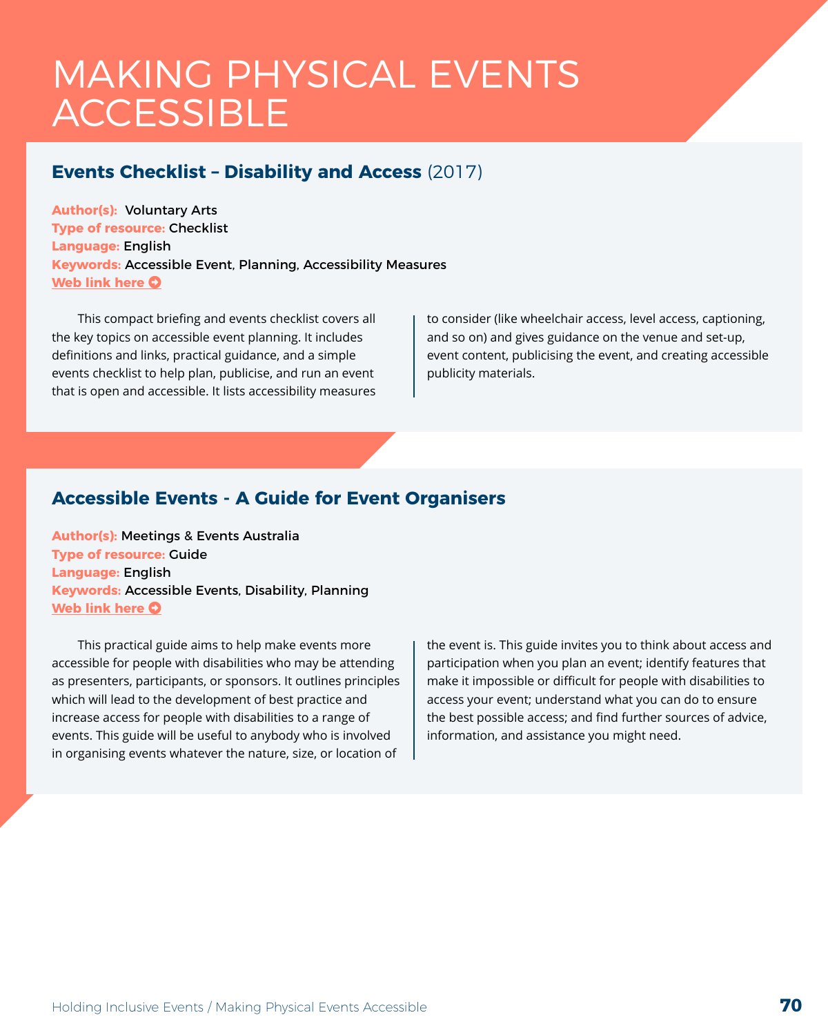# MAKING PHYSICAL EVENTS ACCESSIBLE

## Events Checklist – Disability and Access (2017)

**Author(s):** Voluntary Arts
**Type of resource:** Checklist
**Language:** English
**Keywords:** Accessible Event, Planning, Accessibility Measures
**Web link here**

This compact briefing and events checklist covers all the key topics on accessible event planning. It includes definitions and links, practical guidance, and a simple events checklist to help plan, publicise, and run an event that is open and accessible. It lists accessibility measures to consider (like wheelchair access, level access, captioning, and so on) and gives guidance on the venue and set-up, event content, publicising the event, and creating accessible publicity materials.

## Accessible Events - A Guide for Event Organisers

**Author(s):** Meetings & Events Australia
**Type of resource:** Guide
**Language:** English
**Keywords:** Accessible Events, Disability, Planning
**Web link here**

This practical guide aims to help make events more accessible for people with disabilities who may be attending as presenters, participants, or sponsors. It outlines principles which will lead to the development of best practice and increase access for people with disabilities to a range of events. This guide will be useful to anybody who is involved in organising events whatever the nature, size, or location of the event is. This guide invites you to think about access and participation when you plan an event; identify features that make it impossible or difficult for people with disabilities to access your event; understand what you can do to ensure the best possible access; and find further sources of advice, information, and assistance you might need.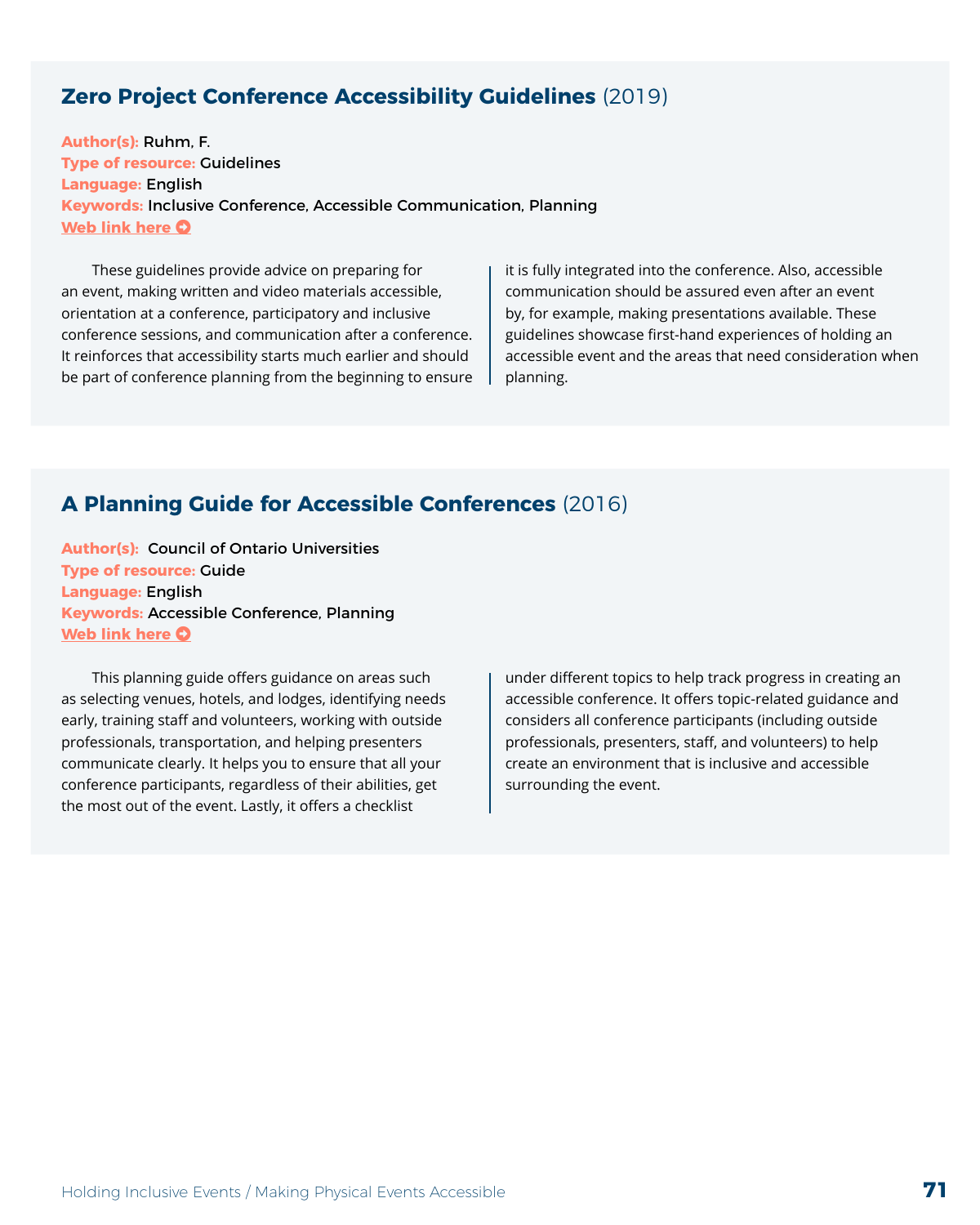## **Zero Project Conference Accessibility Guidelines** (2019)

**Author(s):** Ruhm, F.
**Type of resource:** Guidelines
**Language:** English
**Keywords:** Inclusive Conference, Accessible Communication, Planning
**Web link here**

These guidelines provide advice on preparing for an event, making written and video materials accessible, orientation at a conference, participatory and inclusive conference sessions, and communication after a conference. It reinforces that accessibility starts much earlier and should be part of conference planning from the beginning to ensure it is fully integrated into the conference. Also, accessible communication should be assured even after an event by, for example, making presentations available. These guidelines showcase first-hand experiences of holding an accessible event and the areas that need consideration when planning.

## **A Planning Guide for Accessible Conferences** (2016)

**Author(s):** Council of Ontario Universities
**Type of resource:** Guide
**Language:** English
**Keywords:** Accessible Conference, Planning
**Web link here**

This planning guide offers guidance on areas such as selecting venues, hotels, and lodges, identifying needs early, training staff and volunteers, working with outside professionals, transportation, and helping presenters communicate clearly. It helps you to ensure that all your conference participants, regardless of their abilities, get the most out of the event. Lastly, it offers a checklist under different topics to help track progress in creating an accessible conference. It offers topic-related guidance and considers all conference participants (including outside professionals, presenters, staff, and volunteers) to help create an environment that is inclusive and accessible surrounding the event.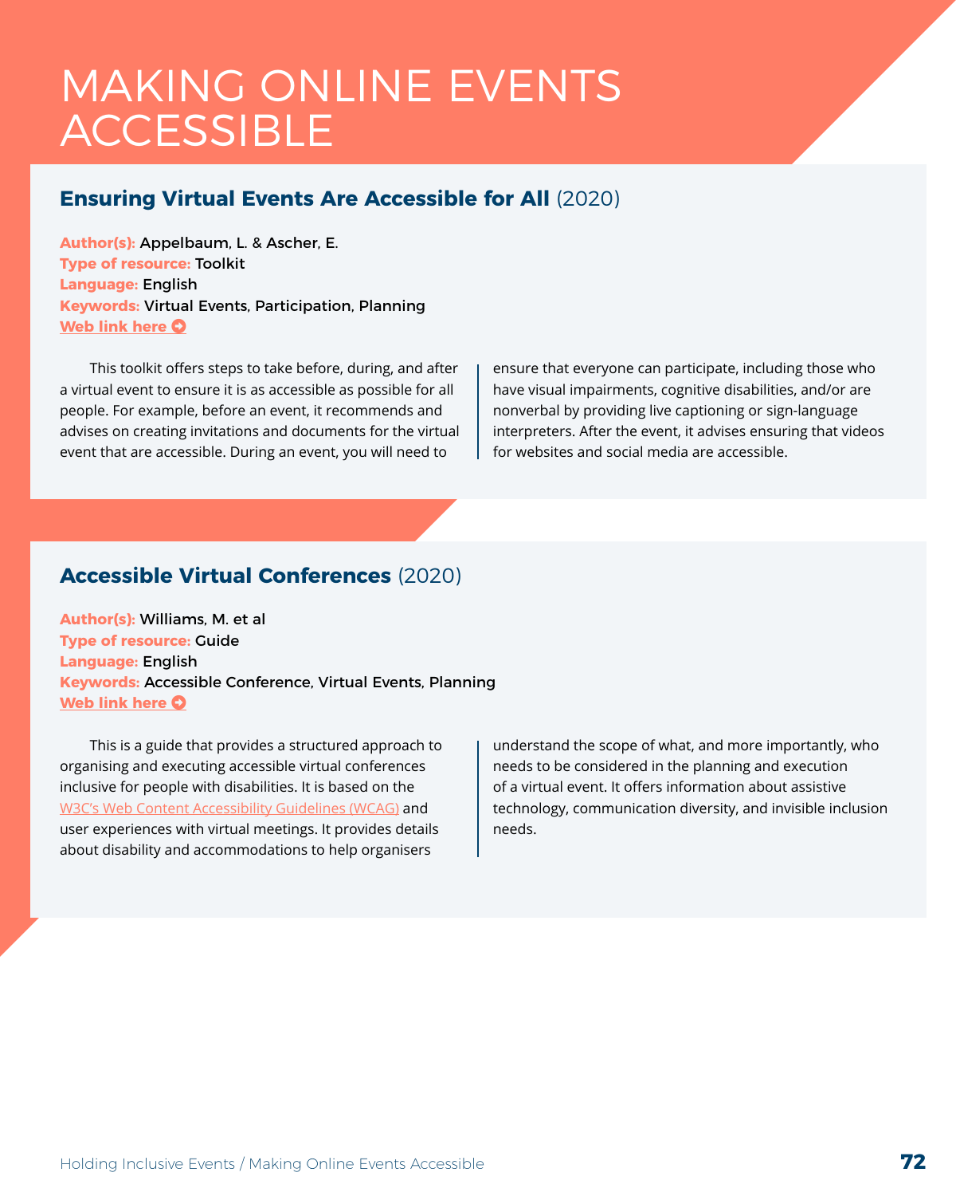# MAKING ONLINE EVENTS ACCESSIBLE

## Ensuring Virtual Events Are Accessible for All (2020)

**Author(s):** Appelbaum, L. & Ascher, E.
**Type of resource:** Toolkit
**Language:** English
**Keywords:** Virtual Events, Participation, Planning
**Web link here**

This toolkit offers steps to take before, during, and after a virtual event to ensure it is as accessible as possible for all people. For example, before an event, it recommends and advises on creating invitations and documents for the virtual event that are accessible. During an event, you will need to ensure that everyone can participate, including those who have visual impairments, cognitive disabilities, and/or are nonverbal by providing live captioning or sign-language interpreters. After the event, it advises ensuring that videos for websites and social media are accessible.

## Accessible Virtual Conferences (2020)

**Author(s):** Williams, M. et al
**Type of resource:** Guide
**Language:** English
**Keywords:** Accessible Conference, Virtual Events, Planning
**Web link here**

This is a guide that provides a structured approach to organising and executing accessible virtual conferences inclusive for people with disabilities. It is based on the W3C's Web Content Accessibility Guidelines (WCAG) and user experiences with virtual meetings. It provides details about disability and accommodations to help organisers understand the scope of what, and more importantly, who needs to be considered in the planning and execution of a virtual event. It offers information about assistive technology, communication diversity, and invisible inclusion needs.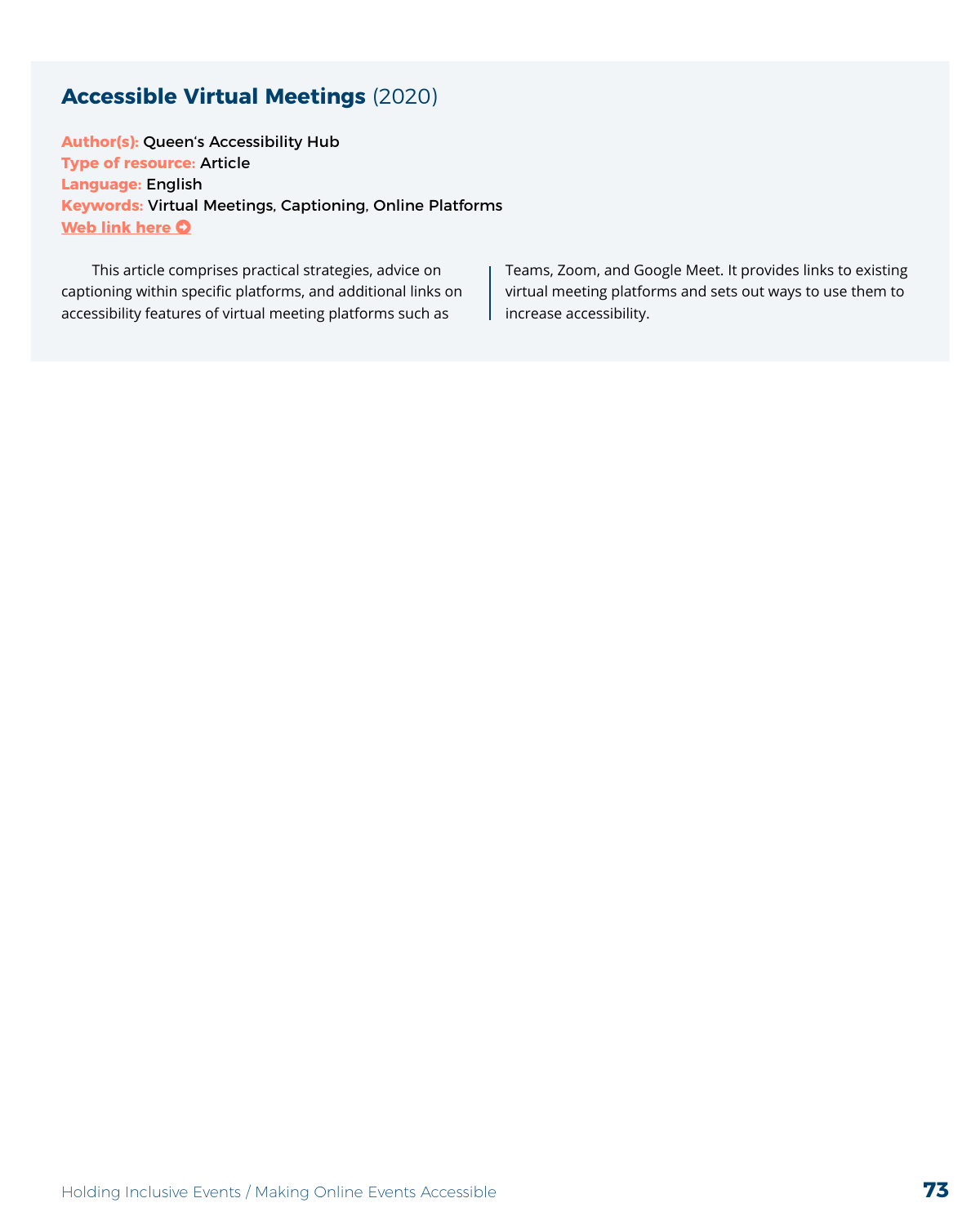### **Accessible Virtual Meetings** (2020)

**Author(s):** Queen's Accessibility Hub
**Type of resource:** Article
**Language:** English
**Keywords:** Virtual Meetings, Captioning, Online Platforms
**Web link here**

This article comprises practical strategies, advice on captioning within specific platforms, and additional links on accessibility features of virtual meeting platforms such as Teams, Zoom, and Google Meet. It provides links to existing virtual meeting platforms and sets out ways to use them to increase accessibility.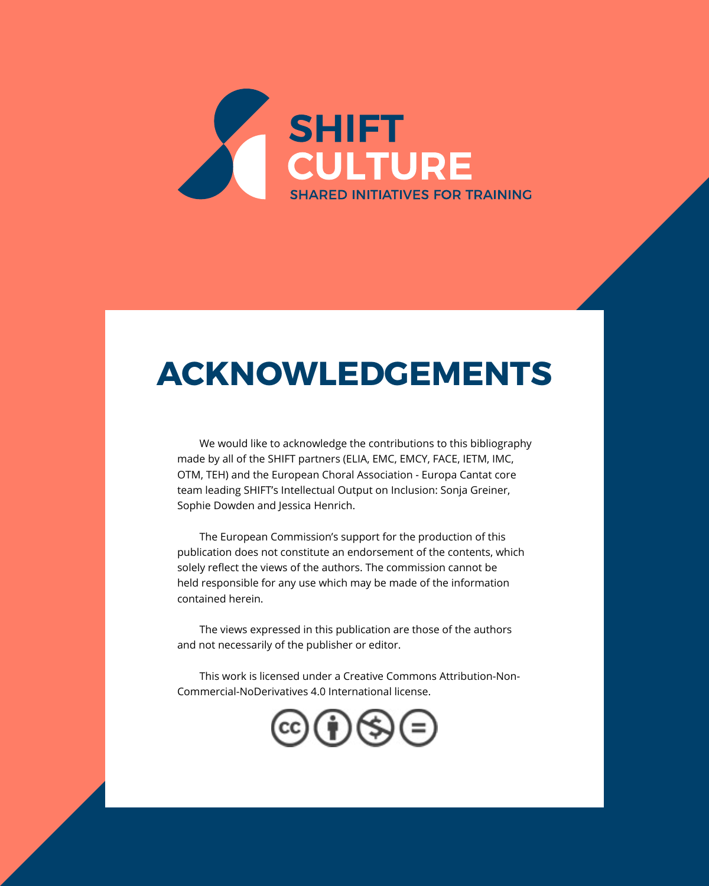SHIFT
CULTURE
SHARED INITIATIVES FOR TRAINING

# ACKNOWLEDGEMENTS

We would like to acknowledge the contributions to this bibliography made by all of the SHIFT partners (ELIA, EMC, EMCY, FACE, IETM, IMC, OTM, TEH) and the European Choral Association - Europa Cantat core team leading SHIFT's Intellectual Output on Inclusion: Sonja Greiner, Sophie Dowden and Jessica Henrich.

The European Commission's support for the production of this publication does not constitute an endorsement of the contents, which solely reflect the views of the authors. The commission cannot be held responsible for any use which may be made of the information contained herein.

The views expressed in this publication are those of the authors and not necessarily of the publisher or editor.

This work is licensed under a Creative Commons Attribution-Non-Commercial-NoDerivatives 4.0 International license.